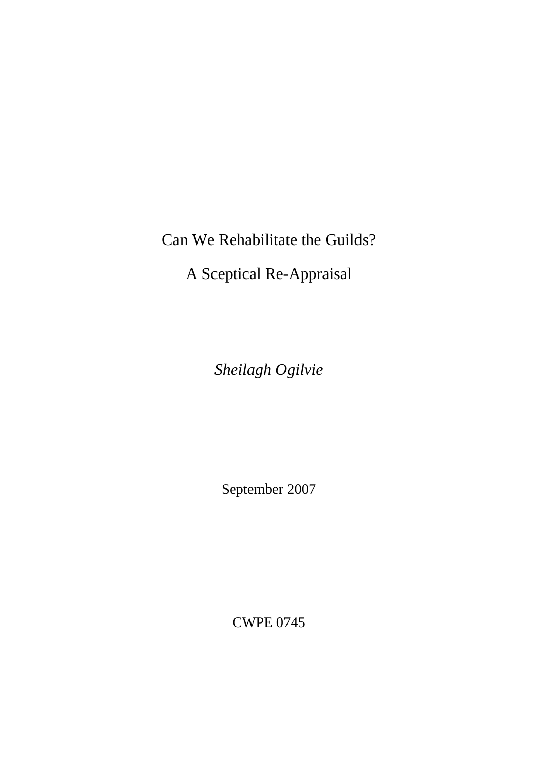# Can We Rehabilitate the Guilds?

## A Sceptical Re-Appraisal

*Sheilagh Ogilvie*

September 2007

CWPE 0745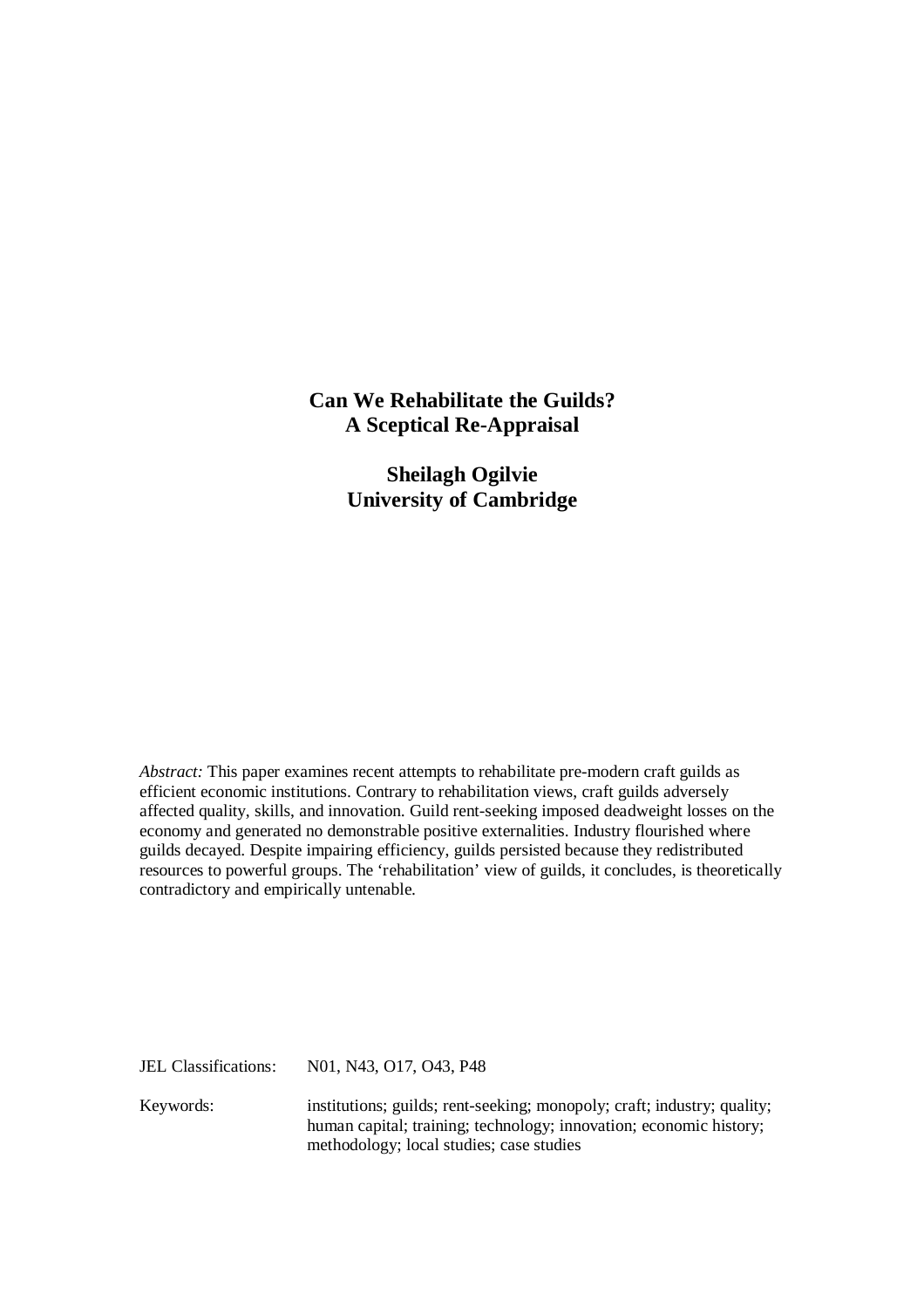# Can We Rehabilitate the Guilds?
# A Sceptical Re-Appraisal

**Sheilagh Ogilvie**
**University of Cambridge**

*Abstract:* This paper examines recent attempts to rehabilitate pre-modern craft guilds as efficient economic institutions. Contrary to rehabilitation views, craft guilds adversely affected quality, skills, and innovation. Guild rent-seeking imposed deadweight losses on the economy and generated no demonstrable positive externalities. Industry flourished where guilds decayed. Despite impairing efficiency, guilds persisted because they redistributed resources to powerful groups. The 'rehabilitation' view of guilds, it concludes, is theoretically contradictory and empirically untenable.

JEL Classifications: N01, N43, O17, O43, P48

Keywords: institutions; guilds; rent-seeking; monopoly; craft; industry; quality; human capital; training; technology; innovation; economic history; methodology; local studies; case studies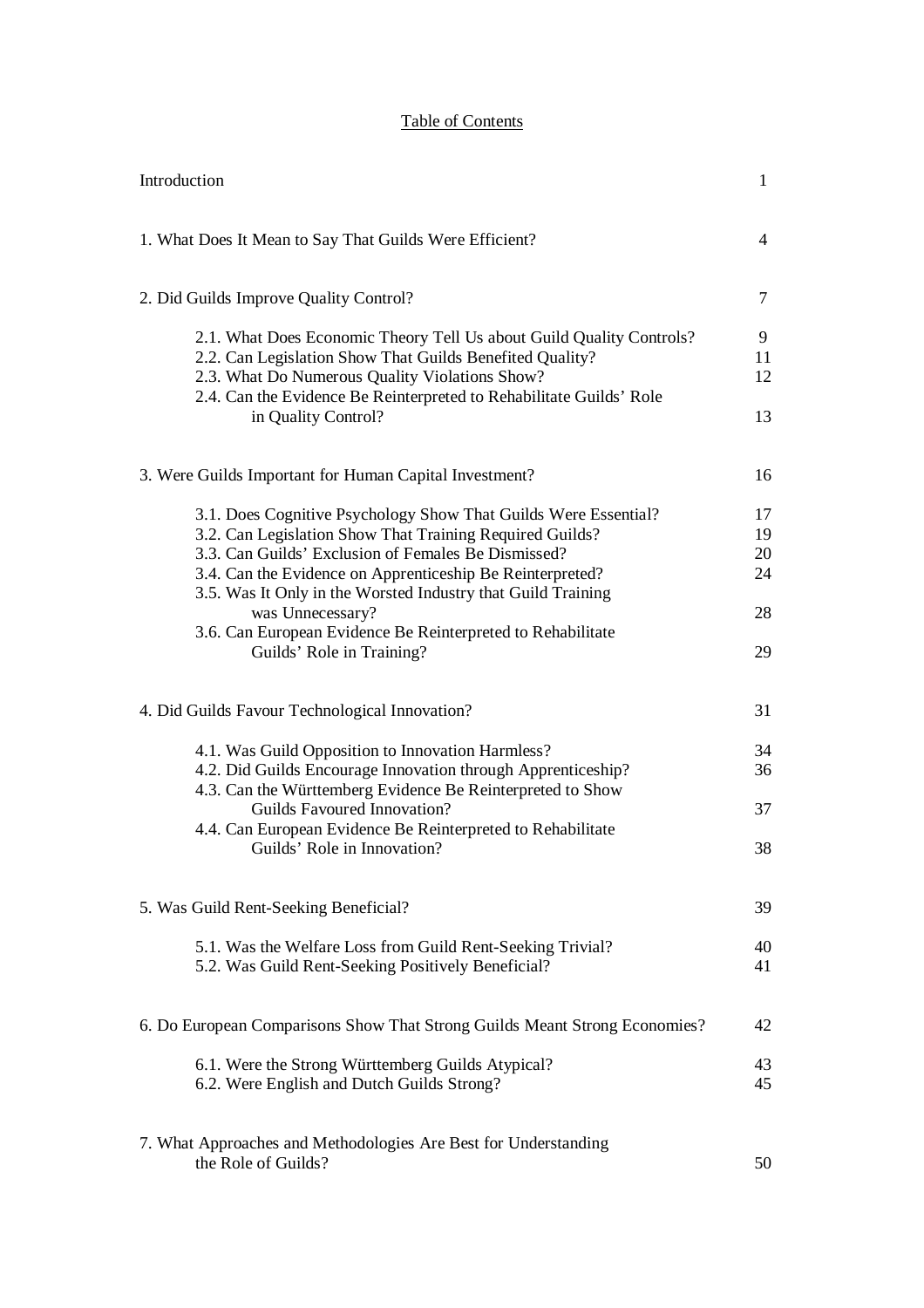# Table of Contents

| | |
|---|---|
| Introduction | 1 |
| 1. What Does It Mean to Say That Guilds Were Efficient? | 4 |
| 2. Did Guilds Improve Quality Control? | 7 |
| 2.1. What Does Economic Theory Tell Us about Guild Quality Controls? | 9 |
| 2.2. Can Legislation Show That Guilds Benefited Quality? | 11 |
| 2.3. What Do Numerous Quality Violations Show? | 12 |
| 2.4. Can the Evidence Be Reinterpreted to Rehabilitate Guilds' Role in Quality Control? | 13 |
| 3. Were Guilds Important for Human Capital Investment? | 16 |
| 3.1. Does Cognitive Psychology Show That Guilds Were Essential? | 17 |
| 3.2. Can Legislation Show That Training Required Guilds? | 19 |
| 3.3. Can Guilds' Exclusion of Females Be Dismissed? | 20 |
| 3.4. Can the Evidence on Apprenticeship Be Reinterpreted? | 24 |
| 3.5. Was It Only in the Worsted Industry that Guild Training was Unnecessary? | 28 |
| 3.6. Can European Evidence Be Reinterpreted to Rehabilitate Guilds' Role in Training? | 29 |
| 4. Did Guilds Favour Technological Innovation? | 31 |
| 4.1. Was Guild Opposition to Innovation Harmless? | 34 |
| 4.2. Did Guilds Encourage Innovation through Apprenticeship? | 36 |
| 4.3. Can the Württemberg Evidence Be Reinterpreted to Show Guilds Favoured Innovation? | 37 |
| 4.4. Can European Evidence Be Reinterpreted to Rehabilitate Guilds' Role in Innovation? | 38 |
| 5. Was Guild Rent-Seeking Beneficial? | 39 |
| 5.1. Was the Welfare Loss from Guild Rent-Seeking Trivial? | 40 |
| 5.2. Was Guild Rent-Seeking Positively Beneficial? | 41 |
| 6. Do European Comparisons Show That Strong Guilds Meant Strong Economies? | 42 |
| 6.1. Were the Strong Württemberg Guilds Atypical? | 43 |
| 6.2. Were English and Dutch Guilds Strong? | 45 |
| 7. What Approaches and Methodologies Are Best for Understanding the Role of Guilds? | 50 |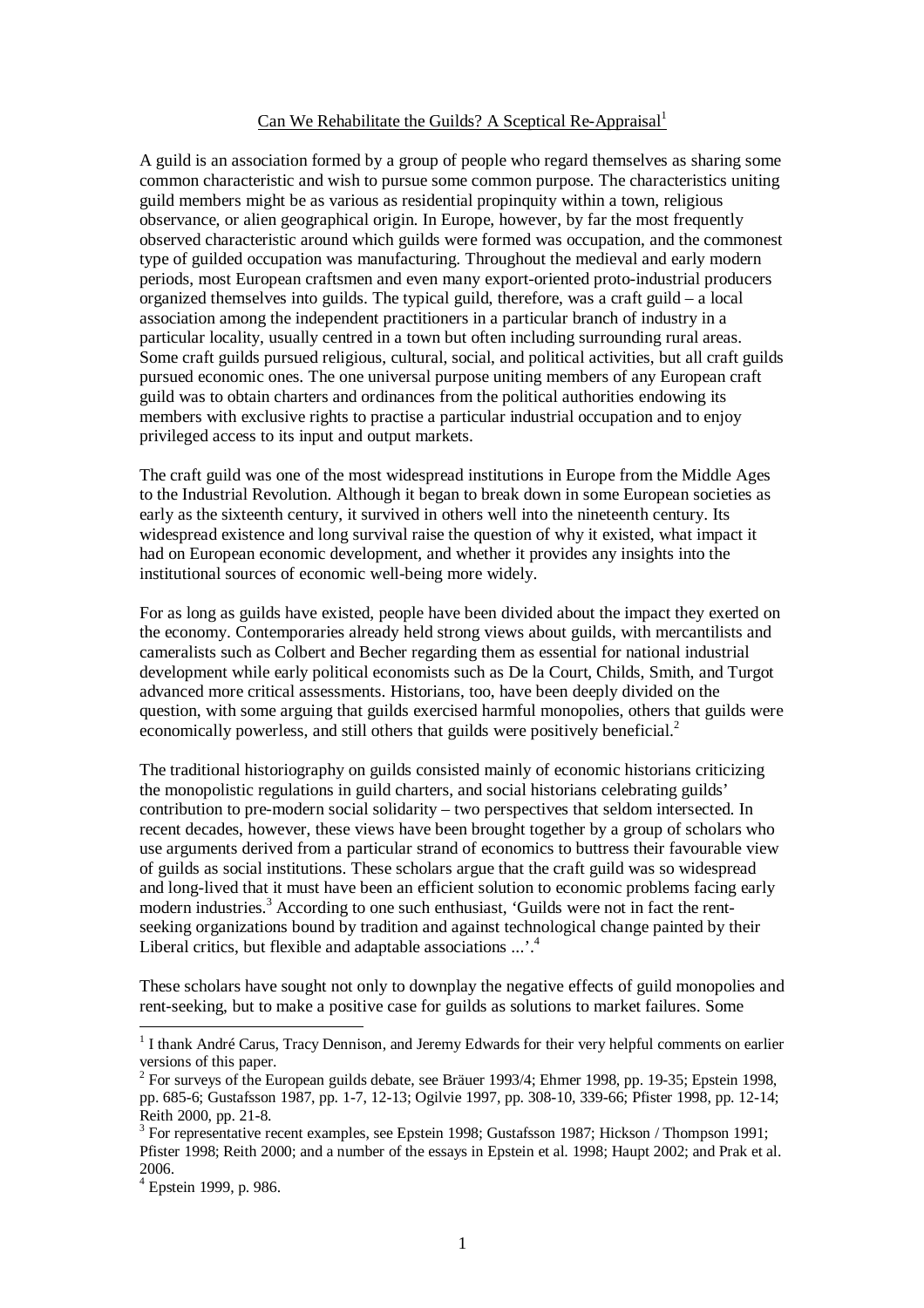# Can We Rehabilitate the Guilds? A Sceptical Re-Appraisal[1]

A guild is an association formed by a group of people who regard themselves as sharing some common characteristic and wish to pursue some common purpose. The characteristics uniting guild members might be as various as residential propinquity within a town, religious observance, or alien geographical origin. In Europe, however, by far the most frequently observed characteristic around which guilds were formed was occupation, and the commonest type of guilded occupation was manufacturing. Throughout the medieval and early modern periods, most European craftsmen and even many export-oriented proto-industrial producers organized themselves into guilds. The typical guild, therefore, was a craft guild – a local association among the independent practitioners in a particular branch of industry in a particular locality, usually centred in a town but often including surrounding rural areas. Some craft guilds pursued religious, cultural, social, and political activities, but all craft guilds pursued economic ones. The one universal purpose uniting members of any European craft guild was to obtain charters and ordinances from the political authorities endowing its members with exclusive rights to practise a particular industrial occupation and to enjoy privileged access to its input and output markets.

The craft guild was one of the most widespread institutions in Europe from the Middle Ages to the Industrial Revolution. Although it began to break down in some European societies as early as the sixteenth century, it survived in others well into the nineteenth century. Its widespread existence and long survival raise the question of why it existed, what impact it had on European economic development, and whether it provides any insights into the institutional sources of economic well-being more widely.

For as long as guilds have existed, people have been divided about the impact they exerted on the economy. Contemporaries already held strong views about guilds, with mercantilists and cameralists such as Colbert and Becher regarding them as essential for national industrial development while early political economists such as De la Court, Childs, Smith, and Turgot advanced more critical assessments. Historians, too, have been deeply divided on the question, with some arguing that guilds exercised harmful monopolies, others that guilds were economically powerless, and still others that guilds were positively beneficial.[2]

The traditional historiography on guilds consisted mainly of economic historians criticizing the monopolistic regulations in guild charters, and social historians celebrating guilds' contribution to pre-modern social solidarity – two perspectives that seldom intersected. In recent decades, however, these views have been brought together by a group of scholars who use arguments derived from a particular strand of economics to buttress their favourable view of guilds as social institutions. These scholars argue that the craft guild was so widespread and long-lived that it must have been an efficient solution to economic problems facing early modern industries.[3] According to one such enthusiast, 'Guilds were not in fact the rent-seeking organizations bound by tradition and against technological change painted by their Liberal critics, but flexible and adaptable associations ...'.[4]

These scholars have sought not only to downplay the negative effects of guild monopolies and rent-seeking, but to make a positive case for guilds as solutions to market failures. Some

---

[1] I thank André Carus, Tracy Dennison, and Jeremy Edwards for their very helpful comments on earlier versions of this paper.

[2] For surveys of the European guilds debate, see Bräuer 1993/4; Ehmer 1998, pp. 19-35; Epstein 1998, pp. 685-6; Gustafsson 1987, pp. 1-7, 12-13; Ogilvie 1997, pp. 308-10, 339-66; Pfister 1998, pp. 12-14; Reith 2000, pp. 21-8.

[3] For representative recent examples, see Epstein 1998; Gustafsson 1987; Hickson / Thompson 1991; Pfister 1998; Reith 2000; and a number of the essays in Epstein et al. 1998; Haupt 2002; and Prak et al. 2006.

[4] Epstein 1999, p. 986.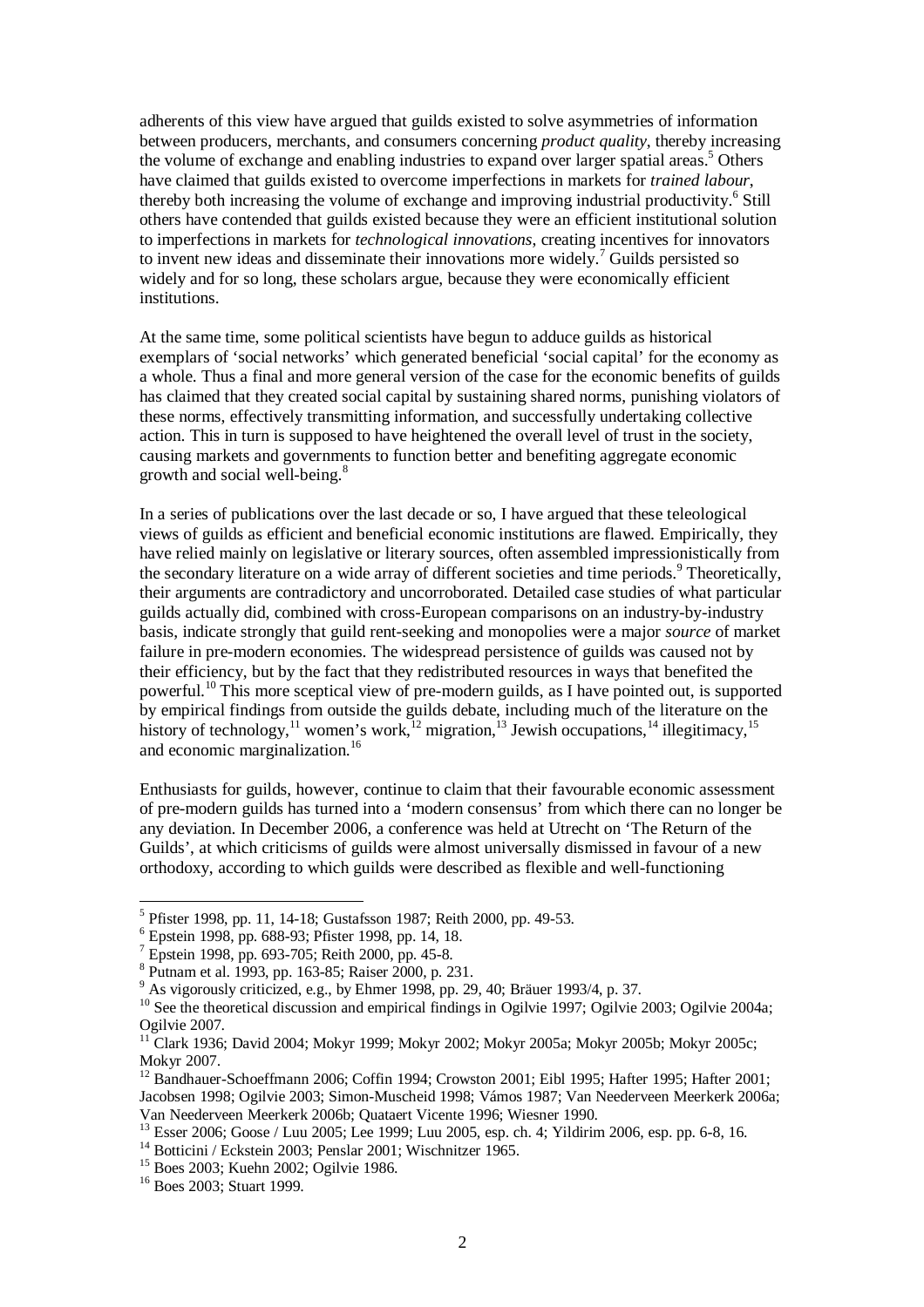adherents of this view have argued that guilds existed to solve asymmetries of information between producers, merchants, and consumers concerning *product quality*, thereby increasing the volume of exchange and enabling industries to expand over larger spatial areas.[5] Others have claimed that guilds existed to overcome imperfections in markets for *trained labour*, thereby both increasing the volume of exchange and improving industrial productivity.[6] Still others have contended that guilds existed because they were an efficient institutional solution to imperfections in markets for *technological innovations*, creating incentives for innovators to invent new ideas and disseminate their innovations more widely.[7] Guilds persisted so widely and for so long, these scholars argue, because they were economically efficient institutions.

At the same time, some political scientists have begun to adduce guilds as historical exemplars of 'social networks' which generated beneficial 'social capital' for the economy as a whole. Thus a final and more general version of the case for the economic benefits of guilds has claimed that they created social capital by sustaining shared norms, punishing violators of these norms, effectively transmitting information, and successfully undertaking collective action. This in turn is supposed to have heightened the overall level of trust in the society, causing markets and governments to function better and benefiting aggregate economic growth and social well-being.[8]

In a series of publications over the last decade or so, I have argued that these teleological views of guilds as efficient and beneficial economic institutions are flawed. Empirically, they have relied mainly on legislative or literary sources, often assembled impressionistically from the secondary literature on a wide array of different societies and time periods.[9] Theoretically, their arguments are contradictory and uncorroborated. Detailed case studies of what particular guilds actually did, combined with cross-European comparisons on an industry-by-industry basis, indicate strongly that guild rent-seeking and monopolies were a major *source* of market failure in pre-modern economies. The widespread persistence of guilds was caused not by their efficiency, but by the fact that they redistributed resources in ways that benefited the powerful.[10] This more sceptical view of pre-modern guilds, as I have pointed out, is supported by empirical findings from outside the guilds debate, including much of the literature on the history of technology,[11] women's work,[12] migration,[13] Jewish occupations,[14] illegitimacy,[15] and economic marginalization.[16]

Enthusiasts for guilds, however, continue to claim that their favourable economic assessment of pre-modern guilds has turned into a 'modern consensus' from which there can no longer be any deviation. In December 2006, a conference was held at Utrecht on 'The Return of the Guilds', at which criticisms of guilds were almost universally dismissed in favour of a new orthodoxy, according to which guilds were described as flexible and well-functioning

---

[5] Pfister 1998, pp. 11, 14-18; Gustafsson 1987; Reith 2000, pp. 49-53.

[6] Epstein 1998, pp. 688-93; Pfister 1998, pp. 14, 18.

[7] Epstein 1998, pp. 693-705; Reith 2000, pp. 45-8.

[8] Putnam et al. 1993, pp. 163-85; Raiser 2000, p. 231.

[9] As vigorously criticized, e.g., by Ehmer 1998, pp. 29, 40; Bräuer 1993/4, p. 37.

[10] See the theoretical discussion and empirical findings in Ogilvie 1997; Ogilvie 2003; Ogilvie 2004a; Ogilvie 2007.

[11] Clark 1936; David 2004; Mokyr 1999; Mokyr 2002; Mokyr 2005a; Mokyr 2005b; Mokyr 2005c; Mokyr 2007.

[12] Bandhauer-Schoeffmann 2006; Coffin 1994; Crowston 2001; Eibl 1995; Hafter 1995; Hafter 2001; Jacobsen 1998; Ogilvie 2003; Simon-Muscheid 1998; Vámos 1987; Van Neederveen Meerkerk 2006a; Van Neederveen Meerkerk 2006b; Quataert Vicente 1996; Wiesner 1990.

[13] Esser 2006; Goose / Luu 2005; Lee 1999; Luu 2005, esp. ch. 4; Yildirim 2006, esp. pp. 6-8, 16.

[14] Botticini / Eckstein 2003; Penslar 2001; Wischnitzer 1965.

[15] Boes 2003; Kuehn 2002; Ogilvie 1986.

[16] Boes 2003; Stuart 1999.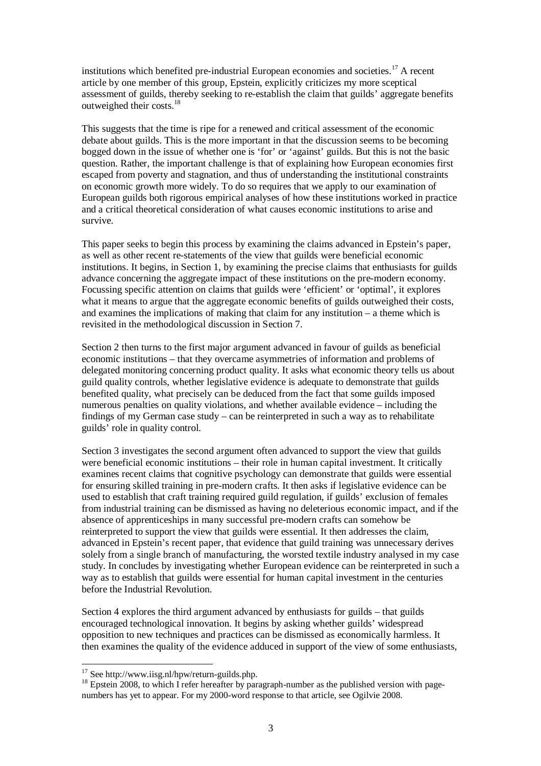institutions which benefited pre-industrial European economies and societies.[17] A recent article by one member of this group, Epstein, explicitly criticizes my more sceptical assessment of guilds, thereby seeking to re-establish the claim that guilds' aggregate benefits outweighed their costs.[18]

This suggests that the time is ripe for a renewed and critical assessment of the economic debate about guilds. This is the more important in that the discussion seems to be becoming bogged down in the issue of whether one is 'for' or 'against' guilds. But this is not the basic question. Rather, the important challenge is that of explaining how European economies first escaped from poverty and stagnation, and thus of understanding the institutional constraints on economic growth more widely. To do so requires that we apply to our examination of European guilds both rigorous empirical analyses of how these institutions worked in practice and a critical theoretical consideration of what causes economic institutions to arise and survive.

This paper seeks to begin this process by examining the claims advanced in Epstein's paper, as well as other recent re-statements of the view that guilds were beneficial economic institutions. It begins, in Section 1, by examining the precise claims that enthusiasts for guilds advance concerning the aggregate impact of these institutions on the pre-modern economy. Focussing specific attention on claims that guilds were 'efficient' or 'optimal', it explores what it means to argue that the aggregate economic benefits of guilds outweighed their costs, and examines the implications of making that claim for any institution – a theme which is revisited in the methodological discussion in Section 7.

Section 2 then turns to the first major argument advanced in favour of guilds as beneficial economic institutions – that they overcame asymmetries of information and problems of delegated monitoring concerning product quality. It asks what economic theory tells us about guild quality controls, whether legislative evidence is adequate to demonstrate that guilds benefited quality, what precisely can be deduced from the fact that some guilds imposed numerous penalties on quality violations, and whether available evidence – including the findings of my German case study – can be reinterpreted in such a way as to rehabilitate guilds' role in quality control.

Section 3 investigates the second argument often advanced to support the view that guilds were beneficial economic institutions – their role in human capital investment. It critically examines recent claims that cognitive psychology can demonstrate that guilds were essential for ensuring skilled training in pre-modern crafts. It then asks if legislative evidence can be used to establish that craft training required guild regulation, if guilds' exclusion of females from industrial training can be dismissed as having no deleterious economic impact, and if the absence of apprenticeships in many successful pre-modern crafts can somehow be reinterpreted to support the view that guilds were essential. It then addresses the claim, advanced in Epstein's recent paper, that evidence that guild training was unnecessary derives solely from a single branch of manufacturing, the worsted textile industry analysed in my case study. In concludes by investigating whether European evidence can be reinterpreted in such a way as to establish that guilds were essential for human capital investment in the centuries before the Industrial Revolution.

Section 4 explores the third argument advanced by enthusiasts for guilds – that guilds encouraged technological innovation. It begins by asking whether guilds' widespread opposition to new techniques and practices can be dismissed as economically harmless. It then examines the quality of the evidence adduced in support of the view of some enthusiasts,

[17] See http://www.iisg.nl/hpw/return-guilds.php.

[18] Epstein 2008, to which I refer hereafter by paragraph-number as the published version with page-numbers has yet to appear. For my 2000-word response to that article, see Ogilvie 2008.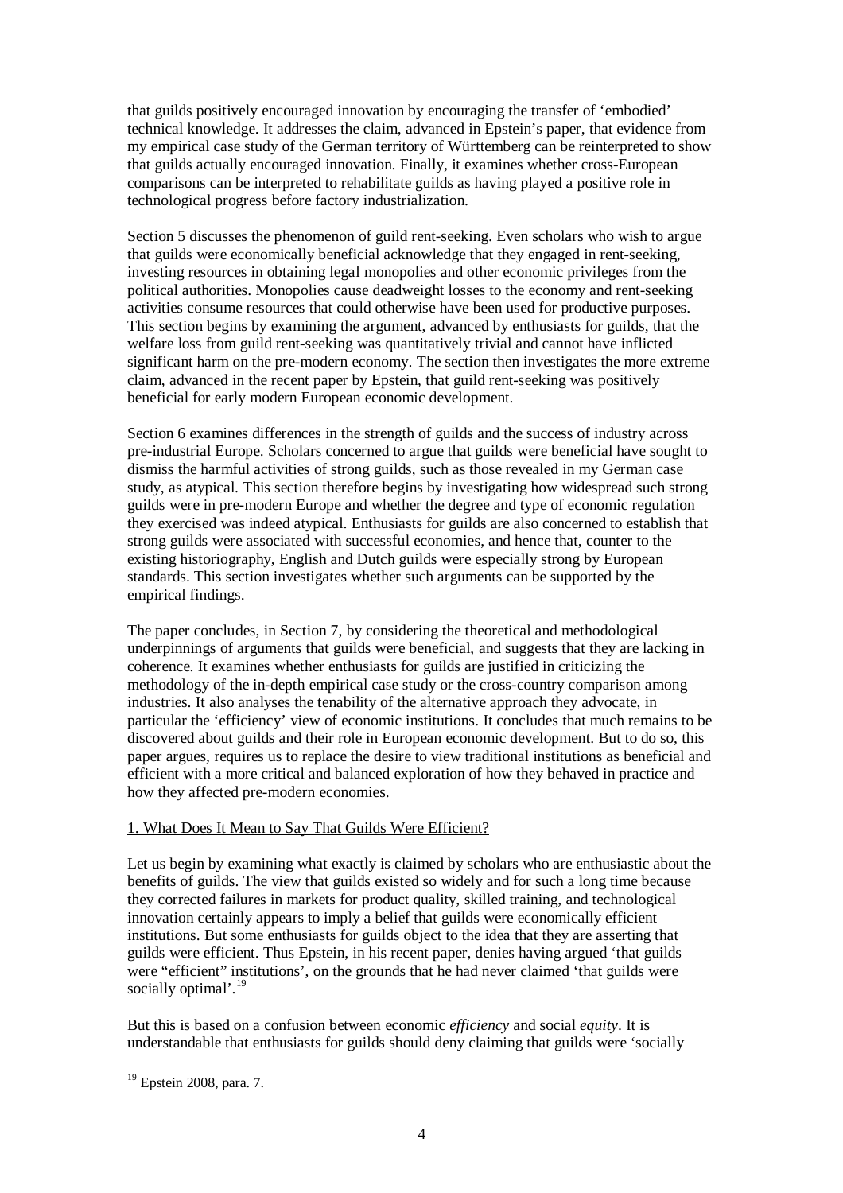that guilds positively encouraged innovation by encouraging the transfer of 'embodied' technical knowledge. It addresses the claim, advanced in Epstein's paper, that evidence from my empirical case study of the German territory of Württemberg can be reinterpreted to show that guilds actually encouraged innovation. Finally, it examines whether cross-European comparisons can be interpreted to rehabilitate guilds as having played a positive role in technological progress before factory industrialization.

Section 5 discusses the phenomenon of guild rent-seeking. Even scholars who wish to argue that guilds were economically beneficial acknowledge that they engaged in rent-seeking, investing resources in obtaining legal monopolies and other economic privileges from the political authorities. Monopolies cause deadweight losses to the economy and rent-seeking activities consume resources that could otherwise have been used for productive purposes. This section begins by examining the argument, advanced by enthusiasts for guilds, that the welfare loss from guild rent-seeking was quantitatively trivial and cannot have inflicted significant harm on the pre-modern economy. The section then investigates the more extreme claim, advanced in the recent paper by Epstein, that guild rent-seeking was positively beneficial for early modern European economic development.

Section 6 examines differences in the strength of guilds and the success of industry across pre-industrial Europe. Scholars concerned to argue that guilds were beneficial have sought to dismiss the harmful activities of strong guilds, such as those revealed in my German case study, as atypical. This section therefore begins by investigating how widespread such strong guilds were in pre-modern Europe and whether the degree and type of economic regulation they exercised was indeed atypical. Enthusiasts for guilds are also concerned to establish that strong guilds were associated with successful economies, and hence that, counter to the existing historiography, English and Dutch guilds were especially strong by European standards. This section investigates whether such arguments can be supported by the empirical findings.

The paper concludes, in Section 7, by considering the theoretical and methodological underpinnings of arguments that guilds were beneficial, and suggests that they are lacking in coherence. It examines whether enthusiasts for guilds are justified in criticizing the methodology of the in-depth empirical case study or the cross-country comparison among industries. It also analyses the tenability of the alternative approach they advocate, in particular the 'efficiency' view of economic institutions. It concludes that much remains to be discovered about guilds and their role in European economic development. But to do so, this paper argues, requires us to replace the desire to view traditional institutions as beneficial and efficient with a more critical and balanced exploration of how they behaved in practice and how they affected pre-modern economies.

## 1. What Does It Mean to Say That Guilds Were Efficient?

Let us begin by examining what exactly is claimed by scholars who are enthusiastic about the benefits of guilds. The view that guilds existed so widely and for such a long time because they corrected failures in markets for product quality, skilled training, and technological innovation certainly appears to imply a belief that guilds were economically efficient institutions. But some enthusiasts for guilds object to the idea that they are asserting that guilds were efficient. Thus Epstein, in his recent paper, denies having argued 'that guilds were "efficient" institutions', on the grounds that he had never claimed 'that guilds were socially optimal'.[19]

But this is based on a confusion between economic *efficiency* and social *equity*. It is understandable that enthusiasts for guilds should deny claiming that guilds were 'socially

[19] Epstein 2008, para. 7.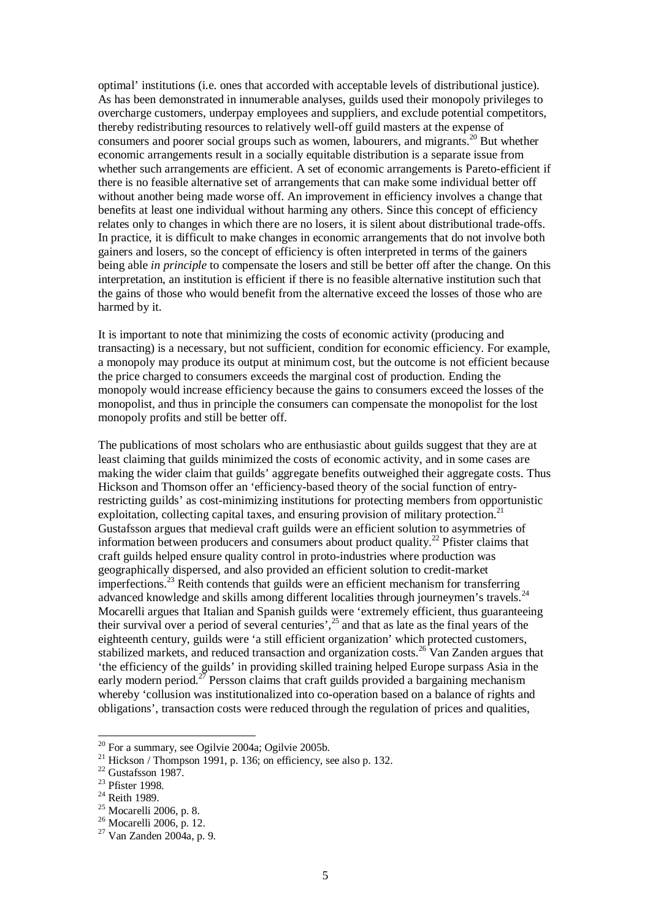optimal' institutions (i.e. ones that accorded with acceptable levels of distributional justice). As has been demonstrated in innumerable analyses, guilds used their monopoly privileges to overcharge customers, underpay employees and suppliers, and exclude potential competitors, thereby redistributing resources to relatively well-off guild masters at the expense of consumers and poorer social groups such as women, labourers, and migrants.[20] But whether economic arrangements result in a socially equitable distribution is a separate issue from whether such arrangements are efficient. A set of economic arrangements is Pareto-efficient if there is no feasible alternative set of arrangements that can make some individual better off without another being made worse off. An improvement in efficiency involves a change that benefits at least one individual without harming any others. Since this concept of efficiency relates only to changes in which there are no losers, it is silent about distributional trade-offs. In practice, it is difficult to make changes in economic arrangements that do not involve both gainers and losers, so the concept of efficiency is often interpreted in terms of the gainers being able *in principle* to compensate the losers and still be better off after the change. On this interpretation, an institution is efficient if there is no feasible alternative institution such that the gains of those who would benefit from the alternative exceed the losses of those who are harmed by it.

It is important to note that minimizing the costs of economic activity (producing and transacting) is a necessary, but not sufficient, condition for economic efficiency. For example, a monopoly may produce its output at minimum cost, but the outcome is not efficient because the price charged to consumers exceeds the marginal cost of production. Ending the monopoly would increase efficiency because the gains to consumers exceed the losses of the monopolist, and thus in principle the consumers can compensate the monopolist for the lost monopoly profits and still be better off.

The publications of most scholars who are enthusiastic about guilds suggest that they are at least claiming that guilds minimized the costs of economic activity, and in some cases are making the wider claim that guilds' aggregate benefits outweighed their aggregate costs. Thus Hickson and Thomson offer an 'efficiency-based theory of the social function of entry-restricting guilds' as cost-minimizing institutions for protecting members from opportunistic exploitation, collecting capital taxes, and ensuring provision of military protection.[21] Gustafsson argues that medieval craft guilds were an efficient solution to asymmetries of information between producers and consumers about product quality.[22] Pfister claims that craft guilds helped ensure quality control in proto-industries where production was geographically dispersed, and also provided an efficient solution to credit-market imperfections.[23] Reith contends that guilds were an efficient mechanism for transferring advanced knowledge and skills among different localities through journeymen's travels.[24] Mocarelli argues that Italian and Spanish guilds were 'extremely efficient, thus guaranteeing their survival over a period of several centuries',[25] and that as late as the final years of the eighteenth century, guilds were 'a still efficient organization' which protected customers, stabilized markets, and reduced transaction and organization costs.[26] Van Zanden argues that 'the efficiency of the guilds' in providing skilled training helped Europe surpass Asia in the early modern period.[27] Persson claims that craft guilds provided a bargaining mechanism whereby 'collusion was institutionalized into co-operation based on a balance of rights and obligations', transaction costs were reduced through the regulation of prices and qualities,

---

[20] For a summary, see Ogilvie 2004a; Ogilvie 2005b.

[21] Hickson / Thompson 1991, p. 136; on efficiency, see also p. 132.

[22] Gustafsson 1987.

[23] Pfister 1998.

[24] Reith 1989.

[25] Mocarelli 2006, p. 8.

[26] Mocarelli 2006, p. 12.

[27] Van Zanden 2004a, p. 9.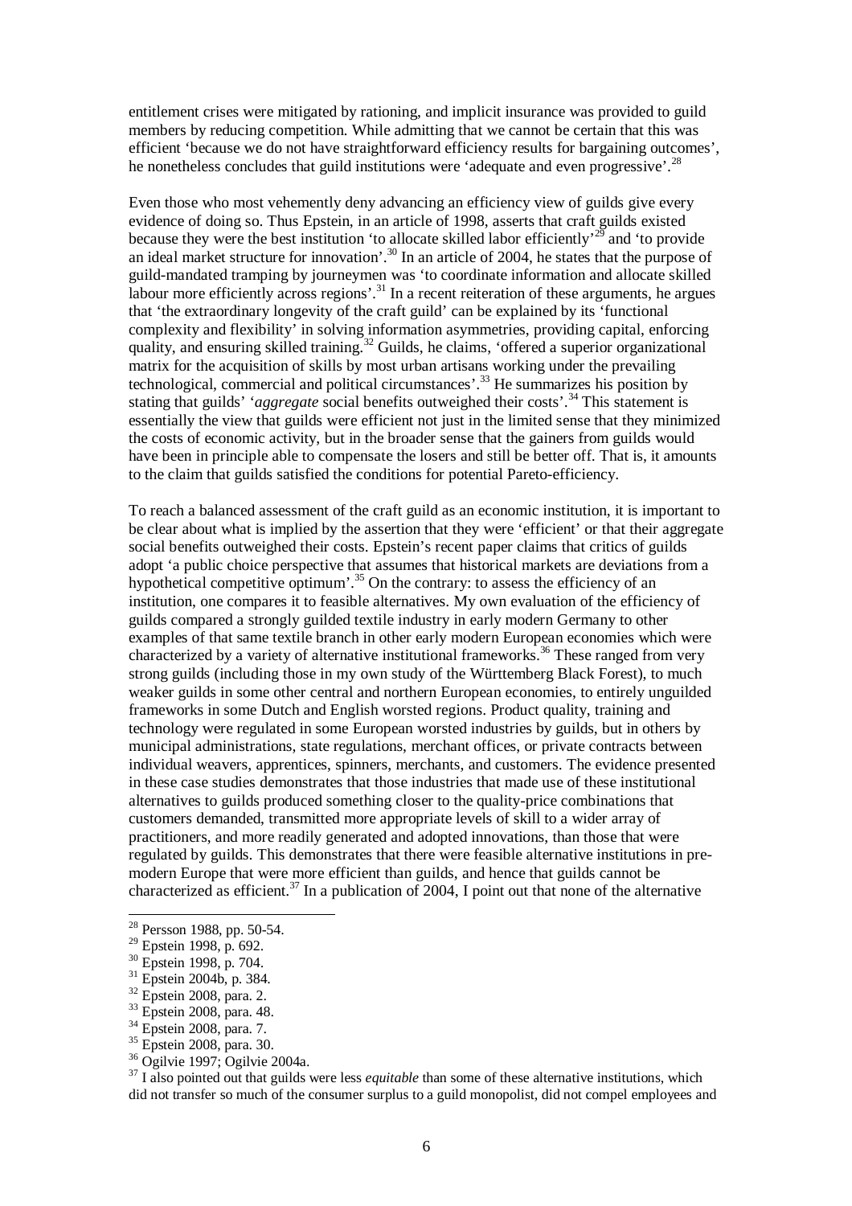entitlement crises were mitigated by rationing, and implicit insurance was provided to guild members by reducing competition. While admitting that we cannot be certain that this was efficient 'because we do not have straightforward efficiency results for bargaining outcomes', he nonetheless concludes that guild institutions were 'adequate and even progressive'.[28]

Even those who most vehemently deny advancing an efficiency view of guilds give every evidence of doing so. Thus Epstein, in an article of 1998, asserts that craft guilds existed because they were the best institution 'to allocate skilled labor efficiently'[29] and 'to provide an ideal market structure for innovation'.[30] In an article of 2004, he states that the purpose of guild-mandated tramping by journeymen was 'to coordinate information and allocate skilled labour more efficiently across regions'.[31] In a recent reiteration of these arguments, he argues that 'the extraordinary longevity of the craft guild' can be explained by its 'functional complexity and flexibility' in solving information asymmetries, providing capital, enforcing quality, and ensuring skilled training.[32] Guilds, he claims, 'offered a superior organizational matrix for the acquisition of skills by most urban artisans working under the prevailing technological, commercial and political circumstances'.[33] He summarizes his position by stating that guilds' '*aggregate* social benefits outweighed their costs'.[34] This statement is essentially the view that guilds were efficient not just in the limited sense that they minimized the costs of economic activity, but in the broader sense that the gainers from guilds would have been in principle able to compensate the losers and still be better off. That is, it amounts to the claim that guilds satisfied the conditions for potential Pareto-efficiency.

To reach a balanced assessment of the craft guild as an economic institution, it is important to be clear about what is implied by the assertion that they were 'efficient' or that their aggregate social benefits outweighed their costs. Epstein's recent paper claims that critics of guilds adopt 'a public choice perspective that assumes that historical markets are deviations from a hypothetical competitive optimum'.[35] On the contrary: to assess the efficiency of an institution, one compares it to feasible alternatives. My own evaluation of the efficiency of guilds compared a strongly guilded textile industry in early modern Germany to other examples of that same textile branch in other early modern European economies which were characterized by a variety of alternative institutional frameworks.[36] These ranged from very strong guilds (including those in my own study of the Württemberg Black Forest), to much weaker guilds in some other central and northern European economies, to entirely unguilded frameworks in some Dutch and English worsted regions. Product quality, training and technology were regulated in some European worsted industries by guilds, but in others by municipal administrations, state regulations, merchant offices, or private contracts between individual weavers, apprentices, spinners, merchants, and customers. The evidence presented in these case studies demonstrates that those industries that made use of these institutional alternatives to guilds produced something closer to the quality-price combinations that customers demanded, transmitted more appropriate levels of skill to a wider array of practitioners, and more readily generated and adopted innovations, than those that were regulated by guilds. This demonstrates that there were feasible alternative institutions in pre-modern Europe that were more efficient than guilds, and hence that guilds cannot be characterized as efficient.[37] In a publication of 2004, I point out that none of the alternative

[28] Persson 1988, pp. 50-54.

[29] Epstein 1998, p. 692.

[30] Epstein 1998, p. 704.

[31] Epstein 2004b, p. 384.

[32] Epstein 2008, para. 2.

[33] Epstein 2008, para. 48.

[34] Epstein 2008, para. 7.

[35] Epstein 2008, para. 30.

[36] Ogilvie 1997; Ogilvie 2004a.

[37] I also pointed out that guilds were less *equitable* than some of these alternative institutions, which did not transfer so much of the consumer surplus to a guild monopolist, did not compel employees and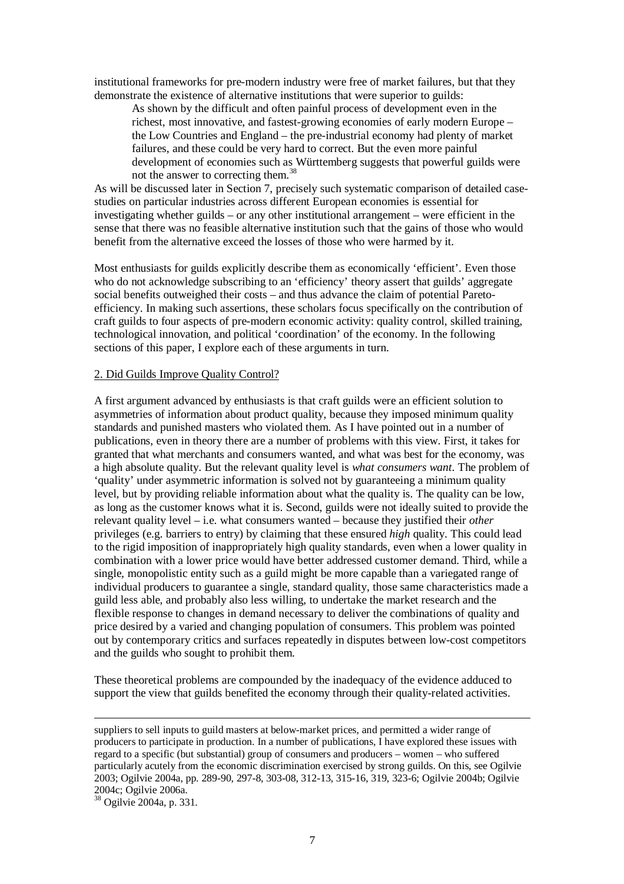institutional frameworks for pre-modern industry were free of market failures, but that they demonstrate the existence of alternative institutions that were superior to guilds:

> As shown by the difficult and often painful process of development even in the richest, most innovative, and fastest-growing economies of early modern Europe – the Low Countries and England – the pre-industrial economy had plenty of market failures, and these could be very hard to correct. But the even more painful development of economies such as Württemberg suggests that powerful guilds were not the answer to correcting them.[38]

As will be discussed later in Section 7, precisely such systematic comparison of detailed case-studies on particular industries across different European economies is essential for investigating whether guilds – or any other institutional arrangement – were efficient in the sense that there was no feasible alternative institution such that the gains of those who would benefit from the alternative exceed the losses of those who were harmed by it.

Most enthusiasts for guilds explicitly describe them as economically 'efficient'. Even those who do not acknowledge subscribing to an 'efficiency' theory assert that guilds' aggregate social benefits outweighed their costs – and thus advance the claim of potential Pareto-efficiency. In making such assertions, these scholars focus specifically on the contribution of craft guilds to four aspects of pre-modern economic activity: quality control, skilled training, technological innovation, and political 'coordination' of the economy. In the following sections of this paper, I explore each of these arguments in turn.

## 2. Did Guilds Improve Quality Control?

A first argument advanced by enthusiasts is that craft guilds were an efficient solution to asymmetries of information about product quality, because they imposed minimum quality standards and punished masters who violated them. As I have pointed out in a number of publications, even in theory there are a number of problems with this view. First, it takes for granted that what merchants and consumers wanted, and what was best for the economy, was a high absolute quality. But the relevant quality level is *what consumers want*. The problem of 'quality' under asymmetric information is solved not by guaranteeing a minimum quality level, but by providing reliable information about what the quality is. The quality can be low, as long as the customer knows what it is. Second, guilds were not ideally suited to provide the relevant quality level – i.e. what consumers wanted – because they justified their *other* privileges (e.g. barriers to entry) by claiming that these ensured *high* quality. This could lead to the rigid imposition of inappropriately high quality standards, even when a lower quality in combination with a lower price would have better addressed customer demand. Third, while a single, monopolistic entity such as a guild might be more capable than a variegated range of individual producers to guarantee a single, standard quality, those same characteristics made a guild less able, and probably also less willing, to undertake the market research and the flexible response to changes in demand necessary to deliver the combinations of quality and price desired by a varied and changing population of consumers. This problem was pointed out by contemporary critics and surfaces repeatedly in disputes between low-cost competitors and the guilds who sought to prohibit them.

These theoretical problems are compounded by the inadequacy of the evidence adduced to support the view that guilds benefited the economy through their quality-related activities.

---

suppliers to sell inputs to guild masters at below-market prices, and permitted a wider range of producers to participate in production. In a number of publications, I have explored these issues with regard to a specific (but substantial) group of consumers and producers – women – who suffered particularly acutely from the economic discrimination exercised by strong guilds. On this, see Ogilvie 2003; Ogilvie 2004a, pp. 289-90, 297-8, 303-08, 312-13, 315-16, 319, 323-6; Ogilvie 2004b; Ogilvie 2004c; Ogilvie 2006a.

[38] Ogilvie 2004a, p. 331.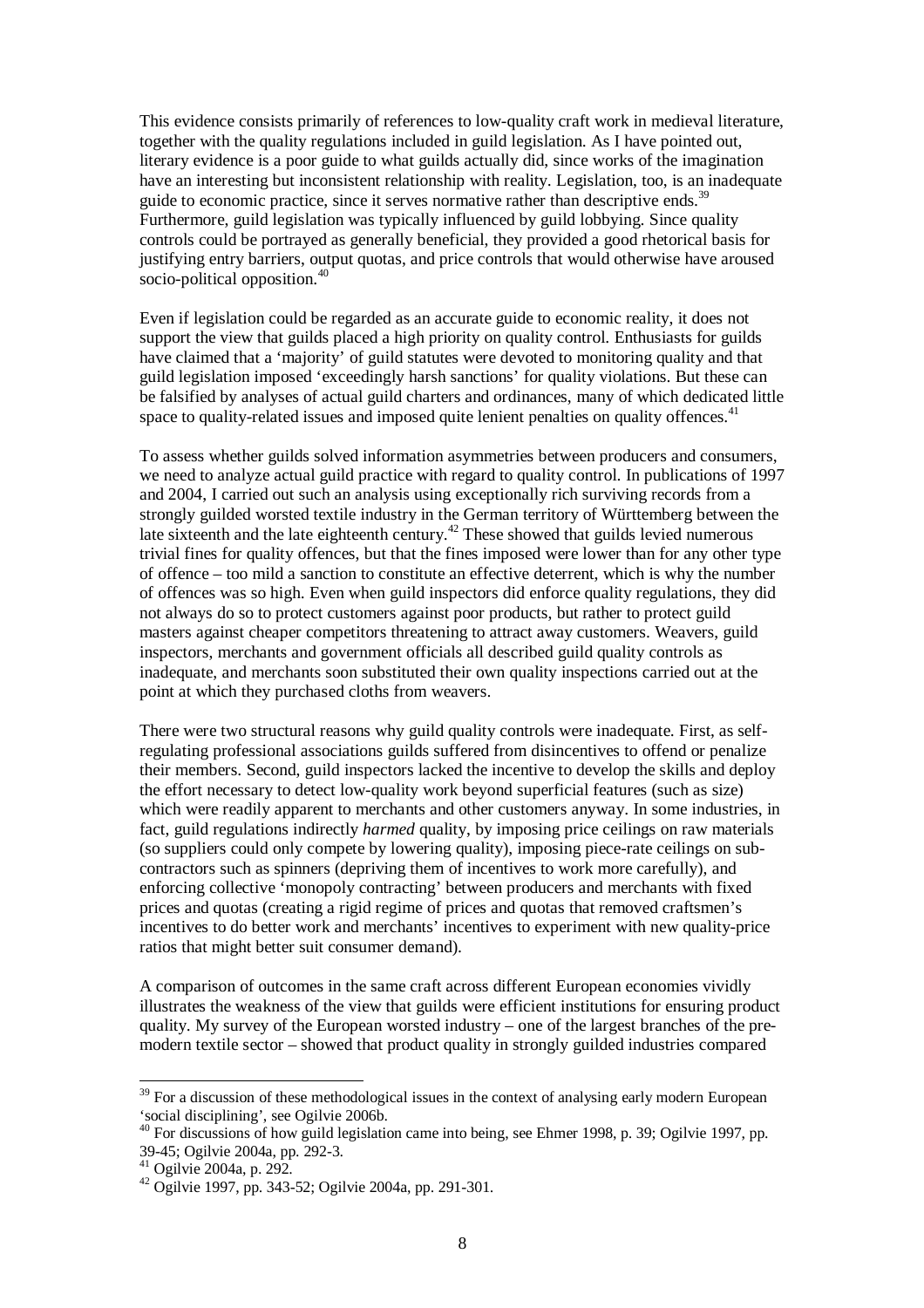This evidence consists primarily of references to low-quality craft work in medieval literature, together with the quality regulations included in guild legislation. As I have pointed out, literary evidence is a poor guide to what guilds actually did, since works of the imagination have an interesting but inconsistent relationship with reality. Legislation, too, is an inadequate guide to economic practice, since it serves normative rather than descriptive ends.[39] Furthermore, guild legislation was typically influenced by guild lobbying. Since quality controls could be portrayed as generally beneficial, they provided a good rhetorical basis for justifying entry barriers, output quotas, and price controls that would otherwise have aroused socio-political opposition.[40]

Even if legislation could be regarded as an accurate guide to economic reality, it does not support the view that guilds placed a high priority on quality control. Enthusiasts for guilds have claimed that a 'majority' of guild statutes were devoted to monitoring quality and that guild legislation imposed 'exceedingly harsh sanctions' for quality violations. But these can be falsified by analyses of actual guild charters and ordinances, many of which dedicated little space to quality-related issues and imposed quite lenient penalties on quality offences.[41]

To assess whether guilds solved information asymmetries between producers and consumers, we need to analyze actual guild practice with regard to quality control. In publications of 1997 and 2004, I carried out such an analysis using exceptionally rich surviving records from a strongly guilded worsted textile industry in the German territory of Württemberg between the late sixteenth and the late eighteenth century.[42] These showed that guilds levied numerous trivial fines for quality offences, but that the fines imposed were lower than for any other type of offence – too mild a sanction to constitute an effective deterrent, which is why the number of offences was so high. Even when guild inspectors did enforce quality regulations, they did not always do so to protect customers against poor products, but rather to protect guild masters against cheaper competitors threatening to attract away customers. Weavers, guild inspectors, merchants and government officials all described guild quality controls as inadequate, and merchants soon substituted their own quality inspections carried out at the point at which they purchased cloths from weavers.

There were two structural reasons why guild quality controls were inadequate. First, as self-regulating professional associations guilds suffered from disincentives to offend or penalize their members. Second, guild inspectors lacked the incentive to develop the skills and deploy the effort necessary to detect low-quality work beyond superficial features (such as size) which were readily apparent to merchants and other customers anyway. In some industries, in fact, guild regulations indirectly *harmed* quality, by imposing price ceilings on raw materials (so suppliers could only compete by lowering quality), imposing piece-rate ceilings on sub-contractors such as spinners (depriving them of incentives to work more carefully), and enforcing collective 'monopoly contracting' between producers and merchants with fixed prices and quotas (creating a rigid regime of prices and quotas that removed craftsmen's incentives to do better work and merchants' incentives to experiment with new quality-price ratios that might better suit consumer demand).

A comparison of outcomes in the same craft across different European economies vividly illustrates the weakness of the view that guilds were efficient institutions for ensuring product quality. My survey of the European worsted industry – one of the largest branches of the pre-modern textile sector – showed that product quality in strongly guilded industries compared

---

[39] For a discussion of these methodological issues in the context of analysing early modern European 'social disciplining', see Ogilvie 2006b.

[40] For discussions of how guild legislation came into being, see Ehmer 1998, p. 39; Ogilvie 1997, pp. 39-45; Ogilvie 2004a, pp. 292-3.

[41] Ogilvie 2004a, p. 292.

[42] Ogilvie 1997, pp. 343-52; Ogilvie 2004a, pp. 291-301.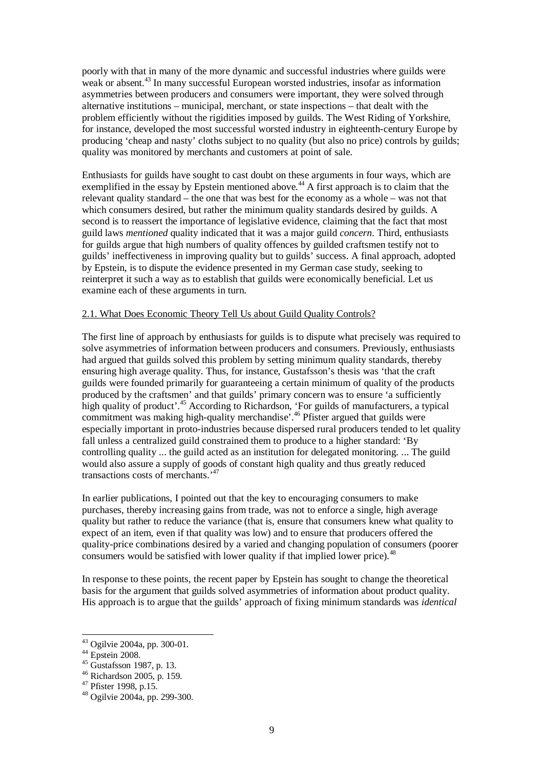poorly with that in many of the more dynamic and successful industries where guilds were weak or absent.[43] In many successful European worsted industries, insofar as information asymmetries between producers and consumers were important, they were solved through alternative institutions – municipal, merchant, or state inspections – that dealt with the problem efficiently without the rigidities imposed by guilds. The West Riding of Yorkshire, for instance, developed the most successful worsted industry in eighteenth-century Europe by producing 'cheap and nasty' cloths subject to no quality (but also no price) controls by guilds; quality was monitored by merchants and customers at point of sale.

Enthusiasts for guilds have sought to cast doubt on these arguments in four ways, which are exemplified in the essay by Epstein mentioned above.[44] A first approach is to claim that the relevant quality standard – the one that was best for the economy as a whole – was not that which consumers desired, but rather the minimum quality standards desired by guilds. A second is to reassert the importance of legislative evidence, claiming that the fact that most guild laws *mentioned* quality indicated that it was a major guild *concern*. Third, enthusiasts for guilds argue that high numbers of quality offences by guilded craftsmen testify not to guilds' ineffectiveness in improving quality but to guilds' success. A final approach, adopted by Epstein, is to dispute the evidence presented in my German case study, seeking to reinterpret it such a way as to establish that guilds were economically beneficial. Let us examine each of these arguments in turn.

## 2.1. What Does Economic Theory Tell Us about Guild Quality Controls?

The first line of approach by enthusiasts for guilds is to dispute what precisely was required to solve asymmetries of information between producers and consumers. Previously, enthusiasts had argued that guilds solved this problem by setting minimum quality standards, thereby ensuring high average quality. Thus, for instance, Gustafsson's thesis was 'that the craft guilds were founded primarily for guaranteeing a certain minimum of quality of the products produced by the craftsmen' and that guilds' primary concern was to ensure 'a sufficiently high quality of product'.[45] According to Richardson, 'For guilds of manufacturers, a typical commitment was making high-quality merchandise'.[46] Pfister argued that guilds were especially important in proto-industries because dispersed rural producers tended to let quality fall unless a centralized guild constrained them to produce to a higher standard: 'By controlling quality ... the guild acted as an institution for delegated monitoring. ... The guild would also assure a supply of goods of constant high quality and thus greatly reduced transactions costs of merchants.'[47]

In earlier publications, I pointed out that the key to encouraging consumers to make purchases, thereby increasing gains from trade, was not to enforce a single, high average quality but rather to reduce the variance (that is, ensure that consumers knew what quality to expect of an item, even if that quality was low) and to ensure that producers offered the quality-price combinations desired by a varied and changing population of consumers (poorer consumers would be satisfied with lower quality if that implied lower price).[48]

In response to these points, the recent paper by Epstein has sought to change the theoretical basis for the argument that guilds solved asymmetries of information about product quality. His approach is to argue that the guilds' approach of fixing minimum standards was *identical*

---

[43] Ogilvie 2004a, pp. 300-01.

[44] Epstein 2008.

[45] Gustafsson 1987, p. 13.

[46] Richardson 2005, p. 159.

[47] Pfister 1998, p.15.

[48] Ogilvie 2004a, pp. 299-300.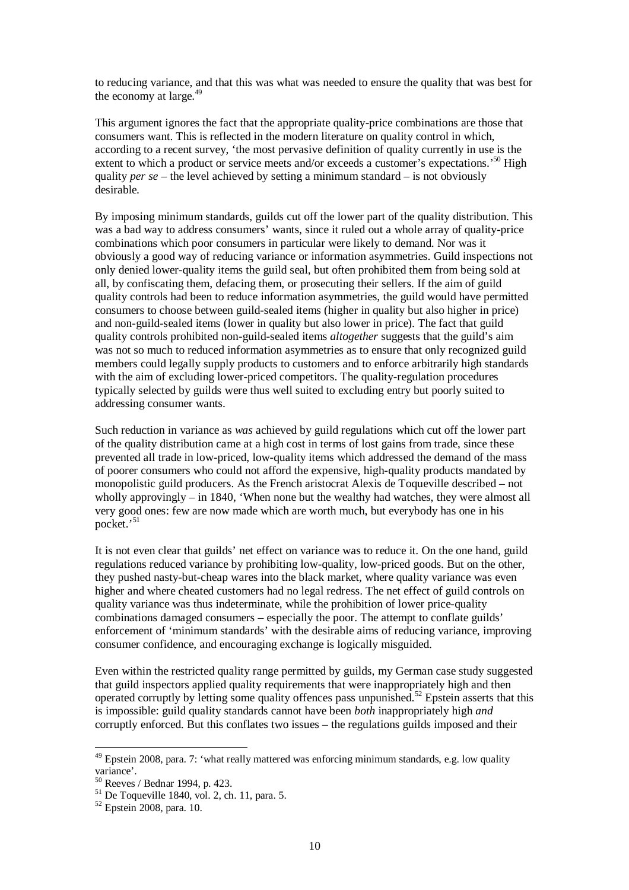to reducing variance, and that this was what was needed to ensure the quality that was best for the economy at large.[49]

This argument ignores the fact that the appropriate quality-price combinations are those that consumers want. This is reflected in the modern literature on quality control in which, according to a recent survey, 'the most pervasive definition of quality currently in use is the extent to which a product or service meets and/or exceeds a customer's expectations.'[50] High quality *per se* – the level achieved by setting a minimum standard – is not obviously desirable.

By imposing minimum standards, guilds cut off the lower part of the quality distribution. This was a bad way to address consumers' wants, since it ruled out a whole array of quality-price combinations which poor consumers in particular were likely to demand. Nor was it obviously a good way of reducing variance or information asymmetries. Guild inspections not only denied lower-quality items the guild seal, but often prohibited them from being sold at all, by confiscating them, defacing them, or prosecuting their sellers. If the aim of guild quality controls had been to reduce information asymmetries, the guild would have permitted consumers to choose between guild-sealed items (higher in quality but also higher in price) and non-guild-sealed items (lower in quality but also lower in price). The fact that guild quality controls prohibited non-guild-sealed items *altogether* suggests that the guild's aim was not so much to reduced information asymmetries as to ensure that only recognized guild members could legally supply products to customers and to enforce arbitrarily high standards with the aim of excluding lower-priced competitors. The quality-regulation procedures typically selected by guilds were thus well suited to excluding entry but poorly suited to addressing consumer wants.

Such reduction in variance as *was* achieved by guild regulations which cut off the lower part of the quality distribution came at a high cost in terms of lost gains from trade, since these prevented all trade in low-priced, low-quality items which addressed the demand of the mass of poorer consumers who could not afford the expensive, high-quality products mandated by monopolistic guild producers. As the French aristocrat Alexis de Toqueville described – not wholly approvingly – in 1840, 'When none but the wealthy had watches, they were almost all very good ones: few are now made which are worth much, but everybody has one in his pocket.'[51]

It is not even clear that guilds' net effect on variance was to reduce it. On the one hand, guild regulations reduced variance by prohibiting low-quality, low-priced goods. But on the other, they pushed nasty-but-cheap wares into the black market, where quality variance was even higher and where cheated customers had no legal redress. The net effect of guild controls on quality variance was thus indeterminate, while the prohibition of lower price-quality combinations damaged consumers – especially the poor. The attempt to conflate guilds' enforcement of 'minimum standards' with the desirable aims of reducing variance, improving consumer confidence, and encouraging exchange is logically misguided.

Even within the restricted quality range permitted by guilds, my German case study suggested that guild inspectors applied quality requirements that were inappropriately high and then operated corruptly by letting some quality offences pass unpunished.[52] Epstein asserts that this is impossible: guild quality standards cannot have been *both* inappropriately high *and* corruptly enforced. But this conflates two issues – the regulations guilds imposed and their

[49] Epstein 2008, para. 7: 'what really mattered was enforcing minimum standards, e.g. low quality variance'.

[50] Reeves / Bednar 1994, p. 423.

[51] De Toqueville 1840, vol. 2, ch. 11, para. 5.

[52] Epstein 2008, para. 10.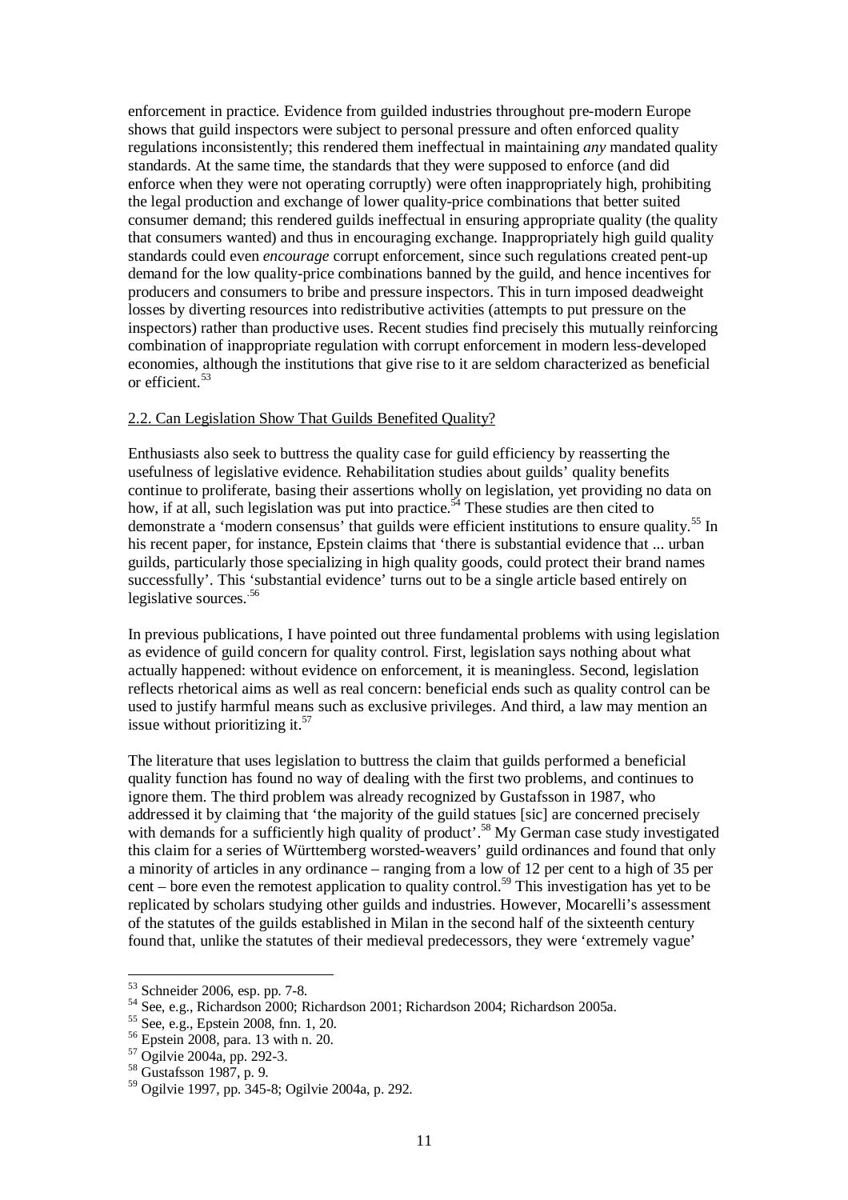enforcement in practice. Evidence from guilded industries throughout pre-modern Europe shows that guild inspectors were subject to personal pressure and often enforced quality regulations inconsistently; this rendered them ineffectual in maintaining *any* mandated quality standards. At the same time, the standards that they were supposed to enforce (and did enforce when they were not operating corruptly) were often inappropriately high, prohibiting the legal production and exchange of lower quality-price combinations that better suited consumer demand; this rendered guilds ineffectual in ensuring appropriate quality (the quality that consumers wanted) and thus in encouraging exchange. Inappropriately high guild quality standards could even *encourage* corrupt enforcement, since such regulations created pent-up demand for the low quality-price combinations banned by the guild, and hence incentives for producers and consumers to bribe and pressure inspectors. This in turn imposed deadweight losses by diverting resources into redistributive activities (attempts to put pressure on the inspectors) rather than productive uses. Recent studies find precisely this mutually reinforcing combination of inappropriate regulation with corrupt enforcement in modern less-developed economies, although the institutions that give rise to it are seldom characterized as beneficial or efficient.[53]

## 2.2. Can Legislation Show That Guilds Benefited Quality?

Enthusiasts also seek to buttress the quality case for guild efficiency by reasserting the usefulness of legislative evidence. Rehabilitation studies about guilds' quality benefits continue to proliferate, basing their assertions wholly on legislation, yet providing no data on how, if at all, such legislation was put into practice.[54] These studies are then cited to demonstrate a 'modern consensus' that guilds were efficient institutions to ensure quality.[55] In his recent paper, for instance, Epstein claims that 'there is substantial evidence that ... urban guilds, particularly those specializing in high quality goods, could protect their brand names successfully'. This 'substantial evidence' turns out to be a single article based entirely on legislative sources.[56]

In previous publications, I have pointed out three fundamental problems with using legislation as evidence of guild concern for quality control. First, legislation says nothing about what actually happened: without evidence on enforcement, it is meaningless. Second, legislation reflects rhetorical aims as well as real concern: beneficial ends such as quality control can be used to justify harmful means such as exclusive privileges. And third, a law may mention an issue without prioritizing it.[57]

The literature that uses legislation to buttress the claim that guilds performed a beneficial quality function has found no way of dealing with the first two problems, and continues to ignore them. The third problem was already recognized by Gustafsson in 1987, who addressed it by claiming that 'the majority of the guild statues [sic] are concerned precisely with demands for a sufficiently high quality of product'.[58] My German case study investigated this claim for a series of Württemberg worsted-weavers' guild ordinances and found that only a minority of articles in any ordinance – ranging from a low of 12 per cent to a high of 35 per cent – bore even the remotest application to quality control.[59] This investigation has yet to be replicated by scholars studying other guilds and industries. However, Mocarelli's assessment of the statutes of the guilds established in Milan in the second half of the sixteenth century found that, unlike the statutes of their medieval predecessors, they were 'extremely vague'

---

[53] Schneider 2006, esp. pp. 7-8.

[54] See, e.g., Richardson 2000; Richardson 2001; Richardson 2004; Richardson 2005a.

[55] See, e.g., Epstein 2008, fnn. 1, 20.

[56] Epstein 2008, para. 13 with n. 20.

[57] Ogilvie 2004a, pp. 292-3.

[58] Gustafsson 1987, p. 9.

[59] Ogilvie 1997, pp. 345-8; Ogilvie 2004a, p. 292.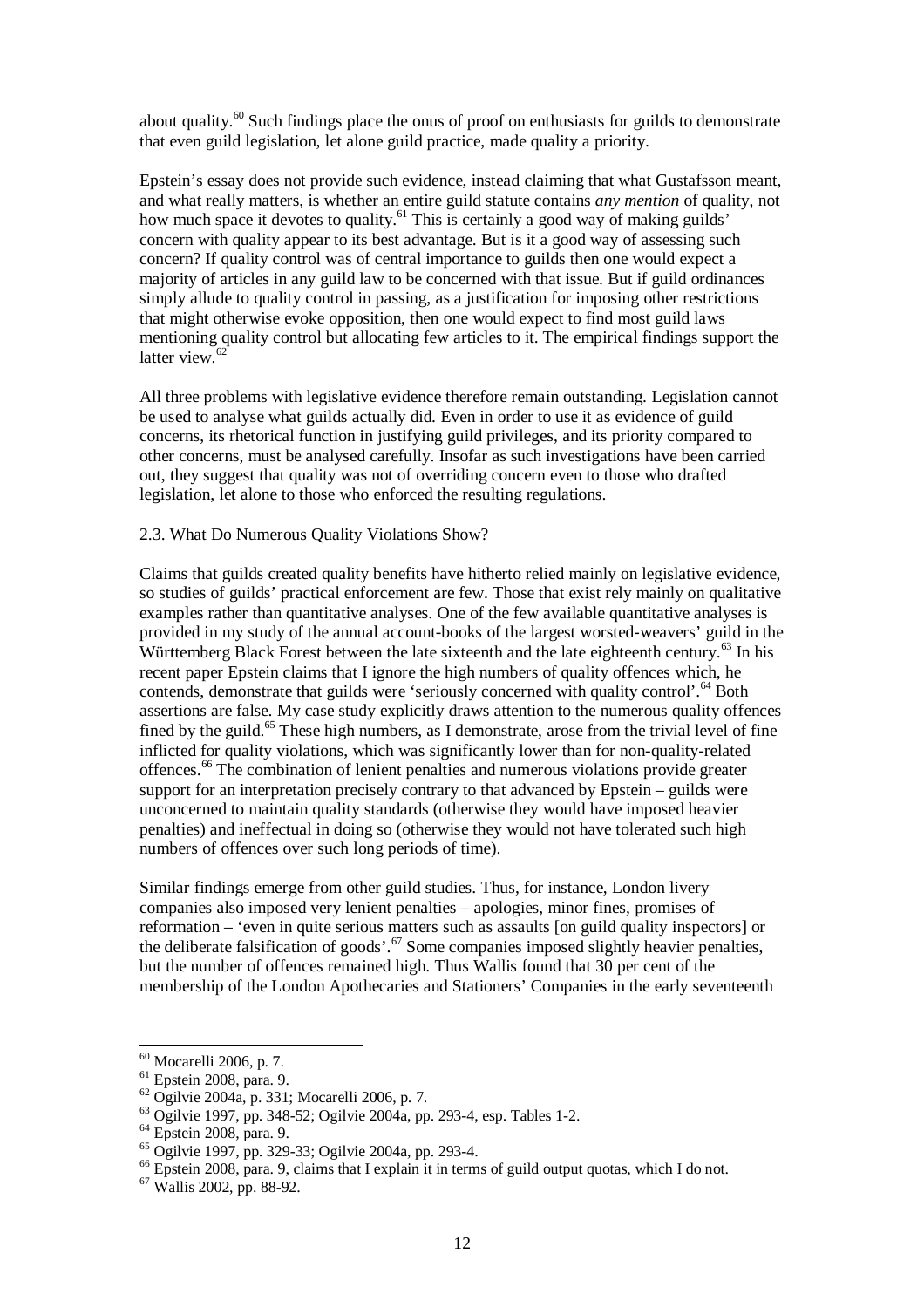about quality.[60] Such findings place the onus of proof on enthusiasts for guilds to demonstrate that even guild legislation, let alone guild practice, made quality a priority.

Epstein's essay does not provide such evidence, instead claiming that what Gustafsson meant, and what really matters, is whether an entire guild statute contains *any mention* of quality, not how much space it devotes to quality.[61] This is certainly a good way of making guilds' concern with quality appear to its best advantage. But is it a good way of assessing such concern? If quality control was of central importance to guilds then one would expect a majority of articles in any guild law to be concerned with that issue. But if guild ordinances simply allude to quality control in passing, as a justification for imposing other restrictions that might otherwise evoke opposition, then one would expect to find most guild laws mentioning quality control but allocating few articles to it. The empirical findings support the latter view.[62]

All three problems with legislative evidence therefore remain outstanding. Legislation cannot be used to analyse what guilds actually did. Even in order to use it as evidence of guild concerns, its rhetorical function in justifying guild privileges, and its priority compared to other concerns, must be analysed carefully. Insofar as such investigations have been carried out, they suggest that quality was not of overriding concern even to those who drafted legislation, let alone to those who enforced the resulting regulations.

### 2.3. What Do Numerous Quality Violations Show?

Claims that guilds created quality benefits have hitherto relied mainly on legislative evidence, so studies of guilds' practical enforcement are few. Those that exist rely mainly on qualitative examples rather than quantitative analyses. One of the few available quantitative analyses is provided in my study of the annual account-books of the largest worsted-weavers' guild in the Württemberg Black Forest between the late sixteenth and the late eighteenth century.[63] In his recent paper Epstein claims that I ignore the high numbers of quality offences which, he contends, demonstrate that guilds were 'seriously concerned with quality control'.[64] Both assertions are false. My case study explicitly draws attention to the numerous quality offences fined by the guild.[65] These high numbers, as I demonstrate, arose from the trivial level of fine inflicted for quality violations, which was significantly lower than for non-quality-related offences.[66] The combination of lenient penalties and numerous violations provide greater support for an interpretation precisely contrary to that advanced by Epstein – guilds were unconcerned to maintain quality standards (otherwise they would have imposed heavier penalties) and ineffectual in doing so (otherwise they would not have tolerated such high numbers of offences over such long periods of time).

Similar findings emerge from other guild studies. Thus, for instance, London livery companies also imposed very lenient penalties – apologies, minor fines, promises of reformation – 'even in quite serious matters such as assaults [on guild quality inspectors] or the deliberate falsification of goods'.[67] Some companies imposed slightly heavier penalties, but the number of offences remained high. Thus Wallis found that 30 per cent of the membership of the London Apothecaries and Stationers' Companies in the early seventeenth

---

[60] Mocarelli 2006, p. 7.

[61] Epstein 2008, para. 9.

[62] Ogilvie 2004a, p. 331; Mocarelli 2006, p. 7.

[63] Ogilvie 1997, pp. 348-52; Ogilvie 2004a, pp. 293-4, esp. Tables 1-2.

[64] Epstein 2008, para. 9.

[65] Ogilvie 1997, pp. 329-33; Ogilvie 2004a, pp. 293-4.

[66] Epstein 2008, para. 9, claims that I explain it in terms of guild output quotas, which I do not.

[67] Wallis 2002, pp. 88-92.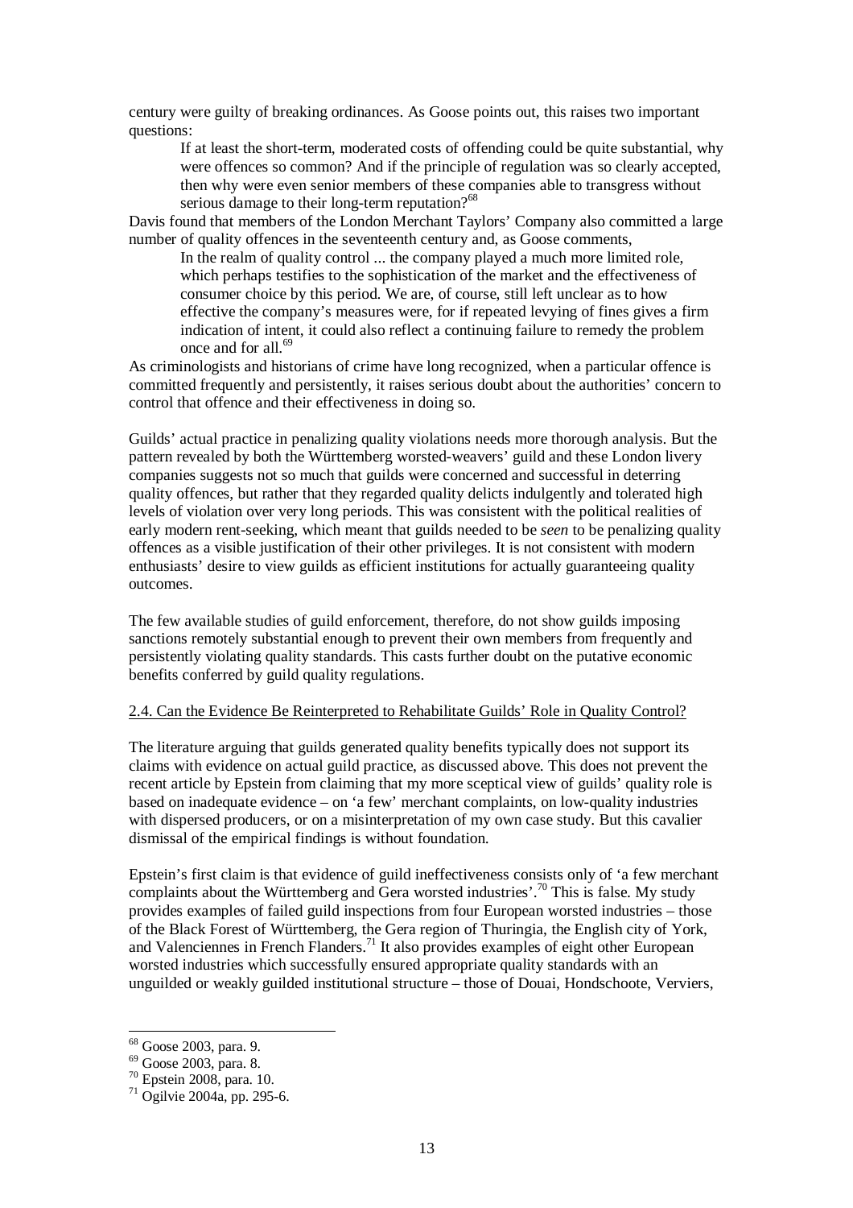century were guilty of breaking ordinances. As Goose points out, this raises two important questions:

> If at least the short-term, moderated costs of offending could be quite substantial, why were offences so common? And if the principle of regulation was so clearly accepted, then why were even senior members of these companies able to transgress without serious damage to their long-term reputation?[68]

Davis found that members of the London Merchant Taylors' Company also committed a large number of quality offences in the seventeenth century and, as Goose comments,

> In the realm of quality control ... the company played a much more limited role, which perhaps testifies to the sophistication of the market and the effectiveness of consumer choice by this period. We are, of course, still left unclear as to how effective the company's measures were, for if repeated levying of fines gives a firm indication of intent, it could also reflect a continuing failure to remedy the problem once and for all.[69]

As criminologists and historians of crime have long recognized, when a particular offence is committed frequently and persistently, it raises serious doubt about the authorities' concern to control that offence and their effectiveness in doing so.

Guilds' actual practice in penalizing quality violations needs more thorough analysis. But the pattern revealed by both the Württemberg worsted-weavers' guild and these London livery companies suggests not so much that guilds were concerned and successful in deterring quality offences, but rather that they regarded quality delicts indulgently and tolerated high levels of violation over very long periods. This was consistent with the political realities of early modern rent-seeking, which meant that guilds needed to be *seen* to be penalizing quality offences as a visible justification of their other privileges. It is not consistent with modern enthusiasts' desire to view guilds as efficient institutions for actually guaranteeing quality outcomes.

The few available studies of guild enforcement, therefore, do not show guilds imposing sanctions remotely substantial enough to prevent their own members from frequently and persistently violating quality standards. This casts further doubt on the putative economic benefits conferred by guild quality regulations.

### 2.4. Can the Evidence Be Reinterpreted to Rehabilitate Guilds' Role in Quality Control?

The literature arguing that guilds generated quality benefits typically does not support its claims with evidence on actual guild practice, as discussed above. This does not prevent the recent article by Epstein from claiming that my more sceptical view of guilds' quality role is based on inadequate evidence – on 'a few' merchant complaints, on low-quality industries with dispersed producers, or on a misinterpretation of my own case study. But this cavalier dismissal of the empirical findings is without foundation.

Epstein's first claim is that evidence of guild ineffectiveness consists only of 'a few merchant complaints about the Württemberg and Gera worsted industries'.[70] This is false. My study provides examples of failed guild inspections from four European worsted industries – those of the Black Forest of Württemberg, the Gera region of Thuringia, the English city of York, and Valenciennes in French Flanders.[71] It also provides examples of eight other European worsted industries which successfully ensured appropriate quality standards with an unguilded or weakly guilded institutional structure – those of Douai, Hondschoote, Verviers,

---

[68] Goose 2003, para. 9.

[69] Goose 2003, para. 8.

[70] Epstein 2008, para. 10.

[71] Ogilvie 2004a, pp. 295-6.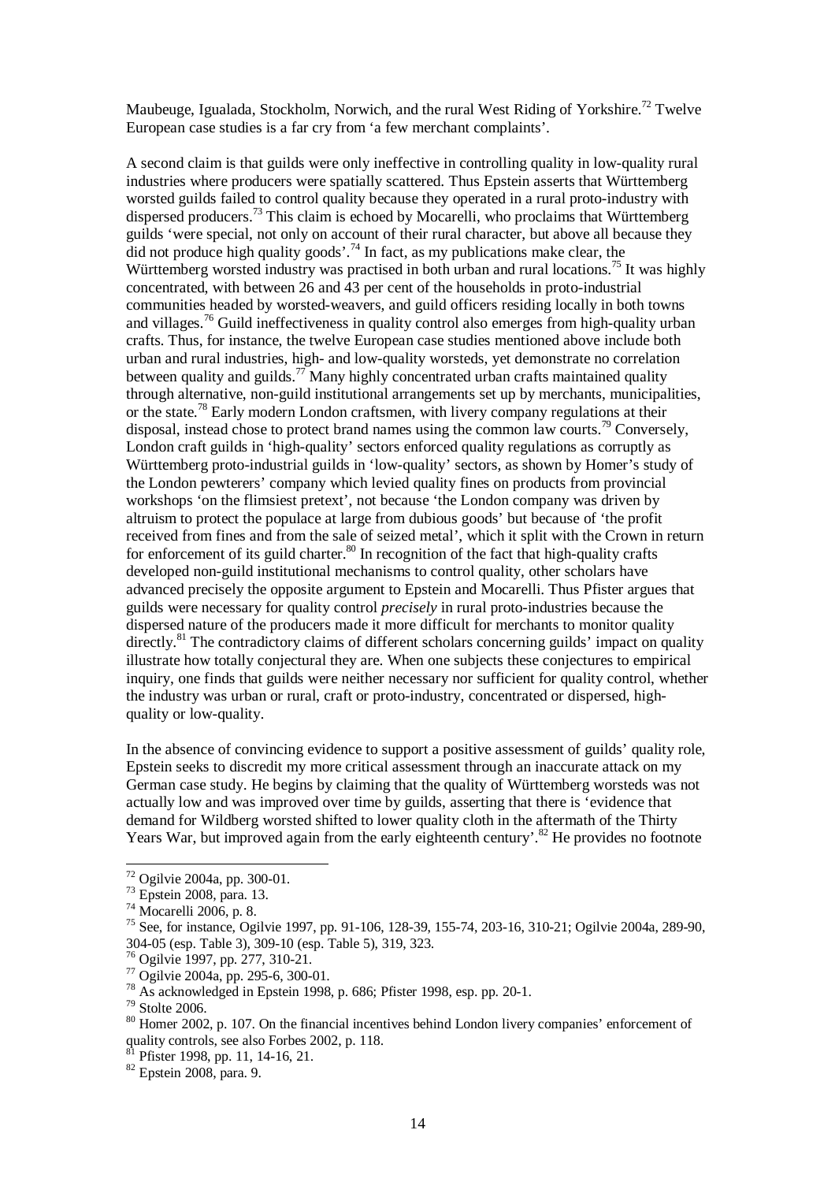Maubeuge, Igualada, Stockholm, Norwich, and the rural West Riding of Yorkshire.[72] Twelve European case studies is a far cry from 'a few merchant complaints'.

A second claim is that guilds were only ineffective in controlling quality in low-quality rural industries where producers were spatially scattered. Thus Epstein asserts that Württemberg worsted guilds failed to control quality because they operated in a rural proto-industry with dispersed producers.[73] This claim is echoed by Mocarelli, who proclaims that Württemberg guilds 'were special, not only on account of their rural character, but above all because they did not produce high quality goods'.[74] In fact, as my publications make clear, the Württemberg worsted industry was practised in both urban and rural locations.[75] It was highly concentrated, with between 26 and 43 per cent of the households in proto-industrial communities headed by worsted-weavers, and guild officers residing locally in both towns and villages.[76] Guild ineffectiveness in quality control also emerges from high-quality urban crafts. Thus, for instance, the twelve European case studies mentioned above include both urban and rural industries, high- and low-quality worsteds, yet demonstrate no correlation between quality and guilds.[77] Many highly concentrated urban crafts maintained quality through alternative, non-guild institutional arrangements set up by merchants, municipalities, or the state.[78] Early modern London craftsmen, with livery company regulations at their disposal, instead chose to protect brand names using the common law courts.[79] Conversely, London craft guilds in 'high-quality' sectors enforced quality regulations as corruptly as Württemberg proto-industrial guilds in 'low-quality' sectors, as shown by Homer's study of the London pewterers' company which levied quality fines on products from provincial workshops 'on the flimsiest pretext', not because 'the London company was driven by altruism to protect the populace at large from dubious goods' but because of 'the profit received from fines and from the sale of seized metal', which it split with the Crown in return for enforcement of its guild charter.[80] In recognition of the fact that high-quality crafts developed non-guild institutional mechanisms to control quality, other scholars have advanced precisely the opposite argument to Epstein and Mocarelli. Thus Pfister argues that guilds were necessary for quality control *precisely* in rural proto-industries because the dispersed nature of the producers made it more difficult for merchants to monitor quality directly.[81] The contradictory claims of different scholars concerning guilds' impact on quality illustrate how totally conjectural they are. When one subjects these conjectures to empirical inquiry, one finds that guilds were neither necessary nor sufficient for quality control, whether the industry was urban or rural, craft or proto-industry, concentrated or dispersed, high-quality or low-quality.

In the absence of convincing evidence to support a positive assessment of guilds' quality role, Epstein seeks to discredit my more critical assessment through an inaccurate attack on my German case study. He begins by claiming that the quality of Württemberg worsteds was not actually low and was improved over time by guilds, asserting that there is 'evidence that demand for Wildberg worsted shifted to lower quality cloth in the aftermath of the Thirty Years War, but improved again from the early eighteenth century'.[82] He provides no footnote

---

[72] Ogilvie 2004a, pp. 300-01.

[73] Epstein 2008, para. 13.

[74] Mocarelli 2006, p. 8.

[75] See, for instance, Ogilvie 1997, pp. 91-106, 128-39, 155-74, 203-16, 310-21; Ogilvie 2004a, 289-90, 304-05 (esp. Table 3), 309-10 (esp. Table 5), 319, 323.

[76] Ogilvie 1997, pp. 277, 310-21.

[77] Ogilvie 2004a, pp. 295-6, 300-01.

[78] As acknowledged in Epstein 1998, p. 686; Pfister 1998, esp. pp. 20-1.

[79] Stolte 2006.

[80] Homer 2002, p. 107. On the financial incentives behind London livery companies' enforcement of quality controls, see also Forbes 2002, p. 118.

[81] Pfister 1998, pp. 11, 14-16, 21.

[82] Epstein 2008, para. 9.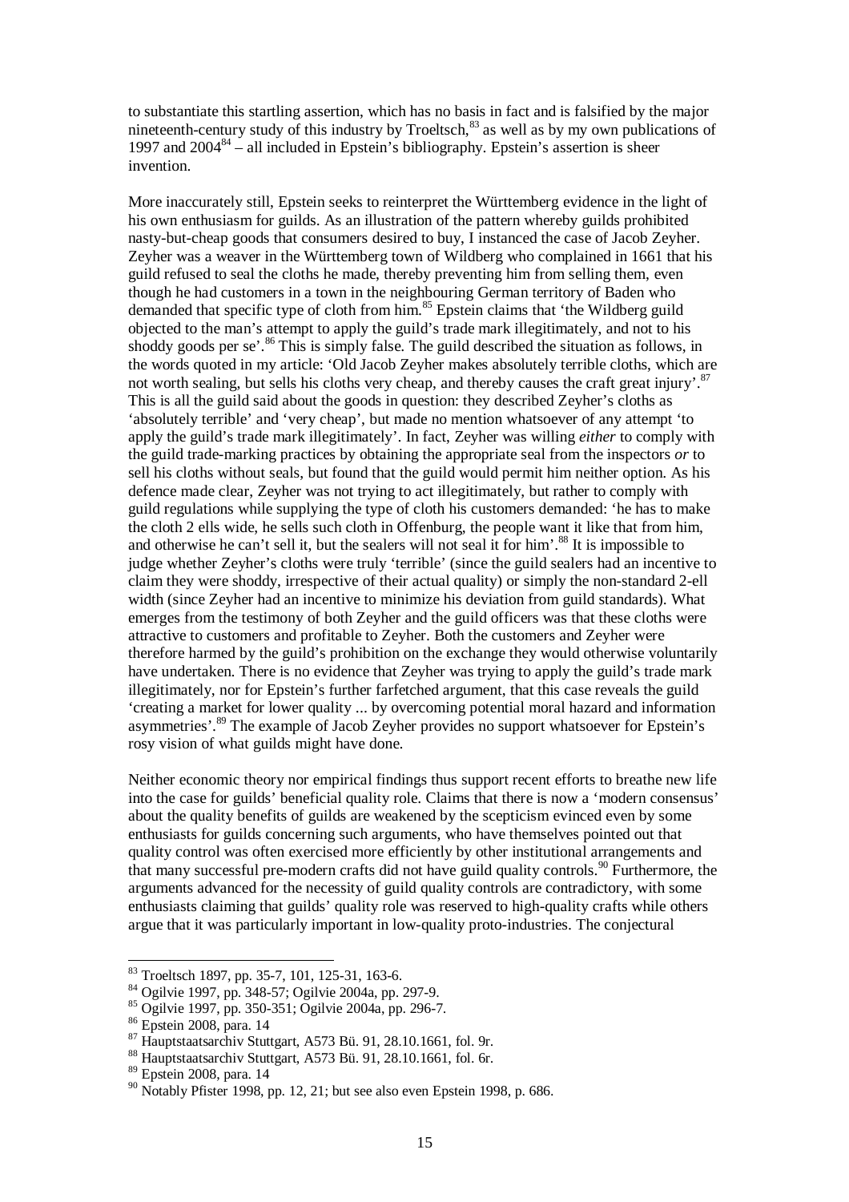to substantiate this startling assertion, which has no basis in fact and is falsified by the major nineteenth-century study of this industry by Troeltsch,[83] as well as by my own publications of 1997 and 2004[84] – all included in Epstein's bibliography. Epstein's assertion is sheer invention.

More inaccurately still, Epstein seeks to reinterpret the Württemberg evidence in the light of his own enthusiasm for guilds. As an illustration of the pattern whereby guilds prohibited nasty-but-cheap goods that consumers desired to buy, I instanced the case of Jacob Zeyher. Zeyher was a weaver in the Württemberg town of Wildberg who complained in 1661 that his guild refused to seal the cloths he made, thereby preventing him from selling them, even though he had customers in a town in the neighbouring German territory of Baden who demanded that specific type of cloth from him.[85] Epstein claims that 'the Wildberg guild objected to the man's attempt to apply the guild's trade mark illegitimately, and not to his shoddy goods per se'.[86] This is simply false. The guild described the situation as follows, in the words quoted in my article: 'Old Jacob Zeyher makes absolutely terrible cloths, which are not worth sealing, but sells his cloths very cheap, and thereby causes the craft great injury'.[87] This is all the guild said about the goods in question: they described Zeyher's cloths as 'absolutely terrible' and 'very cheap', but made no mention whatsoever of any attempt 'to apply the guild's trade mark illegitimately'. In fact, Zeyher was willing *either* to comply with the guild trade-marking practices by obtaining the appropriate seal from the inspectors *or* to sell his cloths without seals, but found that the guild would permit him neither option. As his defence made clear, Zeyher was not trying to act illegitimately, but rather to comply with guild regulations while supplying the type of cloth his customers demanded: 'he has to make the cloth 2 ells wide, he sells such cloth in Offenburg, the people want it like that from him, and otherwise he can't sell it, but the sealers will not seal it for him'.[88] It is impossible to judge whether Zeyher's cloths were truly 'terrible' (since the guild sealers had an incentive to claim they were shoddy, irrespective of their actual quality) or simply the non-standard 2-ell width (since Zeyher had an incentive to minimize his deviation from guild standards). What emerges from the testimony of both Zeyher and the guild officers was that these cloths were attractive to customers and profitable to Zeyher. Both the customers and Zeyher were therefore harmed by the guild's prohibition on the exchange they would otherwise voluntarily have undertaken. There is no evidence that Zeyher was trying to apply the guild's trade mark illegitimately, nor for Epstein's further farfetched argument, that this case reveals the guild 'creating a market for lower quality ... by overcoming potential moral hazard and information asymmetries'.[89] The example of Jacob Zeyher provides no support whatsoever for Epstein's rosy vision of what guilds might have done.

Neither economic theory nor empirical findings thus support recent efforts to breathe new life into the case for guilds' beneficial quality role. Claims that there is now a 'modern consensus' about the quality benefits of guilds are weakened by the scepticism evinced even by some enthusiasts for guilds concerning such arguments, who have themselves pointed out that quality control was often exercised more efficiently by other institutional arrangements and that many successful pre-modern crafts did not have guild quality controls.[90] Furthermore, the arguments advanced for the necessity of guild quality controls are contradictory, with some enthusiasts claiming that guilds' quality role was reserved to high-quality crafts while others argue that it was particularly important in low-quality proto-industries. The conjectural

---

[83] Troeltsch 1897, pp. 35-7, 101, 125-31, 163-6.

[84] Ogilvie 1997, pp. 348-57; Ogilvie 2004a, pp. 297-9.

[85] Ogilvie 1997, pp. 350-351; Ogilvie 2004a, pp. 296-7.

[86] Epstein 2008, para. 14

[87] Hauptstaatsarchiv Stuttgart, A573 Bü. 91, 28.10.1661, fol. 9r.

[88] Hauptstaatsarchiv Stuttgart, A573 Bü. 91, 28.10.1661, fol. 6r.

[89] Epstein 2008, para. 14

[90] Notably Pfister 1998, pp. 12, 21; but see also even Epstein 1998, p. 686.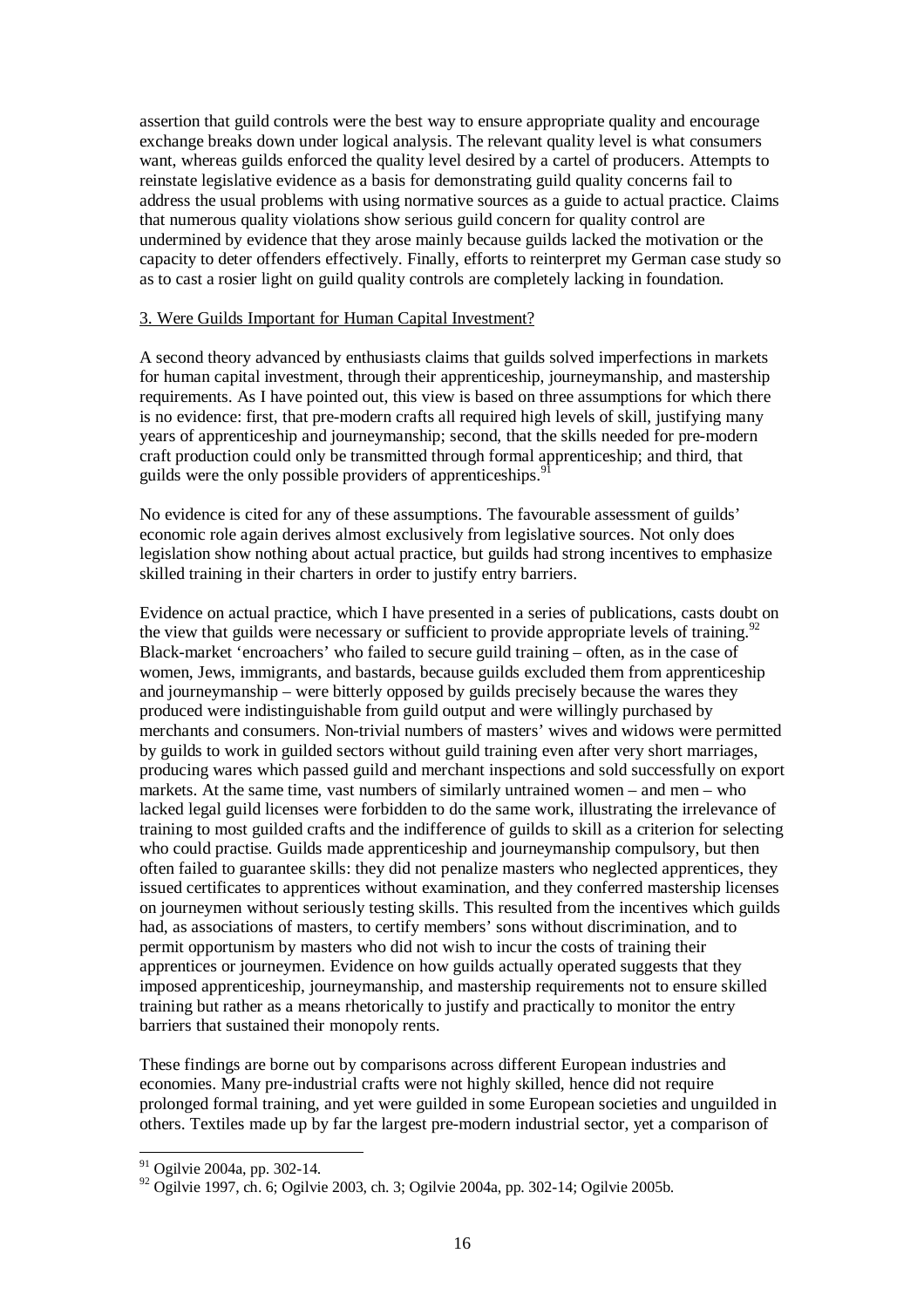assertion that guild controls were the best way to ensure appropriate quality and encourage exchange breaks down under logical analysis. The relevant quality level is what consumers want, whereas guilds enforced the quality level desired by a cartel of producers. Attempts to reinstate legislative evidence as a basis for demonstrating guild quality concerns fail to address the usual problems with using normative sources as a guide to actual practice. Claims that numerous quality violations show serious guild concern for quality control are undermined by evidence that they arose mainly because guilds lacked the motivation or the capacity to deter offenders effectively. Finally, efforts to reinterpret my German case study so as to cast a rosier light on guild quality controls are completely lacking in foundation.

## 3. Were Guilds Important for Human Capital Investment?

A second theory advanced by enthusiasts claims that guilds solved imperfections in markets for human capital investment, through their apprenticeship, journeymanship, and mastership requirements. As I have pointed out, this view is based on three assumptions for which there is no evidence: first, that pre-modern crafts all required high levels of skill, justifying many years of apprenticeship and journeymanship; second, that the skills needed for pre-modern craft production could only be transmitted through formal apprenticeship; and third, that guilds were the only possible providers of apprenticeships.[91]

No evidence is cited for any of these assumptions. The favourable assessment of guilds' economic role again derives almost exclusively from legislative sources. Not only does legislation show nothing about actual practice, but guilds had strong incentives to emphasize skilled training in their charters in order to justify entry barriers.

Evidence on actual practice, which I have presented in a series of publications, casts doubt on the view that guilds were necessary or sufficient to provide appropriate levels of training.[92] Black-market 'encroachers' who failed to secure guild training – often, as in the case of women, Jews, immigrants, and bastards, because guilds excluded them from apprenticeship and journeymanship – were bitterly opposed by guilds precisely because the wares they produced were indistinguishable from guild output and were willingly purchased by merchants and consumers. Non-trivial numbers of masters' wives and widows were permitted by guilds to work in guilded sectors without guild training even after very short marriages, producing wares which passed guild and merchant inspections and sold successfully on export markets. At the same time, vast numbers of similarly untrained women – and men – who lacked legal guild licenses were forbidden to do the same work, illustrating the irrelevance of training to most guilded crafts and the indifference of guilds to skill as a criterion for selecting who could practise. Guilds made apprenticeship and journeymanship compulsory, but then often failed to guarantee skills: they did not penalize masters who neglected apprentices, they issued certificates to apprentices without examination, and they conferred mastership licenses on journeymen without seriously testing skills. This resulted from the incentives which guilds had, as associations of masters, to certify members' sons without discrimination, and to permit opportunism by masters who did not wish to incur the costs of training their apprentices or journeymen. Evidence on how guilds actually operated suggests that they imposed apprenticeship, journeymanship, and mastership requirements not to ensure skilled training but rather as a means rhetorically to justify and practically to monitor the entry barriers that sustained their monopoly rents.

These findings are borne out by comparisons across different European industries and economies. Many pre-industrial crafts were not highly skilled, hence did not require prolonged formal training, and yet were guilded in some European societies and unguilded in others. Textiles made up by far the largest pre-modern industrial sector, yet a comparison of

[91] Ogilvie 2004a, pp. 302-14.

[92] Ogilvie 1997, ch. 6; Ogilvie 2003, ch. 3; Ogilvie 2004a, pp. 302-14; Ogilvie 2005b.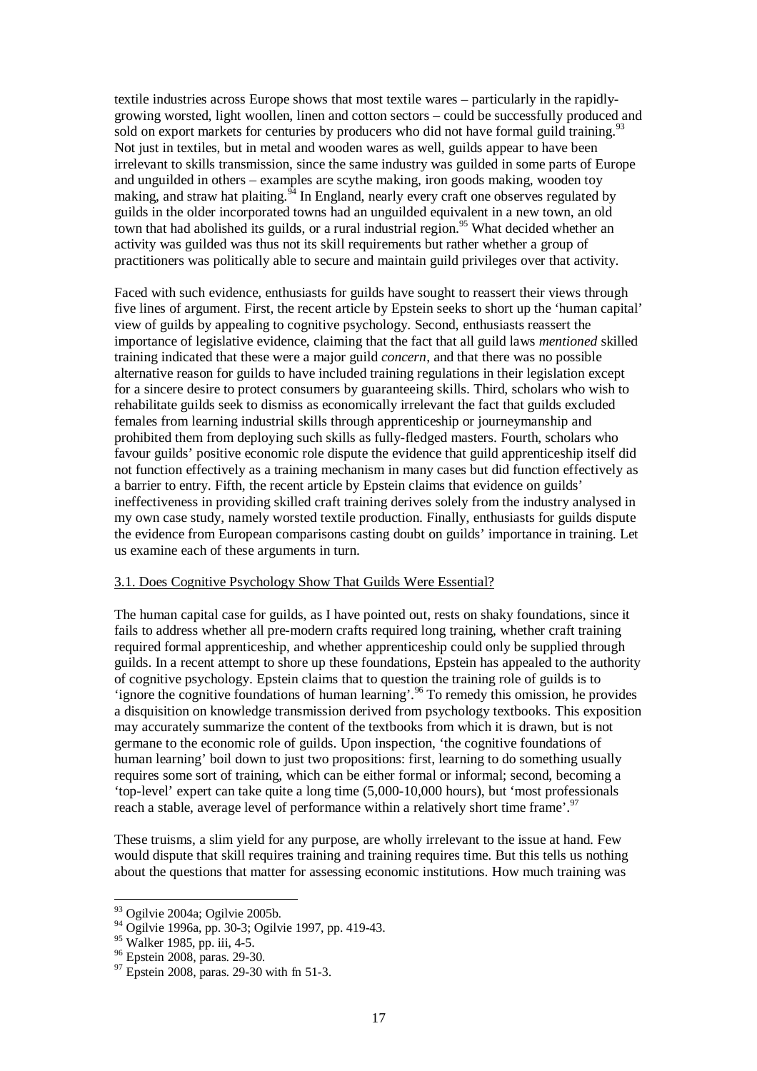textile industries across Europe shows that most textile wares – particularly in the rapidly-growing worsted, light woollen, linen and cotton sectors – could be successfully produced and sold on export markets for centuries by producers who did not have formal guild training.[93] Not just in textiles, but in metal and wooden wares as well, guilds appear to have been irrelevant to skills transmission, since the same industry was guilded in some parts of Europe and unguilded in others – examples are scythe making, iron goods making, wooden toy making, and straw hat plaiting.[94] In England, nearly every craft one observes regulated by guilds in the older incorporated towns had an unguilded equivalent in a new town, an old town that had abolished its guilds, or a rural industrial region.[95] What decided whether an activity was guilded was thus not its skill requirements but rather whether a group of practitioners was politically able to secure and maintain guild privileges over that activity.

Faced with such evidence, enthusiasts for guilds have sought to reassert their views through five lines of argument. First, the recent article by Epstein seeks to short up the 'human capital' view of guilds by appealing to cognitive psychology. Second, enthusiasts reassert the importance of legislative evidence, claiming that the fact that all guild laws *mentioned* skilled training indicated that these were a major guild *concern*, and that there was no possible alternative reason for guilds to have included training regulations in their legislation except for a sincere desire to protect consumers by guaranteeing skills. Third, scholars who wish to rehabilitate guilds seek to dismiss as economically irrelevant the fact that guilds excluded females from learning industrial skills through apprenticeship or journeymanship and prohibited them from deploying such skills as fully-fledged masters. Fourth, scholars who favour guilds' positive economic role dispute the evidence that guild apprenticeship itself did not function effectively as a training mechanism in many cases but did function effectively as a barrier to entry. Fifth, the recent article by Epstein claims that evidence on guilds' ineffectiveness in providing skilled craft training derives solely from the industry analysed in my own case study, namely worsted textile production. Finally, enthusiasts for guilds dispute the evidence from European comparisons casting doubt on guilds' importance in training. Let us examine each of these arguments in turn.

### 3.1. Does Cognitive Psychology Show That Guilds Were Essential?

The human capital case for guilds, as I have pointed out, rests on shaky foundations, since it fails to address whether all pre-modern crafts required long training, whether craft training required formal apprenticeship, and whether apprenticeship could only be supplied through guilds. In a recent attempt to shore up these foundations, Epstein has appealed to the authority of cognitive psychology. Epstein claims that to question the training role of guilds is to 'ignore the cognitive foundations of human learning'.[96] To remedy this omission, he provides a disquisition on knowledge transmission derived from psychology textbooks. This exposition may accurately summarize the content of the textbooks from which it is drawn, but is not germane to the economic role of guilds. Upon inspection, 'the cognitive foundations of human learning' boil down to just two propositions: first, learning to do something usually requires some sort of training, which can be either formal or informal; second, becoming a 'top-level' expert can take quite a long time (5,000-10,000 hours), but 'most professionals reach a stable, average level of performance within a relatively short time frame'.[97]

These truisms, a slim yield for any purpose, are wholly irrelevant to the issue at hand. Few would dispute that skill requires training and training requires time. But this tells us nothing about the questions that matter for assessing economic institutions. How much training was

---

[93] Ogilvie 2004a; Ogilvie 2005b.

[94] Ogilvie 1996a, pp. 30-3; Ogilvie 1997, pp. 419-43.

[95] Walker 1985, pp. iii, 4-5.

[96] Epstein 2008, paras. 29-30.

[97] Epstein 2008, paras. 29-30 with fn 51-3.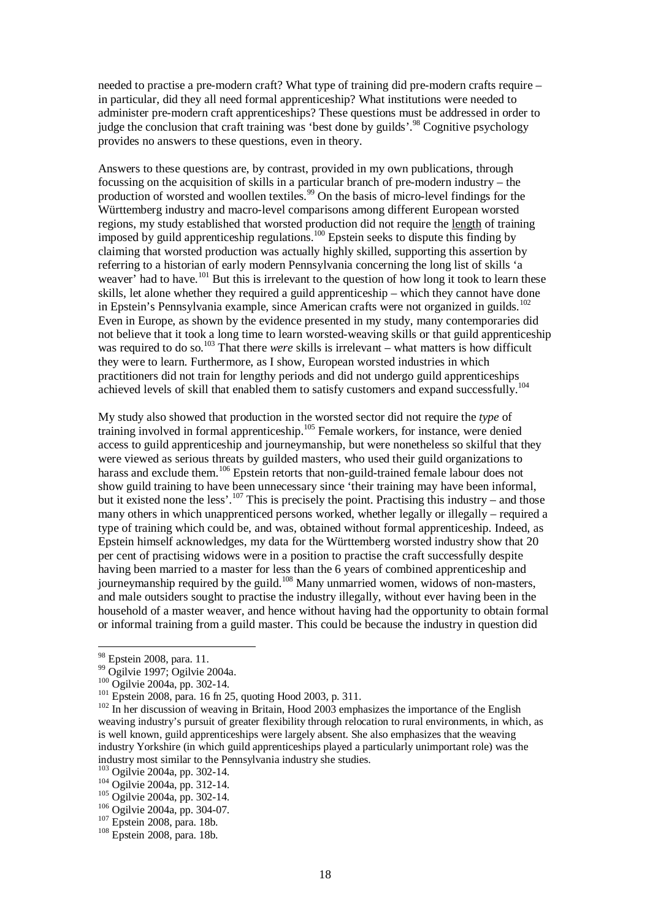needed to practise a pre-modern craft? What type of training did pre-modern crafts require – in particular, did they all need formal apprenticeship? What institutions were needed to administer pre-modern craft apprenticeships? These questions must be addressed in order to judge the conclusion that craft training was 'best done by guilds'.[98] Cognitive psychology provides no answers to these questions, even in theory.

Answers to these questions are, by contrast, provided in my own publications, through focussing on the acquisition of skills in a particular branch of pre-modern industry – the production of worsted and woollen textiles.[99] On the basis of micro-level findings for the Württemberg industry and macro-level comparisons among different European worsted regions, my study established that worsted production did not require the <u>length</u> of training imposed by guild apprenticeship regulations.[100] Epstein seeks to dispute this finding by claiming that worsted production was actually highly skilled, supporting this assertion by referring to a historian of early modern Pennsylvania concerning the long list of skills 'a weaver' had to have.[101] But this is irrelevant to the question of how long it took to learn these skills, let alone whether they required a guild apprenticeship – which they cannot have done in Epstein's Pennsylvania example, since American crafts were not organized in guilds.[102] Even in Europe, as shown by the evidence presented in my study, many contemporaries did not believe that it took a long time to learn worsted-weaving skills or that guild apprenticeship was required to do so.[103] That there *were* skills is irrelevant – what matters is how difficult they were to learn. Furthermore, as I show, European worsted industries in which practitioners did not train for lengthy periods and did not undergo guild apprenticeships achieved levels of skill that enabled them to satisfy customers and expand successfully.[104]

My study also showed that production in the worsted sector did not require the *type* of training involved in formal apprenticeship.[105] Female workers, for instance, were denied access to guild apprenticeship and journeymanship, but were nonetheless so skilful that they were viewed as serious threats by guilded masters, who used their guild organizations to harass and exclude them.[106] Epstein retorts that non-guild-trained female labour does not show guild training to have been unnecessary since 'their training may have been informal, but it existed none the less'.[107] This is precisely the point. Practising this industry – and those many others in which unapprenticed persons worked, whether legally or illegally – required a type of training which could be, and was, obtained without formal apprenticeship. Indeed, as Epstein himself acknowledges, my data for the Württemberg worsted industry show that 20 per cent of practising widows were in a position to practise the craft successfully despite having been married to a master for less than the 6 years of combined apprenticeship and journeymanship required by the guild.[108] Many unmarried women, widows of non-masters, and male outsiders sought to practise the industry illegally, without ever having been in the household of a master weaver, and hence without having had the opportunity to obtain formal or informal training from a guild master. This could be because the industry in question did

---

[98] Epstein 2008, para. 11.

[99] Ogilvie 1997; Ogilvie 2004a.

[100] Ogilvie 2004a, pp. 302-14.

[101] Epstein 2008, para. 16 fn 25, quoting Hood 2003, p. 311.

[102] In her discussion of weaving in Britain, Hood 2003 emphasizes the importance of the English weaving industry's pursuit of greater flexibility through relocation to rural environments, in which, as is well known, guild apprenticeships were largely absent. She also emphasizes that the weaving industry Yorkshire (in which guild apprenticeships played a particularly unimportant role) was the industry most similar to the Pennsylvania industry she studies.

[103] Ogilvie 2004a, pp. 302-14.

[104] Ogilvie 2004a, pp. 312-14.

[105] Ogilvie 2004a, pp. 302-14.

[106] Ogilvie 2004a, pp. 304-07.

[107] Epstein 2008, para. 18b.

[108] Epstein 2008, para. 18b.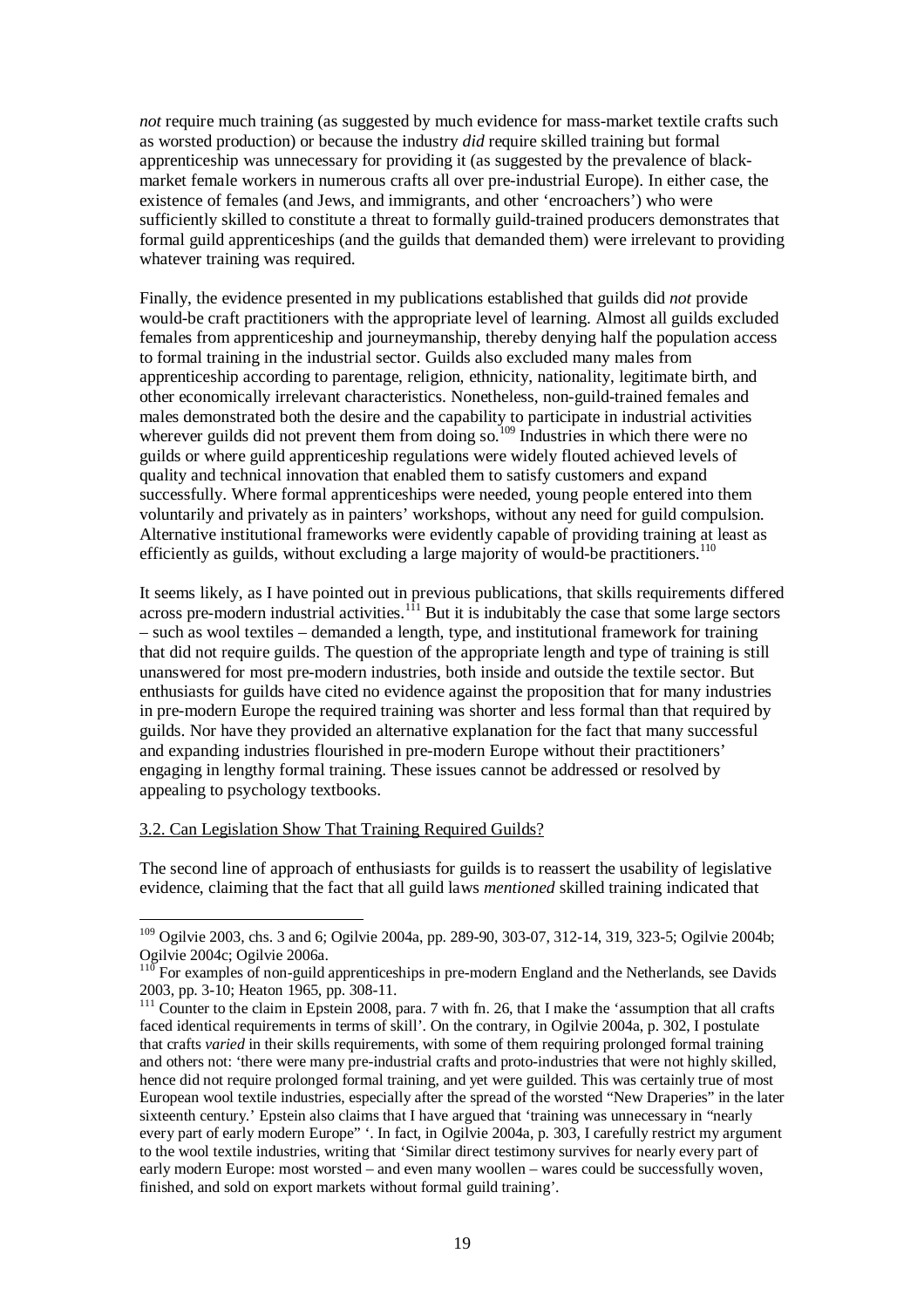*not* require much training (as suggested by much evidence for mass-market textile crafts such as worsted production) or because the industry *did* require skilled training but formal apprenticeship was unnecessary for providing it (as suggested by the prevalence of black-market female workers in numerous crafts all over pre-industrial Europe). In either case, the existence of females (and Jews, and immigrants, and other 'encroachers') who were sufficiently skilled to constitute a threat to formally guild-trained producers demonstrates that formal guild apprenticeships (and the guilds that demanded them) were irrelevant to providing whatever training was required.

Finally, the evidence presented in my publications established that guilds did *not* provide would-be craft practitioners with the appropriate level of learning. Almost all guilds excluded females from apprenticeship and journeymanship, thereby denying half the population access to formal training in the industrial sector. Guilds also excluded many males from apprenticeship according to parentage, religion, ethnicity, nationality, legitimate birth, and other economically irrelevant characteristics. Nonetheless, non-guild-trained females and males demonstrated both the desire and the capability to participate in industrial activities wherever guilds did not prevent them from doing so.[109] Industries in which there were no guilds or where guild apprenticeship regulations were widely flouted achieved levels of quality and technical innovation that enabled them to satisfy customers and expand successfully. Where formal apprenticeships were needed, young people entered into them voluntarily and privately as in painters' workshops, without any need for guild compulsion. Alternative institutional frameworks were evidently capable of providing training at least as efficiently as guilds, without excluding a large majority of would-be practitioners.[110]

It seems likely, as I have pointed out in previous publications, that skills requirements differed across pre-modern industrial activities.[111] But it is indubitably the case that some large sectors – such as wool textiles – demanded a length, type, and institutional framework for training that did not require guilds. The question of the appropriate length and type of training is still unanswered for most pre-modern industries, both inside and outside the textile sector. But enthusiasts for guilds have cited no evidence against the proposition that for many industries in pre-modern Europe the required training was shorter and less formal than that required by guilds. Nor have they provided an alternative explanation for the fact that many successful and expanding industries flourished in pre-modern Europe without their practitioners' engaging in lengthy formal training. These issues cannot be addressed or resolved by appealing to psychology textbooks.

### 3.2. Can Legislation Show That Training Required Guilds?

The second line of approach of enthusiasts for guilds is to reassert the usability of legislative evidence, claiming that the fact that all guild laws *mentioned* skilled training indicated that

---

[109] Ogilvie 2003, chs. 3 and 6; Ogilvie 2004a, pp. 289-90, 303-07, 312-14, 319, 323-5; Ogilvie 2004b; Ogilvie 2004c; Ogilvie 2006a.

[110] For examples of non-guild apprenticeships in pre-modern England and the Netherlands, see Davids 2003, pp. 3-10; Heaton 1965, pp. 308-11.

[111] Counter to the claim in Epstein 2008, para. 7 with fn. 26, that I make the 'assumption that all crafts faced identical requirements in terms of skill'. On the contrary, in Ogilvie 2004a, p. 302, I postulate that crafts *varied* in their skills requirements, with some of them requiring prolonged formal training and others not: 'there were many pre-industrial crafts and proto-industries that were not highly skilled, hence did not require prolonged formal training, and yet were guilded. This was certainly true of most European wool textile industries, especially after the spread of the worsted "New Draperies" in the later sixteenth century.' Epstein also claims that I have argued that 'training was unnecessary in "nearly every part of early modern Europe" '. In fact, in Ogilvie 2004a, p. 303, I carefully restrict my argument to the wool textile industries, writing that 'Similar direct testimony survives for nearly every part of early modern Europe: most worsted – and even many woollen – wares could be successfully woven, finished, and sold on export markets without formal guild training'.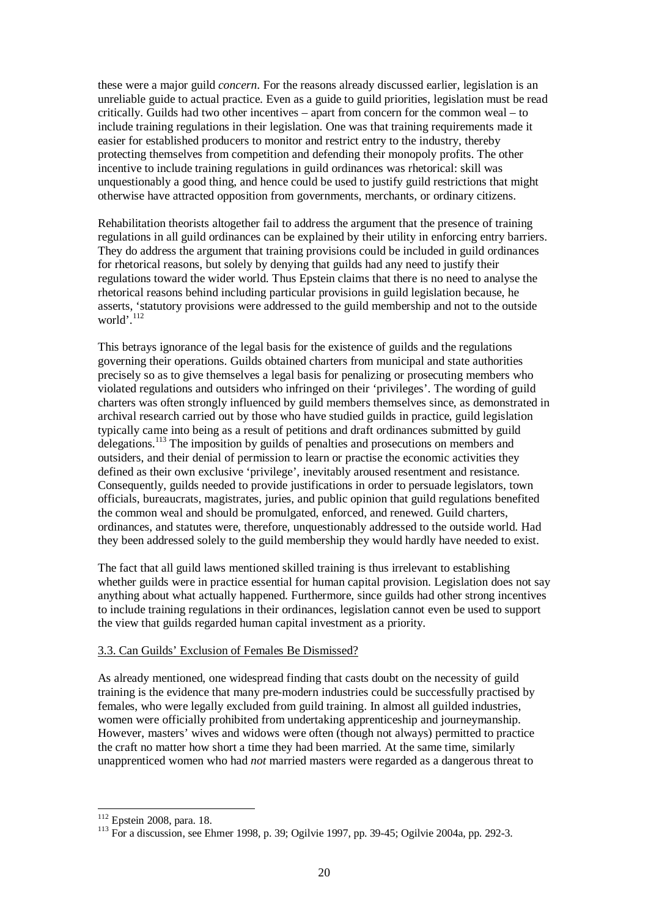these were a major guild *concern*. For the reasons already discussed earlier, legislation is an unreliable guide to actual practice. Even as a guide to guild priorities, legislation must be read critically. Guilds had two other incentives – apart from concern for the common weal – to include training regulations in their legislation. One was that training requirements made it easier for established producers to monitor and restrict entry to the industry, thereby protecting themselves from competition and defending their monopoly profits. The other incentive to include training regulations in guild ordinances was rhetorical: skill was unquestionably a good thing, and hence could be used to justify guild restrictions that might otherwise have attracted opposition from governments, merchants, or ordinary citizens.

Rehabilitation theorists altogether fail to address the argument that the presence of training regulations in all guild ordinances can be explained by their utility in enforcing entry barriers. They do address the argument that training provisions could be included in guild ordinances for rhetorical reasons, but solely by denying that guilds had any need to justify their regulations toward the wider world. Thus Epstein claims that there is no need to analyse the rhetorical reasons behind including particular provisions in guild legislation because, he asserts, 'statutory provisions were addressed to the guild membership and not to the outside world'.[112]

This betrays ignorance of the legal basis for the existence of guilds and the regulations governing their operations. Guilds obtained charters from municipal and state authorities precisely so as to give themselves a legal basis for penalizing or prosecuting members who violated regulations and outsiders who infringed on their 'privileges'. The wording of guild charters was often strongly influenced by guild members themselves since, as demonstrated in archival research carried out by those who have studied guilds in practice, guild legislation typically came into being as a result of petitions and draft ordinances submitted by guild delegations.[113] The imposition by guilds of penalties and prosecutions on members and outsiders, and their denial of permission to learn or practise the economic activities they defined as their own exclusive 'privilege', inevitably aroused resentment and resistance. Consequently, guilds needed to provide justifications in order to persuade legislators, town officials, bureaucrats, magistrates, juries, and public opinion that guild regulations benefited the common weal and should be promulgated, enforced, and renewed. Guild charters, ordinances, and statutes were, therefore, unquestionably addressed to the outside world. Had they been addressed solely to the guild membership they would hardly have needed to exist.

The fact that all guild laws mentioned skilled training is thus irrelevant to establishing whether guilds were in practice essential for human capital provision. Legislation does not say anything about what actually happened. Furthermore, since guilds had other strong incentives to include training regulations in their ordinances, legislation cannot even be used to support the view that guilds regarded human capital investment as a priority.

### 3.3. Can Guilds' Exclusion of Females Be Dismissed?

As already mentioned, one widespread finding that casts doubt on the necessity of guild training is the evidence that many pre-modern industries could be successfully practised by females, who were legally excluded from guild training. In almost all guilded industries, women were officially prohibited from undertaking apprenticeship and journeymanship. However, masters' wives and widows were often (though not always) permitted to practice the craft no matter how short a time they had been married. At the same time, similarly unapprenticed women who had *not* married masters were regarded as a dangerous threat to

---

[112] Epstein 2008, para. 18.

[113] For a discussion, see Ehmer 1998, p. 39; Ogilvie 1997, pp. 39-45; Ogilvie 2004a, pp. 292-3.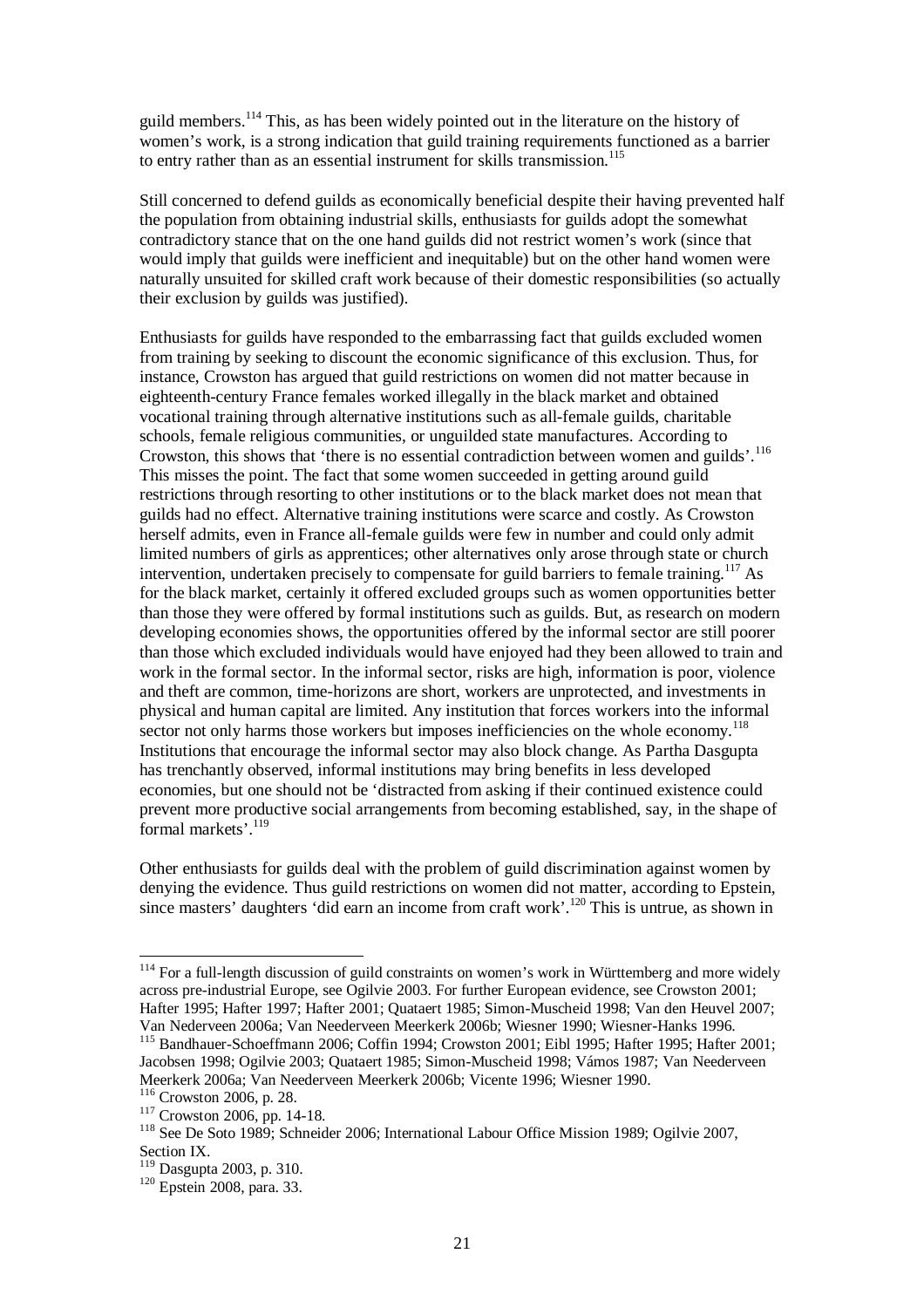guild members.[114] This, as has been widely pointed out in the literature on the history of women's work, is a strong indication that guild training requirements functioned as a barrier to entry rather than as an essential instrument for skills transmission.[115]

Still concerned to defend guilds as economically beneficial despite their having prevented half the population from obtaining industrial skills, enthusiasts for guilds adopt the somewhat contradictory stance that on the one hand guilds did not restrict women's work (since that would imply that guilds were inefficient and inequitable) but on the other hand women were naturally unsuited for skilled craft work because of their domestic responsibilities (so actually their exclusion by guilds was justified).

Enthusiasts for guilds have responded to the embarrassing fact that guilds excluded women from training by seeking to discount the economic significance of this exclusion. Thus, for instance, Crowston has argued that guild restrictions on women did not matter because in eighteenth-century France females worked illegally in the black market and obtained vocational training through alternative institutions such as all-female guilds, charitable schools, female religious communities, or unguilded state manufactures. According to Crowston, this shows that 'there is no essential contradiction between women and guilds'.[116] This misses the point. The fact that some women succeeded in getting around guild restrictions through resorting to other institutions or to the black market does not mean that guilds had no effect. Alternative training institutions were scarce and costly. As Crowston herself admits, even in France all-female guilds were few in number and could only admit limited numbers of girls as apprentices; other alternatives only arose through state or church intervention, undertaken precisely to compensate for guild barriers to female training.[117] As for the black market, certainly it offered excluded groups such as women opportunities better than those they were offered by formal institutions such as guilds. But, as research on modern developing economies shows, the opportunities offered by the informal sector are still poorer than those which excluded individuals would have enjoyed had they been allowed to train and work in the formal sector. In the informal sector, risks are high, information is poor, violence and theft are common, time-horizons are short, workers are unprotected, and investments in physical and human capital are limited. Any institution that forces workers into the informal sector not only harms those workers but imposes inefficiencies on the whole economy.[118] Institutions that encourage the informal sector may also block change. As Partha Dasgupta has trenchantly observed, informal institutions may bring benefits in less developed economies, but one should not be 'distracted from asking if their continued existence could prevent more productive social arrangements from becoming established, say, in the shape of formal markets'.[119]

Other enthusiasts for guilds deal with the problem of guild discrimination against women by denying the evidence. Thus guild restrictions on women did not matter, according to Epstein, since masters' daughters 'did earn an income from craft work'.[120] This is untrue, as shown in

---

[114] For a full-length discussion of guild constraints on women's work in Württemberg and more widely across pre-industrial Europe, see Ogilvie 2003. For further European evidence, see Crowston 2001; Hafter 1995; Hafter 1997; Hafter 2001; Quataert 1985; Simon-Muscheid 1998; Van den Heuvel 2007; Van Nederveen 2006a; Van Neederveen Meerkerk 2006b; Wiesner 1990; Wiesner-Hanks 1996.

[115] Bandhauer-Schoeffmann 2006; Coffin 1994; Crowston 2001; Eibl 1995; Hafter 1995; Hafter 2001; Jacobsen 1998; Ogilvie 2003; Quataert 1985; Simon-Muscheid 1998; Vámos 1987; Van Neederveen Meerkerk 2006a; Van Neederveen Meerkerk 2006b; Vicente 1996; Wiesner 1990.

[116] Crowston 2006, p. 28.

[117] Crowston 2006, pp. 14-18.

[118] See De Soto 1989; Schneider 2006; International Labour Office Mission 1989; Ogilvie 2007, Section IX.

[119] Dasgupta 2003, p. 310.

[120] Epstein 2008, para. 33.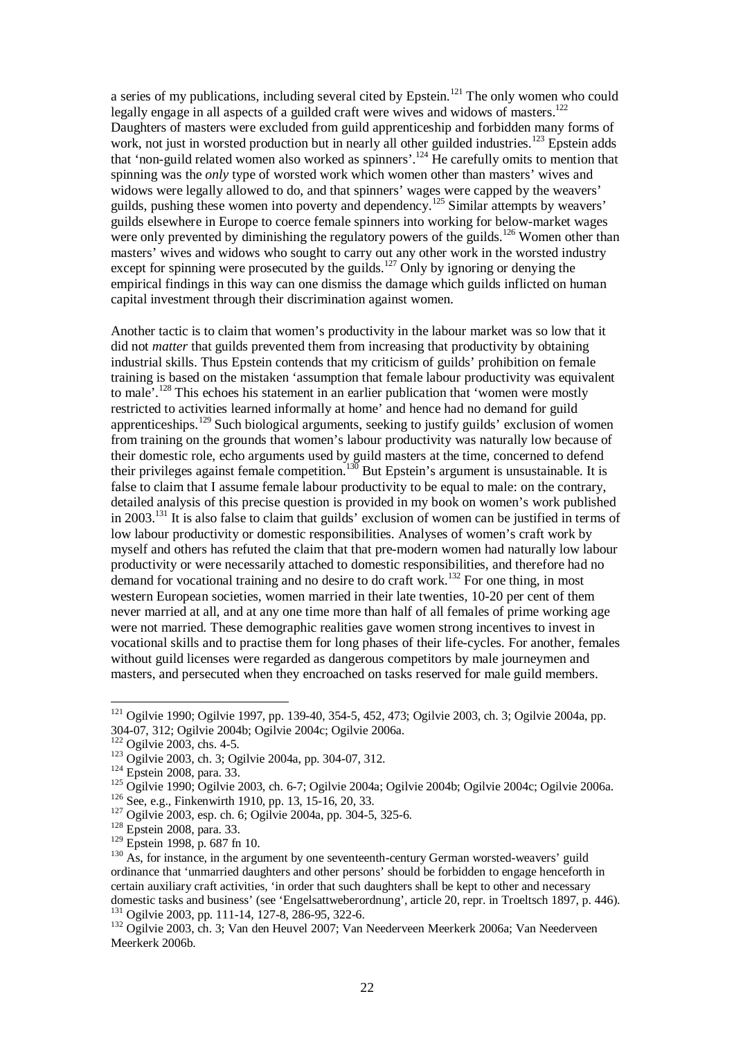a series of my publications, including several cited by Epstein.[121] The only women who could legally engage in all aspects of a guilded craft were wives and widows of masters.[122] Daughters of masters were excluded from guild apprenticeship and forbidden many forms of work, not just in worsted production but in nearly all other guilded industries.[123] Epstein adds that 'non-guild related women also worked as spinners'.[124] He carefully omits to mention that spinning was the *only* type of worsted work which women other than masters' wives and widows were legally allowed to do, and that spinners' wages were capped by the weavers' guilds, pushing these women into poverty and dependency.[125] Similar attempts by weavers' guilds elsewhere in Europe to coerce female spinners into working for below-market wages were only prevented by diminishing the regulatory powers of the guilds.[126] Women other than masters' wives and widows who sought to carry out any other work in the worsted industry except for spinning were prosecuted by the guilds.[127] Only by ignoring or denying the empirical findings in this way can one dismiss the damage which guilds inflicted on human capital investment through their discrimination against women.

Another tactic is to claim that women's productivity in the labour market was so low that it did not *matter* that guilds prevented them from increasing that productivity by obtaining industrial skills. Thus Epstein contends that my criticism of guilds' prohibition on female training is based on the mistaken 'assumption that female labour productivity was equivalent to male'.[128] This echoes his statement in an earlier publication that 'women were mostly restricted to activities learned informally at home' and hence had no demand for guild apprenticeships.[129] Such biological arguments, seeking to justify guilds' exclusion of women from training on the grounds that women's labour productivity was naturally low because of their domestic role, echo arguments used by guild masters at the time, concerned to defend their privileges against female competition.[130] But Epstein's argument is unsustainable. It is false to claim that I assume female labour productivity to be equal to male: on the contrary, detailed analysis of this precise question is provided in my book on women's work published in 2003.[131] It is also false to claim that guilds' exclusion of women can be justified in terms of low labour productivity or domestic responsibilities. Analyses of women's craft work by myself and others has refuted the claim that that pre-modern women had naturally low labour productivity or were necessarily attached to domestic responsibilities, and therefore had no demand for vocational training and no desire to do craft work.[132] For one thing, in most western European societies, women married in their late twenties, 10-20 per cent of them never married at all, and at any one time more than half of all females of prime working age were not married. These demographic realities gave women strong incentives to invest in vocational skills and to practise them for long phases of their life-cycles. For another, females without guild licenses were regarded as dangerous competitors by male journeymen and masters, and persecuted when they encroached on tasks reserved for male guild members.

---

[121] Ogilvie 1990; Ogilvie 1997, pp. 139-40, 354-5, 452, 473; Ogilvie 2003, ch. 3; Ogilvie 2004a, pp. 304-07, 312; Ogilvie 2004b; Ogilvie 2004c; Ogilvie 2006a.

[122] Ogilvie 2003, chs. 4-5.

[123] Ogilvie 2003, ch. 3; Ogilvie 2004a, pp. 304-07, 312.

[124] Epstein 2008, para. 33.

[125] Ogilvie 1990; Ogilvie 2003, ch. 6-7; Ogilvie 2004a; Ogilvie 2004b; Ogilvie 2004c; Ogilvie 2006a.

[126] See, e.g., Finkenwirth 1910, pp. 13, 15-16, 20, 33.

[127] Ogilvie 2003, esp. ch. 6; Ogilvie 2004a, pp. 304-5, 325-6.

[128] Epstein 2008, para. 33.

[129] Epstein 1998, p. 687 fn 10.

[130] As, for instance, in the argument by one seventeenth-century German worsted-weavers' guild ordinance that 'unmarried daughters and other persons' should be forbidden to engage henceforth in certain auxiliary craft activities, 'in order that such daughters shall be kept to other and necessary domestic tasks and business' (see 'Engelsattweberordnung', article 20, repr. in Troeltsch 1897, p. 446).

[131] Ogilvie 2003, pp. 111-14, 127-8, 286-95, 322-6.

[132] Ogilvie 2003, ch. 3; Van den Heuvel 2007; Van Neederveen Meerkerk 2006a; Van Neederveen Meerkerk 2006b.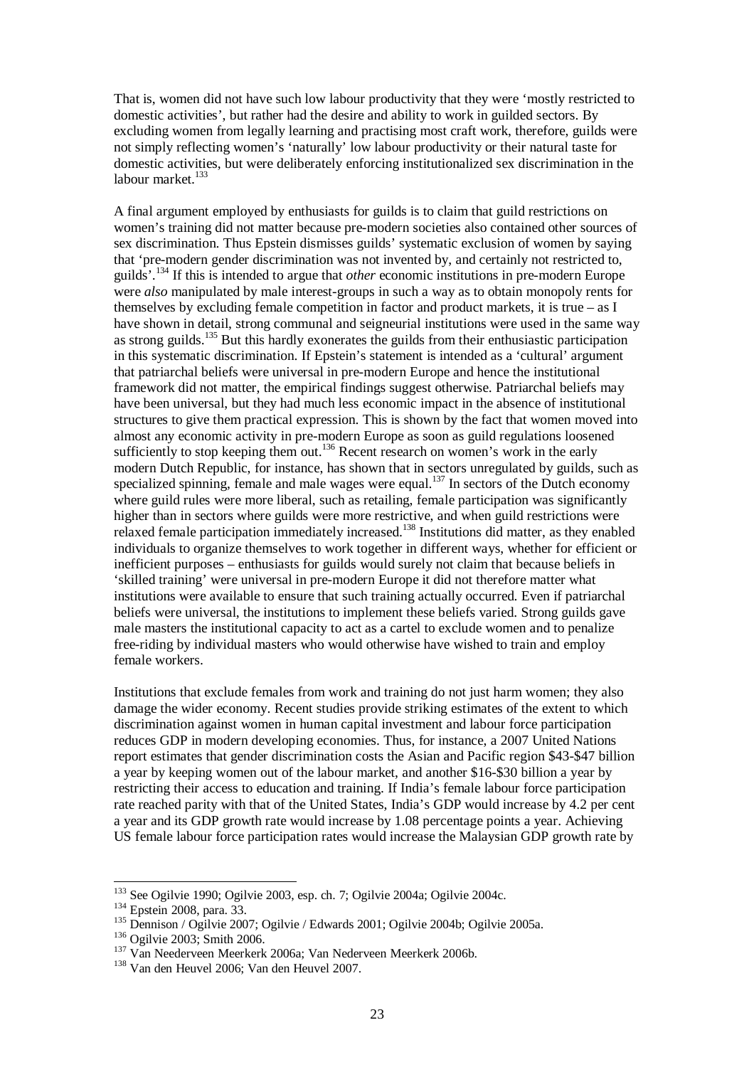That is, women did not have such low labour productivity that they were 'mostly restricted to domestic activities', but rather had the desire and ability to work in guilded sectors. By excluding women from legally learning and practising most craft work, therefore, guilds were not simply reflecting women's 'naturally' low labour productivity or their natural taste for domestic activities, but were deliberately enforcing institutionalized sex discrimination in the labour market.[133]

A final argument employed by enthusiasts for guilds is to claim that guild restrictions on women's training did not matter because pre-modern societies also contained other sources of sex discrimination. Thus Epstein dismisses guilds' systematic exclusion of women by saying that 'pre-modern gender discrimination was not invented by, and certainly not restricted to, guilds'.[134] If this is intended to argue that *other* economic institutions in pre-modern Europe were *also* manipulated by male interest-groups in such a way as to obtain monopoly rents for themselves by excluding female competition in factor and product markets, it is true – as I have shown in detail, strong communal and seigneurial institutions were used in the same way as strong guilds.[135] But this hardly exonerates the guilds from their enthusiastic participation in this systematic discrimination. If Epstein's statement is intended as a 'cultural' argument that patriarchal beliefs were universal in pre-modern Europe and hence the institutional framework did not matter, the empirical findings suggest otherwise. Patriarchal beliefs may have been universal, but they had much less economic impact in the absence of institutional structures to give them practical expression. This is shown by the fact that women moved into almost any economic activity in pre-modern Europe as soon as guild regulations loosened sufficiently to stop keeping them out.[136] Recent research on women's work in the early modern Dutch Republic, for instance, has shown that in sectors unregulated by guilds, such as specialized spinning, female and male wages were equal.[137] In sectors of the Dutch economy where guild rules were more liberal, such as retailing, female participation was significantly higher than in sectors where guilds were more restrictive, and when guild restrictions were relaxed female participation immediately increased.[138] Institutions did matter, as they enabled individuals to organize themselves to work together in different ways, whether for efficient or inefficient purposes – enthusiasts for guilds would surely not claim that because beliefs in 'skilled training' were universal in pre-modern Europe it did not therefore matter what institutions were available to ensure that such training actually occurred. Even if patriarchal beliefs were universal, the institutions to implement these beliefs varied. Strong guilds gave male masters the institutional capacity to act as a cartel to exclude women and to penalize free-riding by individual masters who would otherwise have wished to train and employ female workers.

Institutions that exclude females from work and training do not just harm women; they also damage the wider economy. Recent studies provide striking estimates of the extent to which discrimination against women in human capital investment and labour force participation reduces GDP in modern developing economies. Thus, for instance, a 2007 United Nations report estimates that gender discrimination costs the Asian and Pacific region \$43-\$47 billion a year by keeping women out of the labour market, and another \$16-\$30 billion a year by restricting their access to education and training. If India's female labour force participation rate reached parity with that of the United States, India's GDP would increase by 4.2 per cent a year and its GDP growth rate would increase by 1.08 percentage points a year. Achieving US female labour force participation rates would increase the Malaysian GDP growth rate by

---

[133] See Ogilvie 1990; Ogilvie 2003, esp. ch. 7; Ogilvie 2004a; Ogilvie 2004c.

[134] Epstein 2008, para. 33.

[135] Dennison / Ogilvie 2007; Ogilvie / Edwards 2001; Ogilvie 2004b; Ogilvie 2005a.

[136] Ogilvie 2003; Smith 2006.

[137] Van Neederveen Meerkerk 2006a; Van Nederveen Meerkerk 2006b.

[138] Van den Heuvel 2006; Van den Heuvel 2007.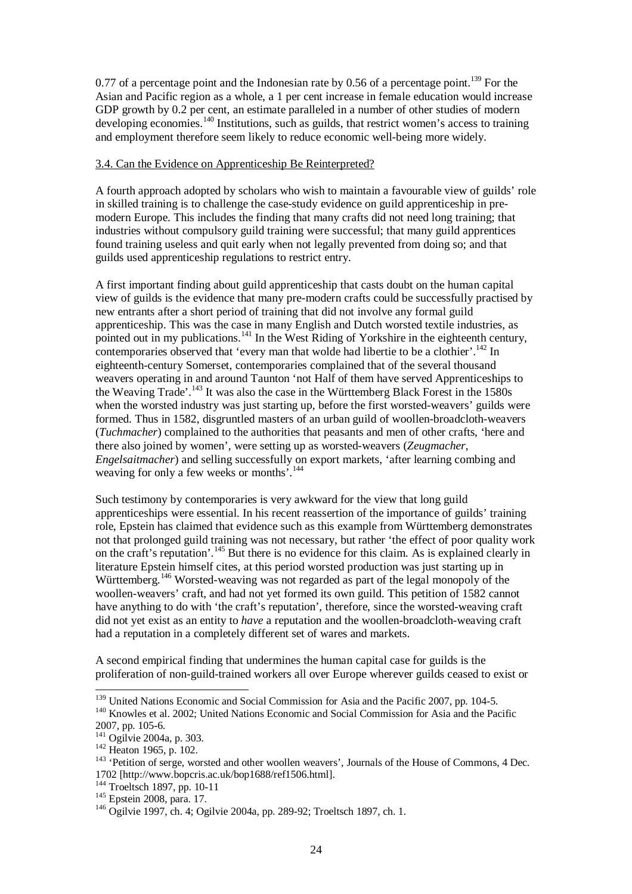0.77 of a percentage point and the Indonesian rate by 0.56 of a percentage point.[139] For the Asian and Pacific region as a whole, a 1 per cent increase in female education would increase GDP growth by 0.2 per cent, an estimate paralleled in a number of other studies of modern developing economies.[140] Institutions, such as guilds, that restrict women's access to training and employment therefore seem likely to reduce economic well-being more widely.

### 3.4. Can the Evidence on Apprenticeship Be Reinterpreted?

A fourth approach adopted by scholars who wish to maintain a favourable view of guilds' role in skilled training is to challenge the case-study evidence on guild apprenticeship in pre-modern Europe. This includes the finding that many crafts did not need long training; that industries without compulsory guild training were successful; that many guild apprentices found training useless and quit early when not legally prevented from doing so; and that guilds used apprenticeship regulations to restrict entry.

A first important finding about guild apprenticeship that casts doubt on the human capital view of guilds is the evidence that many pre-modern crafts could be successfully practised by new entrants after a short period of training that did not involve any formal guild apprenticeship. This was the case in many English and Dutch worsted textile industries, as pointed out in my publications.[141] In the West Riding of Yorkshire in the eighteenth century, contemporaries observed that 'every man that wolde had libertie to be a clothier'.[142] In eighteenth-century Somerset, contemporaries complained that of the several thousand weavers operating in and around Taunton 'not Half of them have served Apprenticeships to the Weaving Trade'.[143] It was also the case in the Württemberg Black Forest in the 1580s when the worsted industry was just starting up, before the first worsted-weavers' guilds were formed. Thus in 1582, disgruntled masters of an urban guild of woollen-broadcloth-weavers (*Tuchmacher*) complained to the authorities that peasants and men of other crafts, 'here and there also joined by women', were setting up as worsted-weavers (*Zeugmacher*, *Engelsaitmacher*) and selling successfully on export markets, 'after learning combing and weaving for only a few weeks or months'.[144]

Such testimony by contemporaries is very awkward for the view that long guild apprenticeships were essential. In his recent reassertion of the importance of guilds' training role, Epstein has claimed that evidence such as this example from Württemberg demonstrates not that prolonged guild training was not necessary, but rather 'the effect of poor quality work on the craft's reputation'.[145] But there is no evidence for this claim. As is explained clearly in literature Epstein himself cites, at this period worsted production was just starting up in Württemberg.[146] Worsted-weaving was not regarded as part of the legal monopoly of the woollen-weavers' craft, and had not yet formed its own guild. This petition of 1582 cannot have anything to do with 'the craft's reputation', therefore, since the worsted-weaving craft did not yet exist as an entity to *have* a reputation and the woollen-broadcloth-weaving craft had a reputation in a completely different set of wares and markets.

A second empirical finding that undermines the human capital case for guilds is the proliferation of non-guild-trained workers all over Europe wherever guilds ceased to exist or

---

[139] United Nations Economic and Social Commission for Asia and the Pacific 2007, pp. 104-5.

[140] Knowles et al. 2002; United Nations Economic and Social Commission for Asia and the Pacific 2007, pp. 105-6.

[141] Ogilvie 2004a, p. 303.

[142] Heaton 1965, p. 102.

[143] 'Petition of serge, worsted and other woollen weavers', Journals of the House of Commons, 4 Dec. 1702 [http://www.bopcris.ac.uk/bop1688/ref1506.html].

[144] Troeltsch 1897, pp. 10-11

[145] Epstein 2008, para. 17.

[146] Ogilvie 1997, ch. 4; Ogilvie 2004a, pp. 289-92; Troeltsch 1897, ch. 1.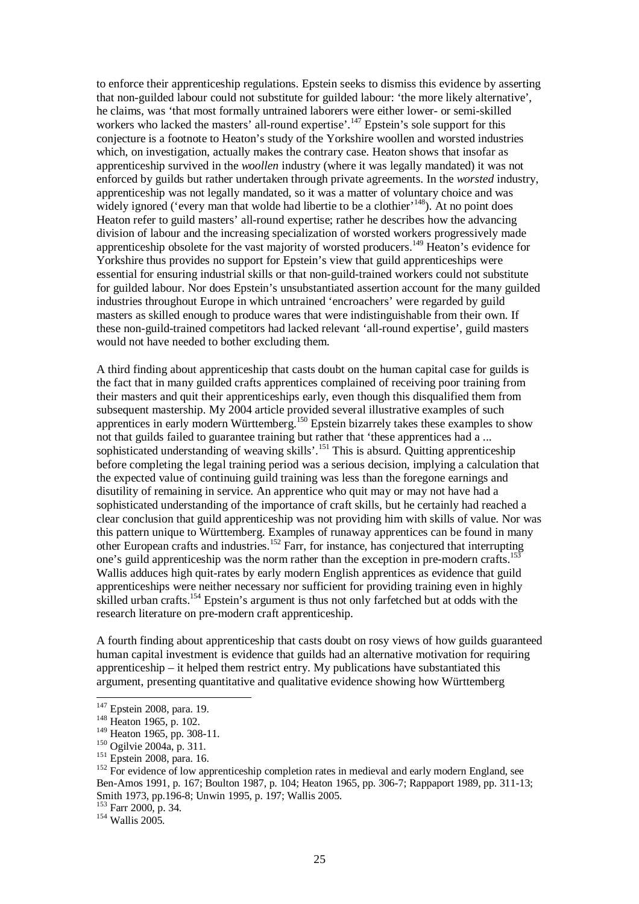to enforce their apprenticeship regulations. Epstein seeks to dismiss this evidence by asserting that non-guilded labour could not substitute for guilded labour: 'the more likely alternative', he claims, was 'that most formally untrained laborers were either lower- or semi-skilled workers who lacked the masters' all-round expertise'.[147] Epstein's sole support for this conjecture is a footnote to Heaton's study of the Yorkshire woollen and worsted industries which, on investigation, actually makes the contrary case. Heaton shows that insofar as apprenticeship survived in the *woollen* industry (where it was legally mandated) it was not enforced by guilds but rather undertaken through private agreements. In the *worsted* industry, apprenticeship was not legally mandated, so it was a matter of voluntary choice and was widely ignored ('every man that wolde had libertie to be a clothier'[148]). At no point does Heaton refer to guild masters' all-round expertise; rather he describes how the advancing division of labour and the increasing specialization of worsted workers progressively made apprenticeship obsolete for the vast majority of worsted producers.[149] Heaton's evidence for Yorkshire thus provides no support for Epstein's view that guild apprenticeships were essential for ensuring industrial skills or that non-guild-trained workers could not substitute for guilded labour. Nor does Epstein's unsubstantiated assertion account for the many guilded industries throughout Europe in which untrained 'encroachers' were regarded by guild masters as skilled enough to produce wares that were indistinguishable from their own. If these non-guild-trained competitors had lacked relevant 'all-round expertise', guild masters would not have needed to bother excluding them.

A third finding about apprenticeship that casts doubt on the human capital case for guilds is the fact that in many guilded crafts apprentices complained of receiving poor training from their masters and quit their apprenticeships early, even though this disqualified them from subsequent mastership. My 2004 article provided several illustrative examples of such apprentices in early modern Württemberg.[150] Epstein bizarrely takes these examples to show not that guilds failed to guarantee training but rather that 'these apprentices had a ... sophisticated understanding of weaving skills'.[151] This is absurd. Quitting apprenticeship before completing the legal training period was a serious decision, implying a calculation that the expected value of continuing guild training was less than the foregone earnings and disutility of remaining in service. An apprentice who quit may or may not have had a sophisticated understanding of the importance of craft skills, but he certainly had reached a clear conclusion that guild apprenticeship was not providing him with skills of value. Nor was this pattern unique to Württemberg. Examples of runaway apprentices can be found in many other European crafts and industries.[152] Farr, for instance, has conjectured that interrupting one's guild apprenticeship was the norm rather than the exception in pre-modern crafts.[153] Wallis adduces high quit-rates by early modern English apprentices as evidence that guild apprenticeships were neither necessary nor sufficient for providing training even in highly skilled urban crafts.[154] Epstein's argument is thus not only farfetched but at odds with the research literature on pre-modern craft apprenticeship.

A fourth finding about apprenticeship that casts doubt on rosy views of how guilds guaranteed human capital investment is evidence that guilds had an alternative motivation for requiring apprenticeship – it helped them restrict entry. My publications have substantiated this argument, presenting quantitative and qualitative evidence showing how Württemberg

[147] Epstein 2008, para. 19.
[148] Heaton 1965, p. 102.
[149] Heaton 1965, pp. 308-11.
[150] Ogilvie 2004a, p. 311.
[151] Epstein 2008, para. 16.
[152] For evidence of low apprenticeship completion rates in medieval and early modern England, see Ben-Amos 1991, p. 167; Boulton 1987, p. 104; Heaton 1965, pp. 306-7; Rappaport 1989, pp. 311-13; Smith 1973, pp.196-8; Unwin 1995, p. 197; Wallis 2005.
[153] Farr 2000, p. 34.
[154] Wallis 2005.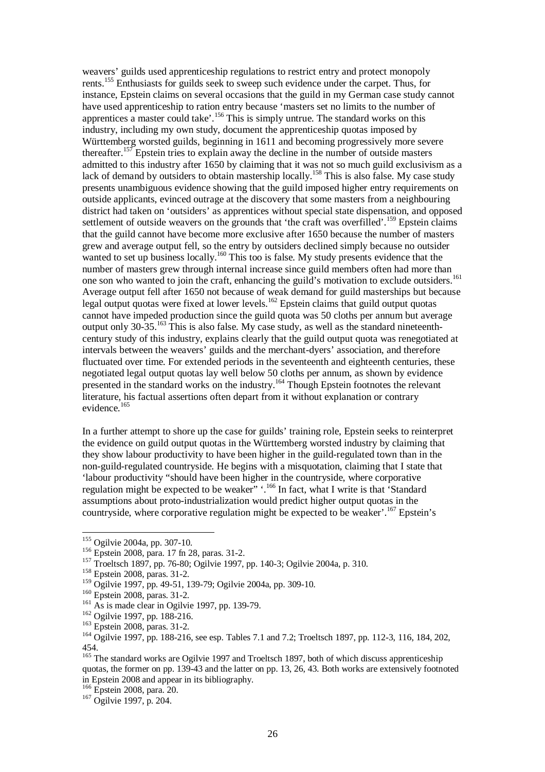weavers' guilds used apprenticeship regulations to restrict entry and protect monopoly rents.[155] Enthusiasts for guilds seek to sweep such evidence under the carpet. Thus, for instance, Epstein claims on several occasions that the guild in my German case study cannot have used apprenticeship to ration entry because 'masters set no limits to the number of apprentices a master could take'.[156] This is simply untrue. The standard works on this industry, including my own study, document the apprenticeship quotas imposed by Württemberg worsted guilds, beginning in 1611 and becoming progressively more severe thereafter.[157] Epstein tries to explain away the decline in the number of outside masters admitted to this industry after 1650 by claiming that it was not so much guild exclusivism as a lack of demand by outsiders to obtain mastership locally.[158] This is also false. My case study presents unambiguous evidence showing that the guild imposed higher entry requirements on outside applicants, evinced outrage at the discovery that some masters from a neighbouring district had taken on 'outsiders' as apprentices without special state dispensation, and opposed settlement of outside weavers on the grounds that 'the craft was overfilled'.[159] Epstein claims that the guild cannot have become more exclusive after 1650 because the number of masters grew and average output fell, so the entry by outsiders declined simply because no outsider wanted to set up business locally.[160] This too is false. My study presents evidence that the number of masters grew through internal increase since guild members often had more than one son who wanted to join the craft, enhancing the guild's motivation to exclude outsiders.[161] Average output fell after 1650 not because of weak demand for guild masterships but because legal output quotas were fixed at lower levels.[162] Epstein claims that guild output quotas cannot have impeded production since the guild quota was 50 cloths per annum but average output only 30-35.[163] This is also false. My case study, as well as the standard nineteenth-century study of this industry, explains clearly that the guild output quota was renegotiated at intervals between the weavers' guilds and the merchant-dyers' association, and therefore fluctuated over time. For extended periods in the seventeenth and eighteenth centuries, these negotiated legal output quotas lay well below 50 cloths per annum, as shown by evidence presented in the standard works on the industry.[164] Though Epstein footnotes the relevant literature, his factual assertions often depart from it without explanation or contrary evidence.[165]

In a further attempt to shore up the case for guilds' training role, Epstein seeks to reinterpret the evidence on guild output quotas in the Württemberg worsted industry by claiming that they show labour productivity to have been higher in the guild-regulated town than in the non-guild-regulated countryside. He begins with a misquotation, claiming that I state that 'labour productivity "should have been higher in the countryside, where corporative regulation might be expected to be weaker" '.[166] In fact, what I write is that 'Standard assumptions about proto-industrialization would predict higher output quotas in the countryside, where corporative regulation might be expected to be weaker'.[167] Epstein's

---

[155] Ogilvie 2004a, pp. 307-10.

[156] Epstein 2008, para. 17 fn 28, paras. 31-2.

[157] Troeltsch 1897, pp. 76-80; Ogilvie 1997, pp. 140-3; Ogilvie 2004a, p. 310.

[158] Epstein 2008, paras. 31-2.

[159] Ogilvie 1997, pp. 49-51, 139-79; Ogilvie 2004a, pp. 309-10.

[160] Epstein 2008, paras. 31-2.

[161] As is made clear in Ogilvie 1997, pp. 139-79.

[162] Ogilvie 1997, pp. 188-216.

[163] Epstein 2008, paras. 31-2.

[164] Ogilvie 1997, pp. 188-216, see esp. Tables 7.1 and 7.2; Troeltsch 1897, pp. 112-3, 116, 184, 202, 454.

[165] The standard works are Ogilvie 1997 and Troeltsch 1897, both of which discuss apprenticeship quotas, the former on pp. 139-43 and the latter on pp. 13, 26, 43. Both works are extensively footnoted in Epstein 2008 and appear in its bibliography.

[166] Epstein 2008, para. 20.

[167] Ogilvie 1997, p. 204.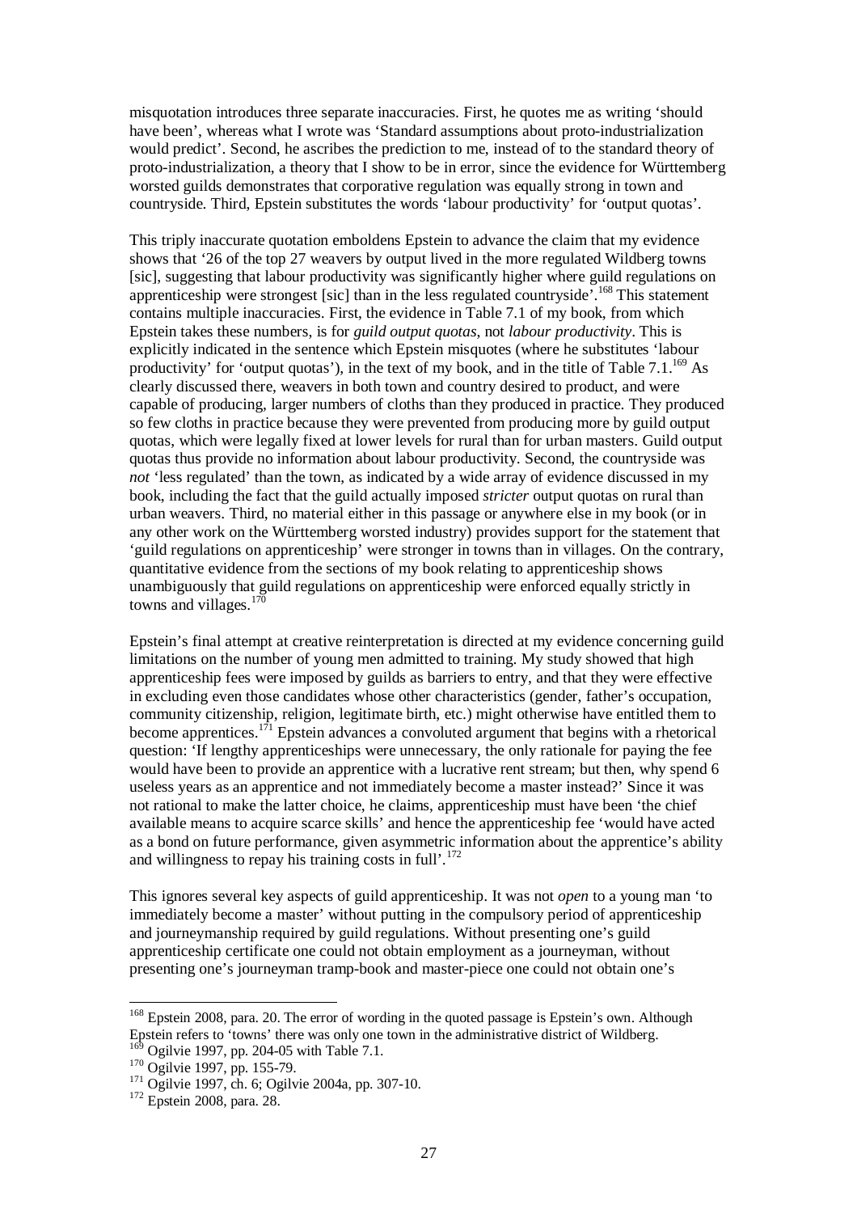misquotation introduces three separate inaccuracies. First, he quotes me as writing 'should have been', whereas what I wrote was 'Standard assumptions about proto-industrialization would predict'. Second, he ascribes the prediction to me, instead of to the standard theory of proto-industrialization, a theory that I show to be in error, since the evidence for Württemberg worsted guilds demonstrates that corporative regulation was equally strong in town and countryside. Third, Epstein substitutes the words 'labour productivity' for 'output quotas'.

This triply inaccurate quotation emboldens Epstein to advance the claim that my evidence shows that '26 of the top 27 weavers by output lived in the more regulated Wildberg towns [sic], suggesting that labour productivity was significantly higher where guild regulations on apprenticeship were strongest [sic] than in the less regulated countryside'.[168] This statement contains multiple inaccuracies. First, the evidence in Table 7.1 of my book, from which Epstein takes these numbers, is for *guild output quotas*, not *labour productivity*. This is explicitly indicated in the sentence which Epstein misquotes (where he substitutes 'labour productivity' for 'output quotas'), in the text of my book, and in the title of Table 7.1.[169] As clearly discussed there, weavers in both town and country desired to product, and were capable of producing, larger numbers of cloths than they produced in practice. They produced so few cloths in practice because they were prevented from producing more by guild output quotas, which were legally fixed at lower levels for rural than for urban masters. Guild output quotas thus provide no information about labour productivity. Second, the countryside was *not* 'less regulated' than the town, as indicated by a wide array of evidence discussed in my book, including the fact that the guild actually imposed *stricter* output quotas on rural than urban weavers. Third, no material either in this passage or anywhere else in my book (or in any other work on the Württemberg worsted industry) provides support for the statement that 'guild regulations on apprenticeship' were stronger in towns than in villages. On the contrary, quantitative evidence from the sections of my book relating to apprenticeship shows unambiguously that guild regulations on apprenticeship were enforced equally strictly in towns and villages.[170]

Epstein's final attempt at creative reinterpretation is directed at my evidence concerning guild limitations on the number of young men admitted to training. My study showed that high apprenticeship fees were imposed by guilds as barriers to entry, and that they were effective in excluding even those candidates whose other characteristics (gender, father's occupation, community citizenship, religion, legitimate birth, etc.) might otherwise have entitled them to become apprentices.[171] Epstein advances a convoluted argument that begins with a rhetorical question: 'If lengthy apprenticeships were unnecessary, the only rationale for paying the fee would have been to provide an apprentice with a lucrative rent stream; but then, why spend 6 useless years as an apprentice and not immediately become a master instead?' Since it was not rational to make the latter choice, he claims, apprenticeship must have been 'the chief available means to acquire scarce skills' and hence the apprenticeship fee 'would have acted as a bond on future performance, given asymmetric information about the apprentice's ability and willingness to repay his training costs in full'.[172]

This ignores several key aspects of guild apprenticeship. It was not *open* to a young man 'to immediately become a master' without putting in the compulsory period of apprenticeship and journeymanship required by guild regulations. Without presenting one's guild apprenticeship certificate one could not obtain employment as a journeyman, without presenting one's journeyman tramp-book and master-piece one could not obtain one's

---

[168] Epstein 2008, para. 20. The error of wording in the quoted passage is Epstein's own. Although Epstein refers to 'towns' there was only one town in the administrative district of Wildberg.

[169] Ogilvie 1997, pp. 204-05 with Table 7.1.

[170] Ogilvie 1997, pp. 155-79.

[171] Ogilvie 1997, ch. 6; Ogilvie 2004a, pp. 307-10.

[172] Epstein 2008, para. 28.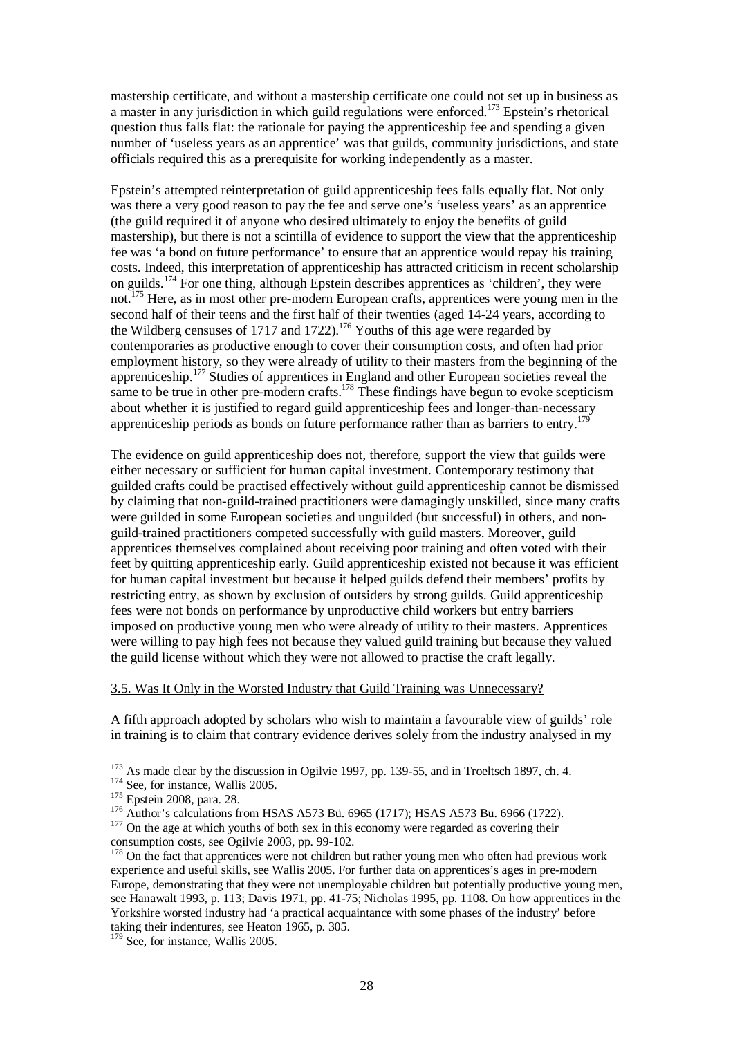mastership certificate, and without a mastership certificate one could not set up in business as a master in any jurisdiction in which guild regulations were enforced.[173] Epstein's rhetorical question thus falls flat: the rationale for paying the apprenticeship fee and spending a given number of 'useless years as an apprentice' was that guilds, community jurisdictions, and state officials required this as a prerequisite for working independently as a master.

Epstein's attempted reinterpretation of guild apprenticeship fees falls equally flat. Not only was there a very good reason to pay the fee and serve one's 'useless years' as an apprentice (the guild required it of anyone who desired ultimately to enjoy the benefits of guild mastership), but there is not a scintilla of evidence to support the view that the apprenticeship fee was 'a bond on future performance' to ensure that an apprentice would repay his training costs. Indeed, this interpretation of apprenticeship has attracted criticism in recent scholarship on guilds.[174] For one thing, although Epstein describes apprentices as 'children', they were not.[175] Here, as in most other pre-modern European crafts, apprentices were young men in the second half of their teens and the first half of their twenties (aged 14-24 years, according to the Wildberg censuses of 1717 and 1722).[176] Youths of this age were regarded by contemporaries as productive enough to cover their consumption costs, and often had prior employment history, so they were already of utility to their masters from the beginning of the apprenticeship.[177] Studies of apprentices in England and other European societies reveal the same to be true in other pre-modern crafts.[178] These findings have begun to evoke scepticism about whether it is justified to regard guild apprenticeship fees and longer-than-necessary apprenticeship periods as bonds on future performance rather than as barriers to entry.[179]

The evidence on guild apprenticeship does not, therefore, support the view that guilds were either necessary or sufficient for human capital investment. Contemporary testimony that guilded crafts could be practised effectively without guild apprenticeship cannot be dismissed by claiming that non-guild-trained practitioners were damagingly unskilled, since many crafts were guilded in some European societies and unguilded (but successful) in others, and non-guild-trained practitioners competed successfully with guild masters. Moreover, guild apprentices themselves complained about receiving poor training and often voted with their feet by quitting apprenticeship early. Guild apprenticeship existed not because it was efficient for human capital investment but because it helped guilds defend their members' profits by restricting entry, as shown by exclusion of outsiders by strong guilds. Guild apprenticeship fees were not bonds on performance by unproductive child workers but entry barriers imposed on productive young men who were already of utility to their masters. Apprentices were willing to pay high fees not because they valued guild training but because they valued the guild license without which they were not allowed to practise the craft legally.

### 3.5. Was It Only in the Worsted Industry that Guild Training was Unnecessary?

A fifth approach adopted by scholars who wish to maintain a favourable view of guilds' role in training is to claim that contrary evidence derives solely from the industry analysed in my

---

[173] As made clear by the discussion in Ogilvie 1997, pp. 139-55, and in Troeltsch 1897, ch. 4.

[174] See, for instance, Wallis 2005.

[175] Epstein 2008, para. 28.

[176] Author's calculations from HSAS A573 Bü. 6965 (1717); HSAS A573 Bü. 6966 (1722).

[177] On the age at which youths of both sex in this economy were regarded as covering their consumption costs, see Ogilvie 2003, pp. 99-102.

[178] On the fact that apprentices were not children but rather young men who often had previous work experience and useful skills, see Wallis 2005. For further data on apprentices's ages in pre-modern Europe, demonstrating that they were not unemployable children but potentially productive young men, see Hanawalt 1993, p. 113; Davis 1971, pp. 41-75; Nicholas 1995, pp. 1108. On how apprentices in the Yorkshire worsted industry had 'a practical acquaintance with some phases of the industry' before taking their indentures, see Heaton 1965, p. 305.

[179] See, for instance, Wallis 2005.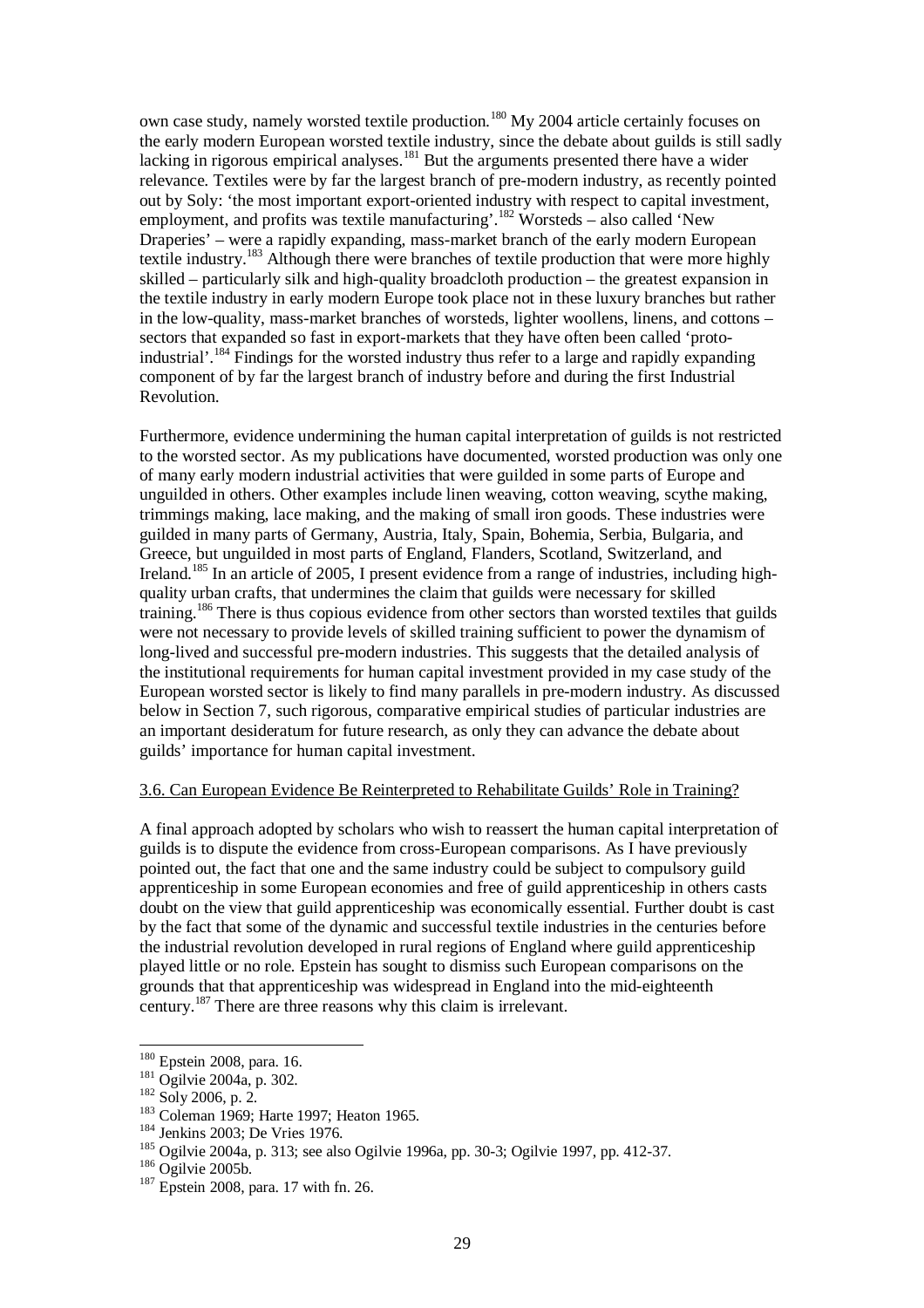own case study, namely worsted textile production.[180] My 2004 article certainly focuses on the early modern European worsted textile industry, since the debate about guilds is still sadly lacking in rigorous empirical analyses.[181] But the arguments presented there have a wider relevance. Textiles were by far the largest branch of pre-modern industry, as recently pointed out by Soly: 'the most important export-oriented industry with respect to capital investment, employment, and profits was textile manufacturing'.[182] Worsteds – also called 'New Draperies' – were a rapidly expanding, mass-market branch of the early modern European textile industry.[183] Although there were branches of textile production that were more highly skilled – particularly silk and high-quality broadcloth production – the greatest expansion in the textile industry in early modern Europe took place not in these luxury branches but rather in the low-quality, mass-market branches of worsteds, lighter woollens, linens, and cottons – sectors that expanded so fast in export-markets that they have often been called 'proto-industrial'.[184] Findings for the worsted industry thus refer to a large and rapidly expanding component of by far the largest branch of industry before and during the first Industrial Revolution.

Furthermore, evidence undermining the human capital interpretation of guilds is not restricted to the worsted sector. As my publications have documented, worsted production was only one of many early modern industrial activities that were guilded in some parts of Europe and unguilded in others. Other examples include linen weaving, cotton weaving, scythe making, trimmings making, lace making, and the making of small iron goods. These industries were guilded in many parts of Germany, Austria, Italy, Spain, Bohemia, Serbia, Bulgaria, and Greece, but unguilded in most parts of England, Flanders, Scotland, Switzerland, and Ireland.[185] In an article of 2005, I present evidence from a range of industries, including high-quality urban crafts, that undermines the claim that guilds were necessary for skilled training.[186] There is thus copious evidence from other sectors than worsted textiles that guilds were not necessary to provide levels of skilled training sufficient to power the dynamism of long-lived and successful pre-modern industries. This suggests that the detailed analysis of the institutional requirements for human capital investment provided in my case study of the European worsted sector is likely to find many parallels in pre-modern industry. As discussed below in Section 7, such rigorous, comparative empirical studies of particular industries are an important desideratum for future research, as only they can advance the debate about guilds' importance for human capital investment.

### 3.6. Can European Evidence Be Reinterpreted to Rehabilitate Guilds' Role in Training?

A final approach adopted by scholars who wish to reassert the human capital interpretation of guilds is to dispute the evidence from cross-European comparisons. As I have previously pointed out, the fact that one and the same industry could be subject to compulsory guild apprenticeship in some European economies and free of guild apprenticeship in others casts doubt on the view that guild apprenticeship was economically essential. Further doubt is cast by the fact that some of the dynamic and successful textile industries in the centuries before the industrial revolution developed in rural regions of England where guild apprenticeship played little or no role. Epstein has sought to dismiss such European comparisons on the grounds that that apprenticeship was widespread in England into the mid-eighteenth century.[187] There are three reasons why this claim is irrelevant.

---

[180] Epstein 2008, para. 16.
[181] Ogilvie 2004a, p. 302.
[182] Soly 2006, p. 2.
[183] Coleman 1969; Harte 1997; Heaton 1965.
[184] Jenkins 2003; De Vries 1976.
[185] Ogilvie 2004a, p. 313; see also Ogilvie 1996a, pp. 30-3; Ogilvie 1997, pp. 412-37.
[186] Ogilvie 2005b.
[187] Epstein 2008, para. 17 with fn. 26.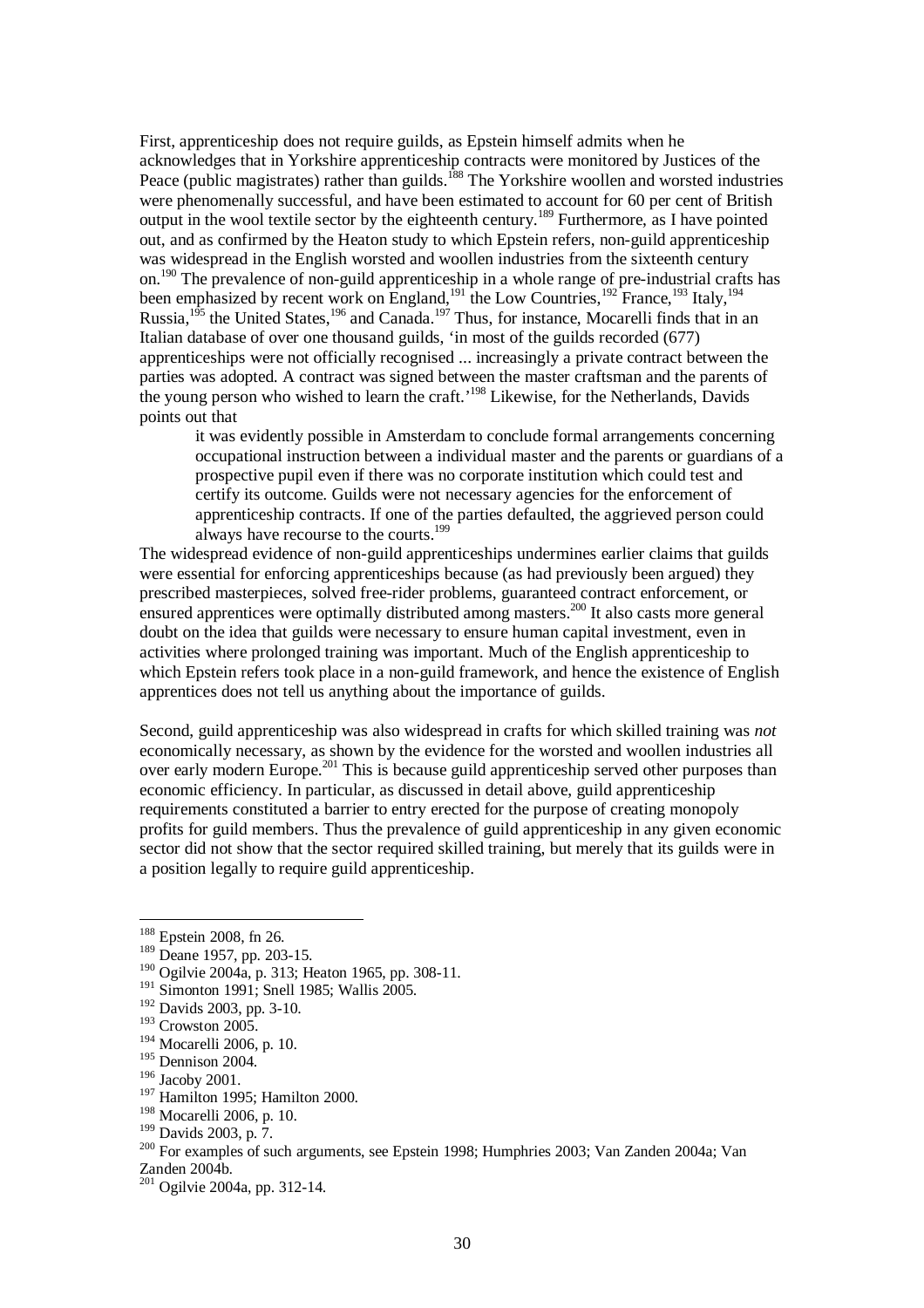First, apprenticeship does not require guilds, as Epstein himself admits when he acknowledges that in Yorkshire apprenticeship contracts were monitored by Justices of the Peace (public magistrates) rather than guilds.[188] The Yorkshire woollen and worsted industries were phenomenally successful, and have been estimated to account for 60 per cent of British output in the wool textile sector by the eighteenth century.[189] Furthermore, as I have pointed out, and as confirmed by the Heaton study to which Epstein refers, non-guild apprenticeship was widespread in the English worsted and woollen industries from the sixteenth century on.[190] The prevalence of non-guild apprenticeship in a whole range of pre-industrial crafts has been emphasized by recent work on England,[191] the Low Countries,[192] France,[193] Italy,[194] Russia,[195] the United States,[196] and Canada.[197] Thus, for instance, Mocarelli finds that in an Italian database of over one thousand guilds, 'in most of the guilds recorded (677) apprenticeships were not officially recognised ... increasingly a private contract between the parties was adopted. A contract was signed between the master craftsman and the parents of the young person who wished to learn the craft.'[198] Likewise, for the Netherlands, Davids points out that

> it was evidently possible in Amsterdam to conclude formal arrangements concerning occupational instruction between a individual master and the parents or guardians of a prospective pupil even if there was no corporate institution which could test and certify its outcome. Guilds were not necessary agencies for the enforcement of apprenticeship contracts. If one of the parties defaulted, the aggrieved person could always have recourse to the courts.[199]

The widespread evidence of non-guild apprenticeships undermines earlier claims that guilds were essential for enforcing apprenticeships because (as had previously been argued) they prescribed masterpieces, solved free-rider problems, guaranteed contract enforcement, or ensured apprentices were optimally distributed among masters.[200] It also casts more general doubt on the idea that guilds were necessary to ensure human capital investment, even in activities where prolonged training was important. Much of the English apprenticeship to which Epstein refers took place in a non-guild framework, and hence the existence of English apprentices does not tell us anything about the importance of guilds.

Second, guild apprenticeship was also widespread in crafts for which skilled training was *not* economically necessary, as shown by the evidence for the worsted and woollen industries all over early modern Europe.[201] This is because guild apprenticeship served other purposes than economic efficiency. In particular, as discussed in detail above, guild apprenticeship requirements constituted a barrier to entry erected for the purpose of creating monopoly profits for guild members. Thus the prevalence of guild apprenticeship in any given economic sector did not show that the sector required skilled training, but merely that its guilds were in a position legally to require guild apprenticeship.

---

[188] Epstein 2008, fn 26.
[189] Deane 1957, pp. 203-15.
[190] Ogilvie 2004a, p. 313; Heaton 1965, pp. 308-11.
[191] Simonton 1991; Snell 1985; Wallis 2005.
[192] Davids 2003, pp. 3-10.
[193] Crowston 2005.
[194] Mocarelli 2006, p. 10.
[195] Dennison 2004.
[196] Jacoby 2001.
[197] Hamilton 1995; Hamilton 2000.
[198] Mocarelli 2006, p. 10.
[199] Davids 2003, p. 7.
[200] For examples of such arguments, see Epstein 1998; Humphries 2003; Van Zanden 2004a; Van Zanden 2004b.
[201] Ogilvie 2004a, pp. 312-14.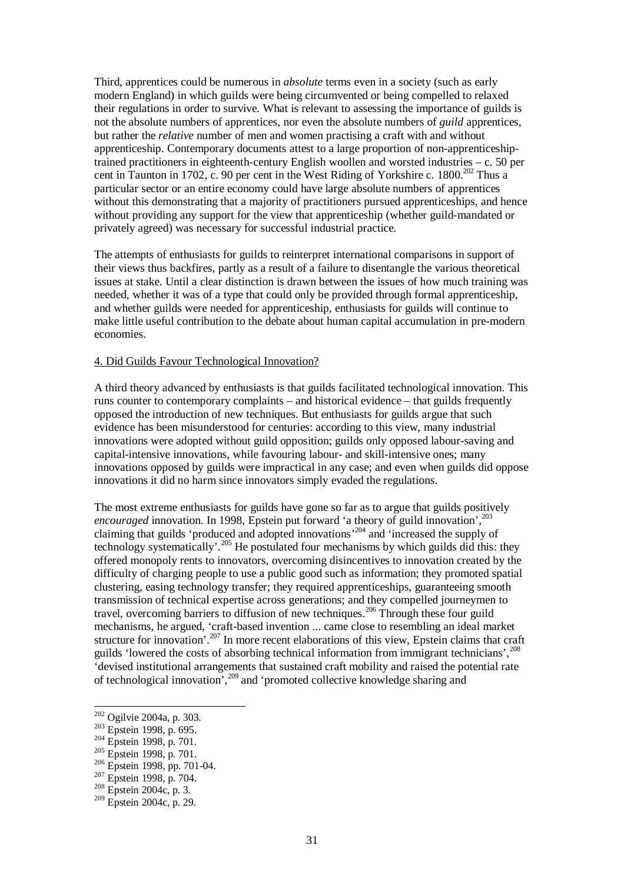Third, apprentices could be numerous in *absolute* terms even in a society (such as early modern England) in which guilds were being circumvented or being compelled to relaxed their regulations in order to survive. What is relevant to assessing the importance of guilds is not the absolute numbers of apprentices, nor even the absolute numbers of *guild* apprentices, but rather the *relative* number of men and women practising a craft with and without apprenticeship. Contemporary documents attest to a large proportion of non-apprenticeship-trained practitioners in eighteenth-century English woollen and worsted industries – c. 50 per cent in Taunton in 1702, c. 90 per cent in the West Riding of Yorkshire c. 1800.[202] Thus a particular sector or an entire economy could have large absolute numbers of apprentices without this demonstrating that a majority of practitioners pursued apprenticeships, and hence without providing any support for the view that apprenticeship (whether guild-mandated or privately agreed) was necessary for successful industrial practice.

The attempts of enthusiasts for guilds to reinterpret international comparisons in support of their views thus backfires, partly as a result of a failure to disentangle the various theoretical issues at stake. Until a clear distinction is drawn between the issues of how much training was needed, whether it was of a type that could only be provided through formal apprenticeship, and whether guilds were needed for apprenticeship, enthusiasts for guilds will continue to make little useful contribution to the debate about human capital accumulation in pre-modern economies.

## 4. Did Guilds Favour Technological Innovation?

A third theory advanced by enthusiasts is that guilds facilitated technological innovation. This runs counter to contemporary complaints – and historical evidence – that guilds frequently opposed the introduction of new techniques. But enthusiasts for guilds argue that such evidence has been misunderstood for centuries: according to this view, many industrial innovations were adopted without guild opposition; guilds only opposed labour-saving and capital-intensive innovations, while favouring labour- and skill-intensive ones; many innovations opposed by guilds were impractical in any case; and even when guilds did oppose innovations it did no harm since innovators simply evaded the regulations.

The most extreme enthusiasts for guilds have gone so far as to argue that guilds positively *encouraged* innovation. In 1998, Epstein put forward 'a theory of guild innovation',[203] claiming that guilds 'produced and adopted innovations'[204] and 'increased the supply of technology systematically'.[205] He postulated four mechanisms by which guilds did this: they offered monopoly rents to innovators, overcoming disincentives to innovation created by the difficulty of charging people to use a public good such as information; they promoted spatial clustering, easing technology transfer; they required apprenticeships, guaranteeing smooth transmission of technical expertise across generations; and they compelled journeymen to travel, overcoming barriers to diffusion of new techniques.[206] Through these four guild mechanisms, he argued, 'craft-based invention ... came close to resembling an ideal market structure for innovation'.[207] In more recent elaborations of this view, Epstein claims that craft guilds 'lowered the costs of absorbing technical information from immigrant technicians',[208] 'devised institutional arrangements that sustained craft mobility and raised the potential rate of technological innovation',[209] and 'promoted collective knowledge sharing and

---

[202] Ogilvie 2004a, p. 303.
[203] Epstein 1998, p. 695.
[204] Epstein 1998, p. 701.
[205] Epstein 1998, p. 701.
[206] Epstein 1998, pp. 701-04.
[207] Epstein 1998, p. 704.
[208] Epstein 2004c, p. 3.
[209] Epstein 2004c, p. 29.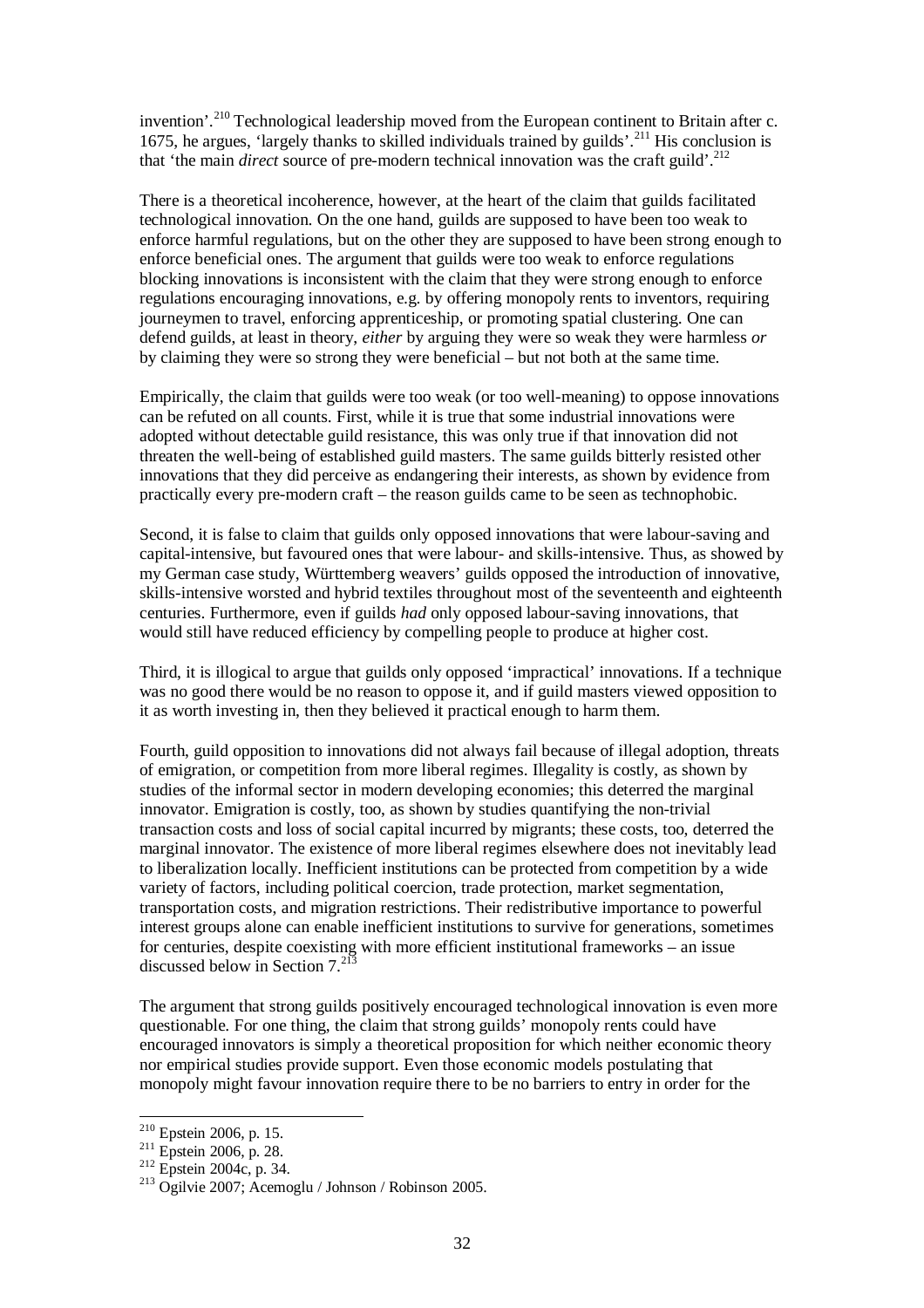invention'.[210] Technological leadership moved from the European continent to Britain after c. 1675, he argues, 'largely thanks to skilled individuals trained by guilds'.[211] His conclusion is that 'the main *direct* source of pre-modern technical innovation was the craft guild'.[212]

There is a theoretical incoherence, however, at the heart of the claim that guilds facilitated technological innovation. On the one hand, guilds are supposed to have been too weak to enforce harmful regulations, but on the other they are supposed to have been strong enough to enforce beneficial ones. The argument that guilds were too weak to enforce regulations blocking innovations is inconsistent with the claim that they were strong enough to enforce regulations encouraging innovations, e.g. by offering monopoly rents to inventors, requiring journeymen to travel, enforcing apprenticeship, or promoting spatial clustering. One can defend guilds, at least in theory, *either* by arguing they were so weak they were harmless *or* by claiming they were so strong they were beneficial – but not both at the same time.

Empirically, the claim that guilds were too weak (or too well-meaning) to oppose innovations can be refuted on all counts. First, while it is true that some industrial innovations were adopted without detectable guild resistance, this was only true if that innovation did not threaten the well-being of established guild masters. The same guilds bitterly resisted other innovations that they did perceive as endangering their interests, as shown by evidence from practically every pre-modern craft – the reason guilds came to be seen as technophobic.

Second, it is false to claim that guilds only opposed innovations that were labour-saving and capital-intensive, but favoured ones that were labour- and skills-intensive. Thus, as showed by my German case study, Württemberg weavers' guilds opposed the introduction of innovative, skills-intensive worsted and hybrid textiles throughout most of the seventeenth and eighteenth centuries. Furthermore, even if guilds *had* only opposed labour-saving innovations, that would still have reduced efficiency by compelling people to produce at higher cost.

Third, it is illogical to argue that guilds only opposed 'impractical' innovations. If a technique was no good there would be no reason to oppose it, and if guild masters viewed opposition to it as worth investing in, then they believed it practical enough to harm them.

Fourth, guild opposition to innovations did not always fail because of illegal adoption, threats of emigration, or competition from more liberal regimes. Illegality is costly, as shown by studies of the informal sector in modern developing economies; this deterred the marginal innovator. Emigration is costly, too, as shown by studies quantifying the non-trivial transaction costs and loss of social capital incurred by migrants; these costs, too, deterred the marginal innovator. The existence of more liberal regimes elsewhere does not inevitably lead to liberalization locally. Inefficient institutions can be protected from competition by a wide variety of factors, including political coercion, trade protection, market segmentation, transportation costs, and migration restrictions. Their redistributive importance to powerful interest groups alone can enable inefficient institutions to survive for generations, sometimes for centuries, despite coexisting with more efficient institutional frameworks – an issue discussed below in Section 7.[213]

The argument that strong guilds positively encouraged technological innovation is even more questionable. For one thing, the claim that strong guilds' monopoly rents could have encouraged innovators is simply a theoretical proposition for which neither economic theory nor empirical studies provide support. Even those economic models postulating that monopoly might favour innovation require there to be no barriers to entry in order for the

---

[210] Epstein 2006, p. 15.

[211] Epstein 2006, p. 28.

[212] Epstein 2004c, p. 34.

[213] Ogilvie 2007; Acemoglu / Johnson / Robinson 2005.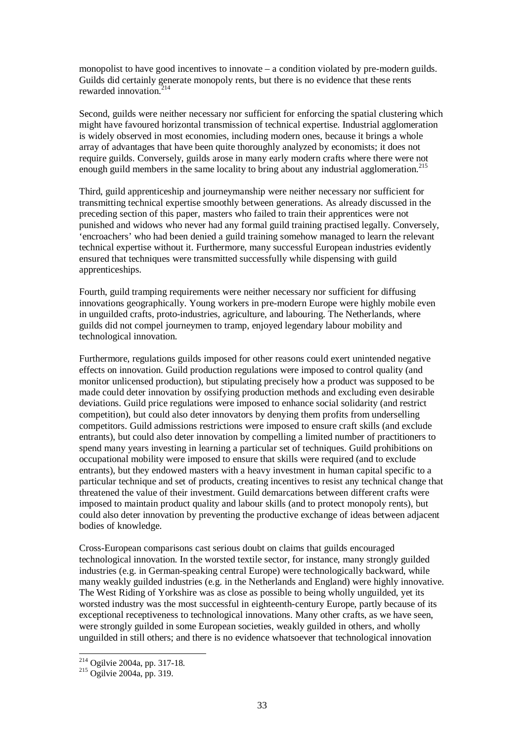monopolist to have good incentives to innovate – a condition violated by pre-modern guilds. Guilds did certainly generate monopoly rents, but there is no evidence that these rents rewarded innovation.[214]

Second, guilds were neither necessary nor sufficient for enforcing the spatial clustering which might have favoured horizontal transmission of technical expertise. Industrial agglomeration is widely observed in most economies, including modern ones, because it brings a whole array of advantages that have been quite thoroughly analyzed by economists; it does not require guilds. Conversely, guilds arose in many early modern crafts where there were not enough guild members in the same locality to bring about any industrial agglomeration.[215]

Third, guild apprenticeship and journeymanship were neither necessary nor sufficient for transmitting technical expertise smoothly between generations. As already discussed in the preceding section of this paper, masters who failed to train their apprentices were not punished and widows who never had any formal guild training practised legally. Conversely, 'encroachers' who had been denied a guild training somehow managed to learn the relevant technical expertise without it. Furthermore, many successful European industries evidently ensured that techniques were transmitted successfully while dispensing with guild apprenticeships.

Fourth, guild tramping requirements were neither necessary nor sufficient for diffusing innovations geographically. Young workers in pre-modern Europe were highly mobile even in unguilded crafts, proto-industries, agriculture, and labouring. The Netherlands, where guilds did not compel journeymen to tramp, enjoyed legendary labour mobility and technological innovation.

Furthermore, regulations guilds imposed for other reasons could exert unintended negative effects on innovation. Guild production regulations were imposed to control quality (and monitor unlicensed production), but stipulating precisely how a product was supposed to be made could deter innovation by ossifying production methods and excluding even desirable deviations. Guild price regulations were imposed to enhance social solidarity (and restrict competition), but could also deter innovators by denying them profits from underselling competitors. Guild admissions restrictions were imposed to ensure craft skills (and exclude entrants), but could also deter innovation by compelling a limited number of practitioners to spend many years investing in learning a particular set of techniques. Guild prohibitions on occupational mobility were imposed to ensure that skills were required (and to exclude entrants), but they endowed masters with a heavy investment in human capital specific to a particular technique and set of products, creating incentives to resist any technical change that threatened the value of their investment. Guild demarcations between different crafts were imposed to maintain product quality and labour skills (and to protect monopoly rents), but could also deter innovation by preventing the productive exchange of ideas between adjacent bodies of knowledge.

Cross-European comparisons cast serious doubt on claims that guilds encouraged technological innovation. In the worsted textile sector, for instance, many strongly guilded industries (e.g. in German-speaking central Europe) were technologically backward, while many weakly guilded industries (e.g. in the Netherlands and England) were highly innovative. The West Riding of Yorkshire was as close as possible to being wholly unguilded, yet its worsted industry was the most successful in eighteenth-century Europe, partly because of its exceptional receptiveness to technological innovations. Many other crafts, as we have seen, were strongly guilded in some European societies, weakly guilded in others, and wholly unguilded in still others; and there is no evidence whatsoever that technological innovation

---

[214] Ogilvie 2004a, pp. 317-18.

[215] Ogilvie 2004a, pp. 319.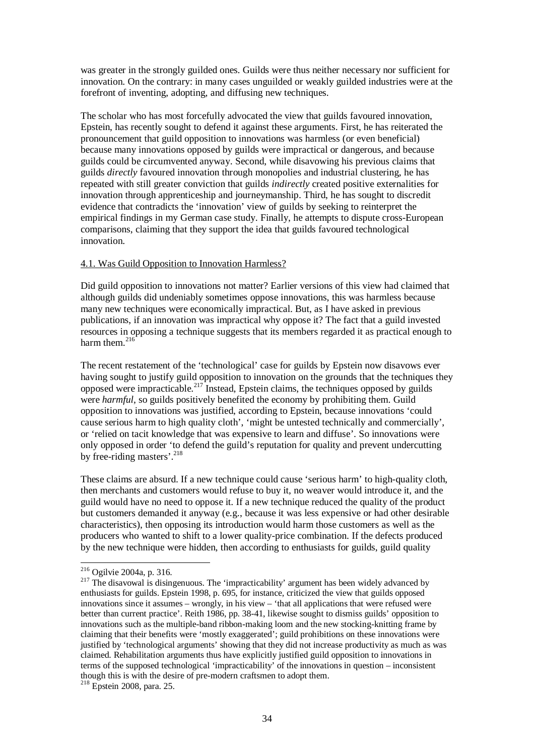was greater in the strongly guilded ones. Guilds were thus neither necessary nor sufficient for innovation. On the contrary: in many cases unguilded or weakly guilded industries were at the forefront of inventing, adopting, and diffusing new techniques.

The scholar who has most forcefully advocated the view that guilds favoured innovation, Epstein, has recently sought to defend it against these arguments. First, he has reiterated the pronouncement that guild opposition to innovations was harmless (or even beneficial) because many innovations opposed by guilds were impractical or dangerous, and because guilds could be circumvented anyway. Second, while disavowing his previous claims that guilds *directly* favoured innovation through monopolies and industrial clustering, he has repeated with still greater conviction that guilds *indirectly* created positive externalities for innovation through apprenticeship and journeymanship. Third, he has sought to discredit evidence that contradicts the 'innovation' view of guilds by seeking to reinterpret the empirical findings in my German case study. Finally, he attempts to dispute cross-European comparisons, claiming that they support the idea that guilds favoured technological innovation.

### 4.1. Was Guild Opposition to Innovation Harmless?

Did guild opposition to innovations not matter? Earlier versions of this view had claimed that although guilds did undeniably sometimes oppose innovations, this was harmless because many new techniques were economically impractical. But, as I have asked in previous publications, if an innovation was impractical why oppose it? The fact that a guild invested resources in opposing a technique suggests that its members regarded it as practical enough to harm them.[216]

The recent restatement of the 'technological' case for guilds by Epstein now disavows ever having sought to justify guild opposition to innovation on the grounds that the techniques they opposed were impracticable.[217] Instead, Epstein claims, the techniques opposed by guilds were *harmful*, so guilds positively benefited the economy by prohibiting them. Guild opposition to innovations was justified, according to Epstein, because innovations 'could cause serious harm to high quality cloth', 'might be untested technically and commercially', or 'relied on tacit knowledge that was expensive to learn and diffuse'. So innovations were only opposed in order 'to defend the guild's reputation for quality and prevent undercutting by free-riding masters'.[218]

These claims are absurd. If a new technique could cause 'serious harm' to high-quality cloth, then merchants and customers would refuse to buy it, no weaver would introduce it, and the guild would have no need to oppose it. If a new technique reduced the quality of the product but customers demanded it anyway (e.g., because it was less expensive or had other desirable characteristics), then opposing its introduction would harm those customers as well as the producers who wanted to shift to a lower quality-price combination. If the defects produced by the new technique were hidden, then according to enthusiasts for guilds, guild quality

---

[216] Ogilvie 2004a, p. 316.

[217] The disavowal is disingenuous. The 'impracticability' argument has been widely advanced by enthusiasts for guilds. Epstein 1998, p. 695, for instance, criticized the view that guilds opposed innovations since it assumes – wrongly, in his view – 'that all applications that were refused were better than current practice'. Reith 1986, pp. 38-41, likewise sought to dismiss guilds' opposition to innovations such as the multiple-band ribbon-making loom and the new stocking-knitting frame by claiming that their benefits were 'mostly exaggerated'; guild prohibitions on these innovations were justified by 'technological arguments' showing that they did not increase productivity as much as was claimed. Rehabilitation arguments thus have explicitly justified guild opposition to innovations in terms of the supposed technological 'impracticability' of the innovations in question – inconsistent though this is with the desire of pre-modern craftsmen to adopt them.

[218] Epstein 2008, para. 25.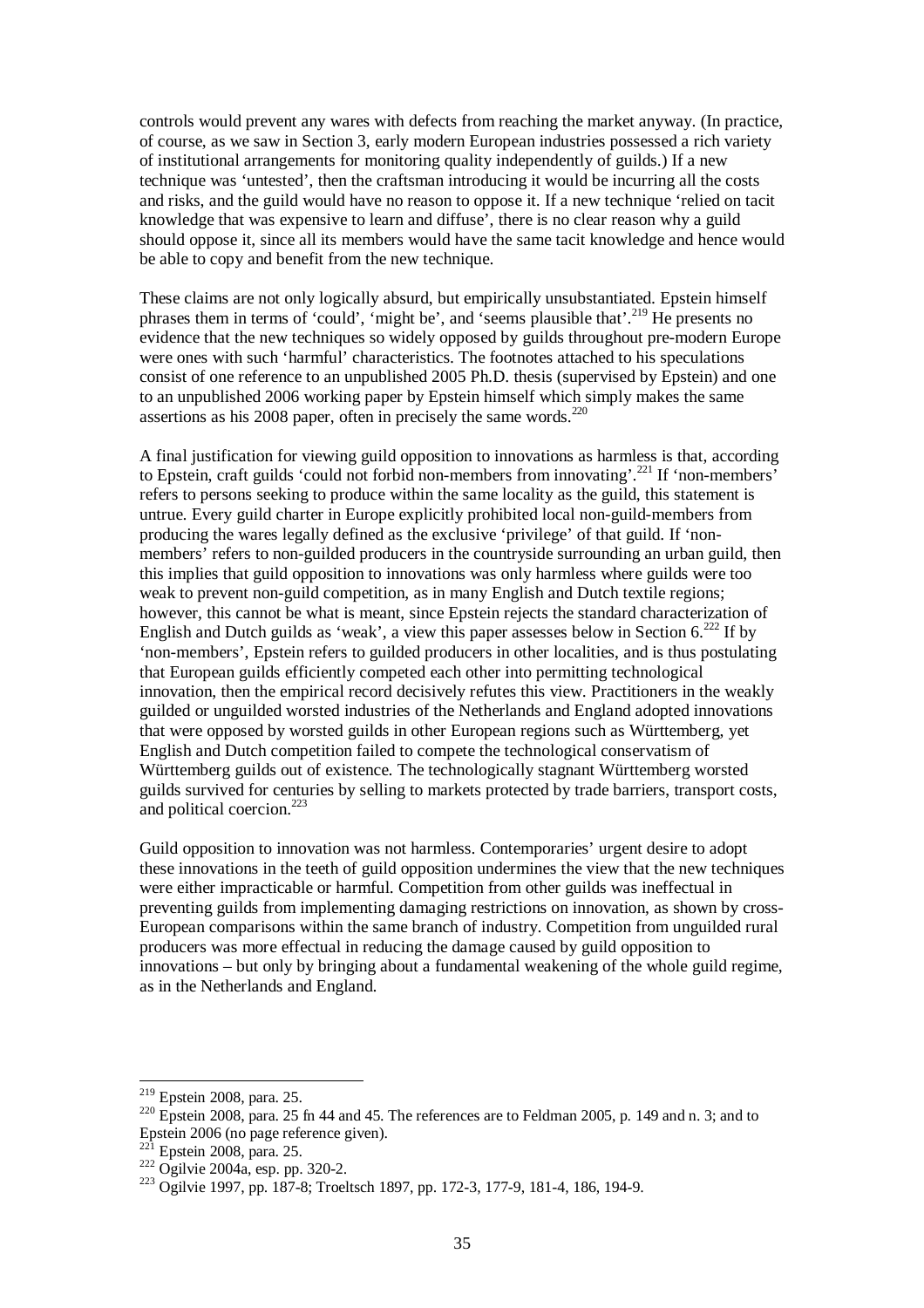controls would prevent any wares with defects from reaching the market anyway. (In practice, of course, as we saw in Section 3, early modern European industries possessed a rich variety of institutional arrangements for monitoring quality independently of guilds.) If a new technique was 'untested', then the craftsman introducing it would be incurring all the costs and risks, and the guild would have no reason to oppose it. If a new technique 'relied on tacit knowledge that was expensive to learn and diffuse', there is no clear reason why a guild should oppose it, since all its members would have the same tacit knowledge and hence would be able to copy and benefit from the new technique.

These claims are not only logically absurd, but empirically unsubstantiated. Epstein himself phrases them in terms of 'could', 'might be', and 'seems plausible that'.[219] He presents no evidence that the new techniques so widely opposed by guilds throughout pre-modern Europe were ones with such 'harmful' characteristics. The footnotes attached to his speculations consist of one reference to an unpublished 2005 Ph.D. thesis (supervised by Epstein) and one to an unpublished 2006 working paper by Epstein himself which simply makes the same assertions as his 2008 paper, often in precisely the same words.[220]

A final justification for viewing guild opposition to innovations as harmless is that, according to Epstein, craft guilds 'could not forbid non-members from innovating'.[221] If 'non-members' refers to persons seeking to produce within the same locality as the guild, this statement is untrue. Every guild charter in Europe explicitly prohibited local non-guild-members from producing the wares legally defined as the exclusive 'privilege' of that guild. If 'non-members' refers to non-guilded producers in the countryside surrounding an urban guild, then this implies that guild opposition to innovations was only harmless where guilds were too weak to prevent non-guild competition, as in many English and Dutch textile regions; however, this cannot be what is meant, since Epstein rejects the standard characterization of English and Dutch guilds as 'weak', a view this paper assesses below in Section 6.[222] If by 'non-members', Epstein refers to guilded producers in other localities, and is thus postulating that European guilds efficiently competed each other into permitting technological innovation, then the empirical record decisively refutes this view. Practitioners in the weakly guilded or unguilded worsted industries of the Netherlands and England adopted innovations that were opposed by worsted guilds in other European regions such as Württemberg, yet English and Dutch competition failed to compete the technological conservatism of Württemberg guilds out of existence. The technologically stagnant Württemberg worsted guilds survived for centuries by selling to markets protected by trade barriers, transport costs, and political coercion.[223]

Guild opposition to innovation was not harmless. Contemporaries' urgent desire to adopt these innovations in the teeth of guild opposition undermines the view that the new techniques were either impracticable or harmful. Competition from other guilds was ineffectual in preventing guilds from implementing damaging restrictions on innovation, as shown by cross-European comparisons within the same branch of industry. Competition from unguilded rural producers was more effectual in reducing the damage caused by guild opposition to innovations – but only by bringing about a fundamental weakening of the whole guild regime, as in the Netherlands and England.

---

[219] Epstein 2008, para. 25.

[220] Epstein 2008, para. 25 fn 44 and 45. The references are to Feldman 2005, p. 149 and n. 3; and to Epstein 2006 (no page reference given).

[221] Epstein 2008, para. 25.

[222] Ogilvie 2004a, esp. pp. 320-2.

[223] Ogilvie 1997, pp. 187-8; Troeltsch 1897, pp. 172-3, 177-9, 181-4, 186, 194-9.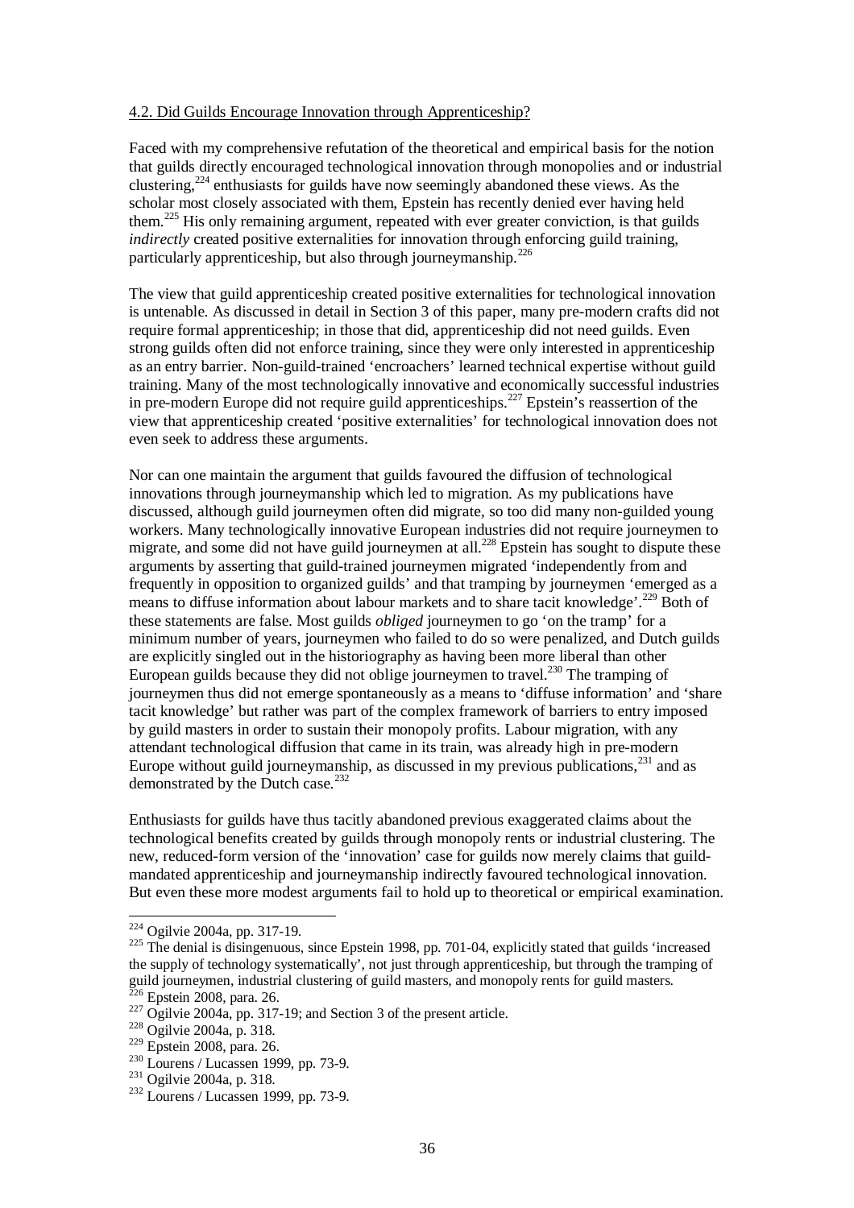4.2. Did Guilds Encourage Innovation through Apprenticeship?

Faced with my comprehensive refutation of the theoretical and empirical basis for the notion that guilds directly encouraged technological innovation through monopolies and or industrial clustering,[224] enthusiasts for guilds have now seemingly abandoned these views. As the scholar most closely associated with them, Epstein has recently denied ever having held them.[225] His only remaining argument, repeated with ever greater conviction, is that guilds *indirectly* created positive externalities for innovation through enforcing guild training, particularly apprenticeship, but also through journeymanship.[226]

The view that guild apprenticeship created positive externalities for technological innovation is untenable. As discussed in detail in Section 3 of this paper, many pre-modern crafts did not require formal apprenticeship; in those that did, apprenticeship did not need guilds. Even strong guilds often did not enforce training, since they were only interested in apprenticeship as an entry barrier. Non-guild-trained 'encroachers' learned technical expertise without guild training. Many of the most technologically innovative and economically successful industries in pre-modern Europe did not require guild apprenticeships.[227] Epstein's reassertion of the view that apprenticeship created 'positive externalities' for technological innovation does not even seek to address these arguments.

Nor can one maintain the argument that guilds favoured the diffusion of technological innovations through journeymanship which led to migration. As my publications have discussed, although guild journeymen often did migrate, so too did many non-guilded young workers. Many technologically innovative European industries did not require journeymen to migrate, and some did not have guild journeymen at all.[228] Epstein has sought to dispute these arguments by asserting that guild-trained journeymen migrated 'independently from and frequently in opposition to organized guilds' and that tramping by journeymen 'emerged as a means to diffuse information about labour markets and to share tacit knowledge'.[229] Both of these statements are false. Most guilds *obliged* journeymen to go 'on the tramp' for a minimum number of years, journeymen who failed to do so were penalized, and Dutch guilds are explicitly singled out in the historiography as having been more liberal than other European guilds because they did not oblige journeymen to travel.[230] The tramping of journeymen thus did not emerge spontaneously as a means to 'diffuse information' and 'share tacit knowledge' but rather was part of the complex framework of barriers to entry imposed by guild masters in order to sustain their monopoly profits. Labour migration, with any attendant technological diffusion that came in its train, was already high in pre-modern Europe without guild journeymanship, as discussed in my previous publications,[231] and as demonstrated by the Dutch case.[232]

Enthusiasts for guilds have thus tacitly abandoned previous exaggerated claims about the technological benefits created by guilds through monopoly rents or industrial clustering. The new, reduced-form version of the 'innovation' case for guilds now merely claims that guild-mandated apprenticeship and journeymanship indirectly favoured technological innovation. But even these more modest arguments fail to hold up to theoretical or empirical examination.

---

[224] Ogilvie 2004a, pp. 317-19.

[225] The denial is disingenuous, since Epstein 1998, pp. 701-04, explicitly stated that guilds 'increased the supply of technology systematically', not just through apprenticeship, but through the tramping of guild journeymen, industrial clustering of guild masters, and monopoly rents for guild masters.

[226] Epstein 2008, para. 26.

[227] Ogilvie 2004a, pp. 317-19; and Section 3 of the present article.

[228] Ogilvie 2004a, p. 318.

[229] Epstein 2008, para. 26.

[230] Lourens / Lucassen 1999, pp. 73-9.

[231] Ogilvie 2004a, p. 318.

[232] Lourens / Lucassen 1999, pp. 73-9.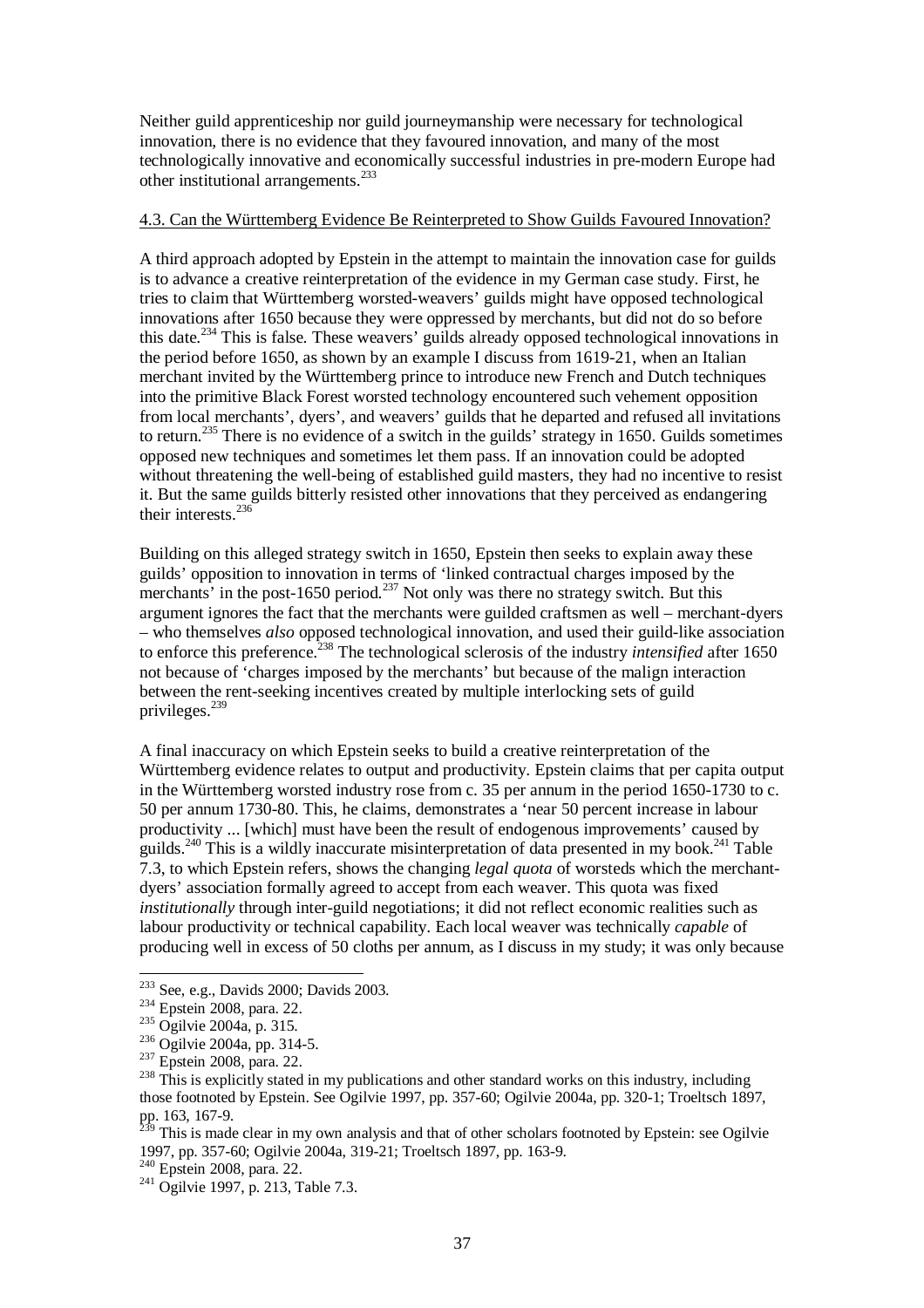Neither guild apprenticeship nor guild journeymanship were necessary for technological innovation, there is no evidence that they favoured innovation, and many of the most technologically innovative and economically successful industries in pre-modern Europe had other institutional arrangements.[233]

### 4.3. Can the Württemberg Evidence Be Reinterpreted to Show Guilds Favoured Innovation?

A third approach adopted by Epstein in the attempt to maintain the innovation case for guilds is to advance a creative reinterpretation of the evidence in my German case study. First, he tries to claim that Württemberg worsted-weavers' guilds might have opposed technological innovations after 1650 because they were oppressed by merchants, but did not do so before this date.[234] This is false. These weavers' guilds already opposed technological innovations in the period before 1650, as shown by an example I discuss from 1619-21, when an Italian merchant invited by the Württemberg prince to introduce new French and Dutch techniques into the primitive Black Forest worsted technology encountered such vehement opposition from local merchants', dyers', and weavers' guilds that he departed and refused all invitations to return.[235] There is no evidence of a switch in the guilds' strategy in 1650. Guilds sometimes opposed new techniques and sometimes let them pass. If an innovation could be adopted without threatening the well-being of established guild masters, they had no incentive to resist it. But the same guilds bitterly resisted other innovations that they perceived as endangering their interests.[236]

Building on this alleged strategy switch in 1650, Epstein then seeks to explain away these guilds' opposition to innovation in terms of 'linked contractual charges imposed by the merchants' in the post-1650 period.[237] Not only was there no strategy switch. But this argument ignores the fact that the merchants were guilded craftsmen as well – merchant-dyers – who themselves *also* opposed technological innovation, and used their guild-like association to enforce this preference.[238] The technological sclerosis of the industry *intensified* after 1650 not because of 'charges imposed by the merchants' but because of the malign interaction between the rent-seeking incentives created by multiple interlocking sets of guild privileges.[239]

A final inaccuracy on which Epstein seeks to build a creative reinterpretation of the Württemberg evidence relates to output and productivity. Epstein claims that per capita output in the Württemberg worsted industry rose from c. 35 per annum in the period 1650-1730 to c. 50 per annum 1730-80. This, he claims, demonstrates a 'near 50 percent increase in labour productivity ... [which] must have been the result of endogenous improvements' caused by guilds.[240] This is a wildly inaccurate misinterpretation of data presented in my book.[241] Table 7.3, to which Epstein refers, shows the changing *legal quota* of worsteds which the merchant-dyers' association formally agreed to accept from each weaver. This quota was fixed *institutionally* through inter-guild negotiations; it did not reflect economic realities such as labour productivity or technical capability. Each local weaver was technically *capable* of producing well in excess of 50 cloths per annum, as I discuss in my study; it was only because

---

[233] See, e.g., Davids 2000; Davids 2003.

[234] Epstein 2008, para. 22.

[235] Ogilvie 2004a, p. 315.

[236] Ogilvie 2004a, pp. 314-5.

[237] Epstein 2008, para. 22.

[238] This is explicitly stated in my publications and other standard works on this industry, including those footnoted by Epstein. See Ogilvie 1997, pp. 357-60; Ogilvie 2004a, pp. 320-1; Troeltsch 1897, pp. 163, 167-9.

[239] This is made clear in my own analysis and that of other scholars footnoted by Epstein: see Ogilvie 1997, pp. 357-60; Ogilvie 2004a, 319-21; Troeltsch 1897, pp. 163-9.

[240] Epstein 2008, para. 22.

[241] Ogilvie 1997, p. 213, Table 7.3.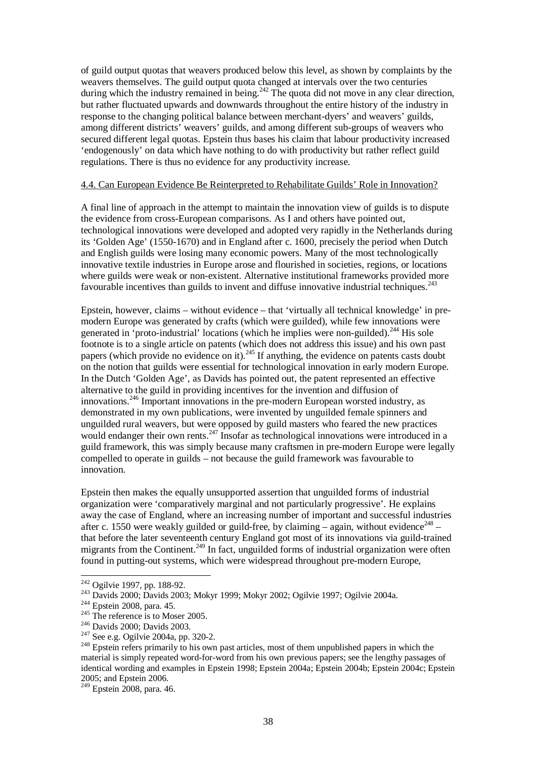of guild output quotas that weavers produced below this level, as shown by complaints by the weavers themselves. The guild output quota changed at intervals over the two centuries during which the industry remained in being.[242] The quota did not move in any clear direction, but rather fluctuated upwards and downwards throughout the entire history of the industry in response to the changing political balance between merchant-dyers' and weavers' guilds, among different districts' weavers' guilds, and among different sub-groups of weavers who secured different legal quotas. Epstein thus bases his claim that labour productivity increased 'endogenously' on data which have nothing to do with productivity but rather reflect guild regulations. There is thus no evidence for any productivity increase.

### 4.4. Can European Evidence Be Reinterpreted to Rehabilitate Guilds' Role in Innovation?

A final line of approach in the attempt to maintain the innovation view of guilds is to dispute the evidence from cross-European comparisons. As I and others have pointed out, technological innovations were developed and adopted very rapidly in the Netherlands during its 'Golden Age' (1550-1670) and in England after c. 1600, precisely the period when Dutch and English guilds were losing many economic powers. Many of the most technologically innovative textile industries in Europe arose and flourished in societies, regions, or locations where guilds were weak or non-existent. Alternative institutional frameworks provided more favourable incentives than guilds to invent and diffuse innovative industrial techniques.[243]

Epstein, however, claims – without evidence – that 'virtually all technical knowledge' in pre-modern Europe was generated by crafts (which were guilded), while few innovations were generated in 'proto-industrial' locations (which he implies were non-guilded).[244] His sole footnote is to a single article on patents (which does not address this issue) and his own past papers (which provide no evidence on it).[245] If anything, the evidence on patents casts doubt on the notion that guilds were essential for technological innovation in early modern Europe. In the Dutch 'Golden Age', as Davids has pointed out, the patent represented an effective alternative to the guild in providing incentives for the invention and diffusion of innovations.[246] Important innovations in the pre-modern European worsted industry, as demonstrated in my own publications, were invented by unguilded female spinners and unguilded rural weavers, but were opposed by guild masters who feared the new practices would endanger their own rents.[247] Insofar as technological innovations were introduced in a guild framework, this was simply because many craftsmen in pre-modern Europe were legally compelled to operate in guilds – not because the guild framework was favourable to innovation.

Epstein then makes the equally unsupported assertion that unguilded forms of industrial organization were 'comparatively marginal and not particularly progressive'. He explains away the case of England, where an increasing number of important and successful industries after c. 1550 were weakly guilded or guild-free, by claiming – again, without evidence[248] – that before the later seventeenth century England got most of its innovations via guild-trained migrants from the Continent.[249] In fact, unguilded forms of industrial organization were often found in putting-out systems, which were widespread throughout pre-modern Europe,

---

[242] Ogilvie 1997, pp. 188-92.

[243] Davids 2000; Davids 2003; Mokyr 1999; Mokyr 2002; Ogilvie 1997; Ogilvie 2004a.

[244] Epstein 2008, para. 45.

[245] The reference is to Moser 2005.

[246] Davids 2000; Davids 2003.

[247] See e.g. Ogilvie 2004a, pp. 320-2.

[248] Epstein refers primarily to his own past articles, most of them unpublished papers in which the material is simply repeated word-for-word from his own previous papers; see the lengthy passages of identical wording and examples in Epstein 1998; Epstein 2004a; Epstein 2004b; Epstein 2004c; Epstein 2005; and Epstein 2006.

[249] Epstein 2008, para. 46.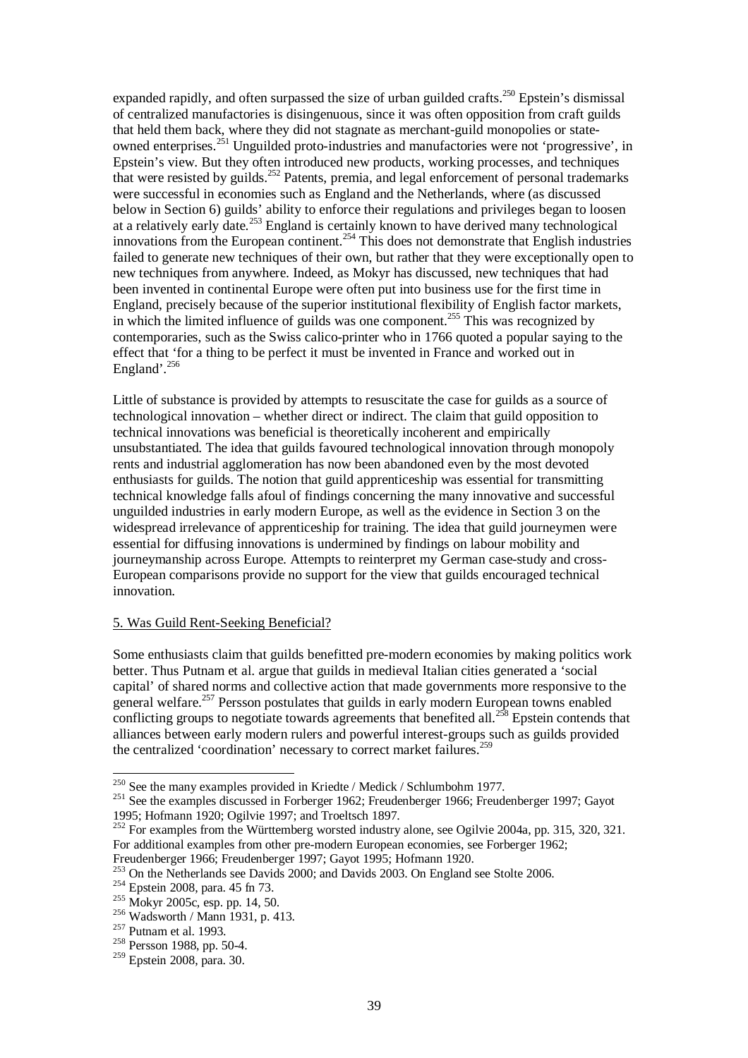expanded rapidly, and often surpassed the size of urban guilded crafts.[250] Epstein's dismissal of centralized manufactories is disingenuous, since it was often opposition from craft guilds that held them back, where they did not stagnate as merchant-guild monopolies or state-owned enterprises.[251] Unguilded proto-industries and manufactories were not 'progressive', in Epstein's view. But they often introduced new products, working processes, and techniques that were resisted by guilds.[252] Patents, premia, and legal enforcement of personal trademarks were successful in economies such as England and the Netherlands, where (as discussed below in Section 6) guilds' ability to enforce their regulations and privileges began to loosen at a relatively early date.[253] England is certainly known to have derived many technological innovations from the European continent.[254] This does not demonstrate that English industries failed to generate new techniques of their own, but rather that they were exceptionally open to new techniques from anywhere. Indeed, as Mokyr has discussed, new techniques that had been invented in continental Europe were often put into business use for the first time in England, precisely because of the superior institutional flexibility of English factor markets, in which the limited influence of guilds was one component.[255] This was recognized by contemporaries, such as the Swiss calico-printer who in 1766 quoted a popular saying to the effect that 'for a thing to be perfect it must be invented in France and worked out in England'.[256]

Little of substance is provided by attempts to resuscitate the case for guilds as a source of technological innovation – whether direct or indirect. The claim that guild opposition to technical innovations was beneficial is theoretically incoherent and empirically unsubstantiated. The idea that guilds favoured technological innovation through monopoly rents and industrial agglomeration has now been abandoned even by the most devoted enthusiasts for guilds. The notion that guild apprenticeship was essential for transmitting technical knowledge falls afoul of findings concerning the many innovative and successful unguilded industries in early modern Europe, as well as the evidence in Section 3 on the widespread irrelevance of apprenticeship for training. The idea that guild journeymen were essential for diffusing innovations is undermined by findings on labour mobility and journeymanship across Europe. Attempts to reinterpret my German case-study and cross-European comparisons provide no support for the view that guilds encouraged technical innovation.

## 5. Was Guild Rent-Seeking Beneficial?

Some enthusiasts claim that guilds benefitted pre-modern economies by making politics work better. Thus Putnam et al. argue that guilds in medieval Italian cities generated a 'social capital' of shared norms and collective action that made governments more responsive to the general welfare.[257] Persson postulates that guilds in early modern European towns enabled conflicting groups to negotiate towards agreements that benefited all.[258] Epstein contends that alliances between early modern rulers and powerful interest-groups such as guilds provided the centralized 'coordination' necessary to correct market failures.[259]

---

[250] See the many examples provided in Kriedte / Medick / Schlumbohm 1977.

[251] See the examples discussed in Forberger 1962; Freudenberger 1966; Freudenberger 1997; Gayot 1995; Hofmann 1920; Ogilvie 1997; and Troeltsch 1897.

[252] For examples from the Württemberg worsted industry alone, see Ogilvie 2004a, pp. 315, 320, 321. For additional examples from other pre-modern European economies, see Forberger 1962; Freudenberger 1966; Freudenberger 1997; Gayot 1995; Hofmann 1920.

[253] On the Netherlands see Davids 2000; and Davids 2003. On England see Stolte 2006.

[254] Epstein 2008, para. 45 fn 73.

[255] Mokyr 2005c, esp. pp. 14, 50.

[256] Wadsworth / Mann 1931, p. 413.

[257] Putnam et al. 1993.

[258] Persson 1988, pp. 50-4.

[259] Epstein 2008, para. 30.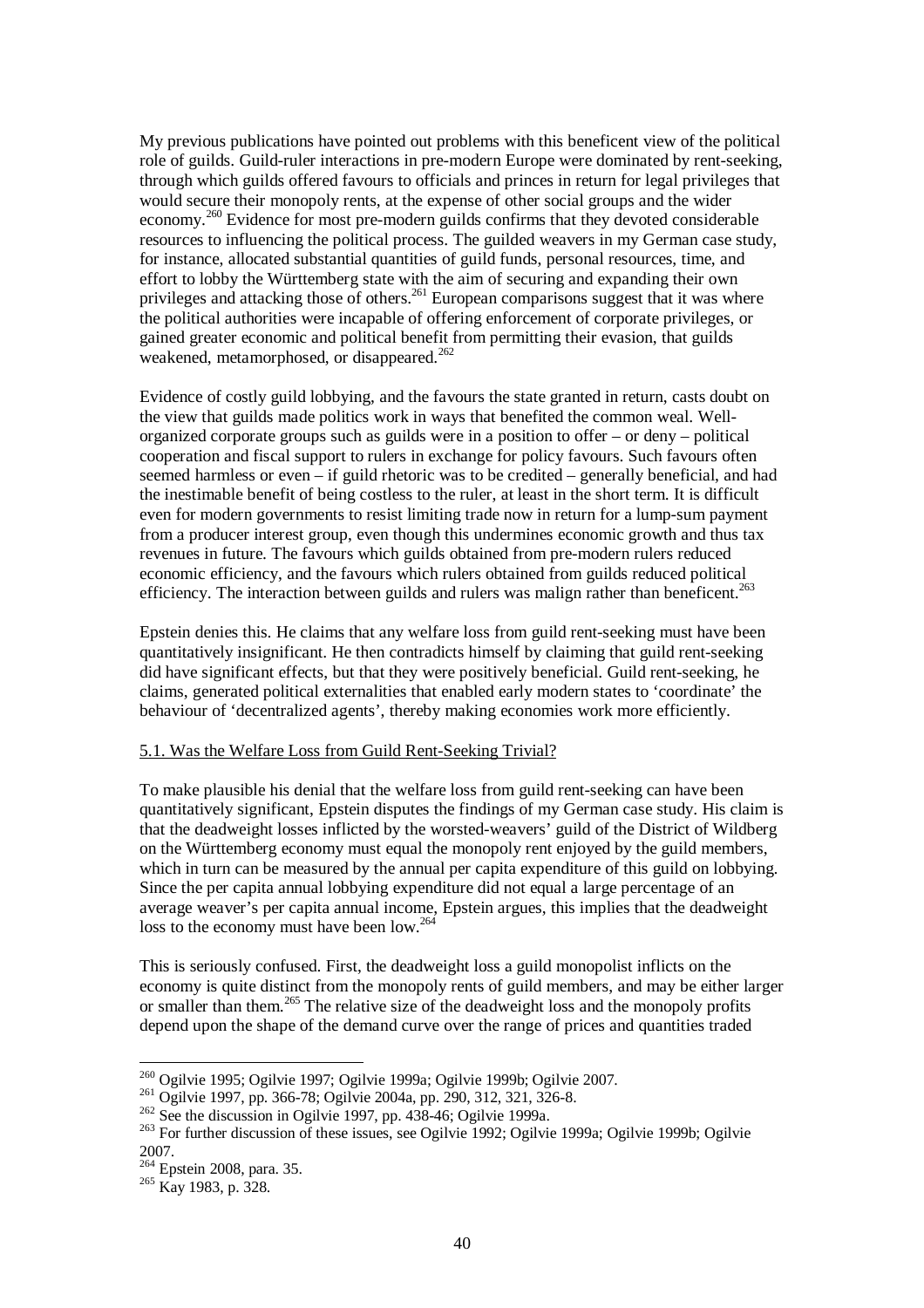My previous publications have pointed out problems with this beneficent view of the political role of guilds. Guild-ruler interactions in pre-modern Europe were dominated by rent-seeking, through which guilds offered favours to officials and princes in return for legal privileges that would secure their monopoly rents, at the expense of other social groups and the wider economy.[260] Evidence for most pre-modern guilds confirms that they devoted considerable resources to influencing the political process. The guilded weavers in my German case study, for instance, allocated substantial quantities of guild funds, personal resources, time, and effort to lobby the Württemberg state with the aim of securing and expanding their own privileges and attacking those of others.[261] European comparisons suggest that it was where the political authorities were incapable of offering enforcement of corporate privileges, or gained greater economic and political benefit from permitting their evasion, that guilds weakened, metamorphosed, or disappeared.[262]

Evidence of costly guild lobbying, and the favours the state granted in return, casts doubt on the view that guilds made politics work in ways that benefited the common weal. Well-organized corporate groups such as guilds were in a position to offer – or deny – political cooperation and fiscal support to rulers in exchange for policy favours. Such favours often seemed harmless or even – if guild rhetoric was to be credited – generally beneficial, and had the inestimable benefit of being costless to the ruler, at least in the short term. It is difficult even for modern governments to resist limiting trade now in return for a lump-sum payment from a producer interest group, even though this undermines economic growth and thus tax revenues in future. The favours which guilds obtained from pre-modern rulers reduced economic efficiency, and the favours which rulers obtained from guilds reduced political efficiency. The interaction between guilds and rulers was malign rather than beneficent.[263]

Epstein denies this. He claims that any welfare loss from guild rent-seeking must have been quantitatively insignificant. He then contradicts himself by claiming that guild rent-seeking did have significant effects, but that they were positively beneficial. Guild rent-seeking, he claims, generated political externalities that enabled early modern states to 'coordinate' the behaviour of 'decentralized agents', thereby making economies work more efficiently.

### 5.1. Was the Welfare Loss from Guild Rent-Seeking Trivial?

To make plausible his denial that the welfare loss from guild rent-seeking can have been quantitatively significant, Epstein disputes the findings of my German case study. His claim is that the deadweight losses inflicted by the worsted-weavers' guild of the District of Wildberg on the Württemberg economy must equal the monopoly rent enjoyed by the guild members, which in turn can be measured by the annual per capita expenditure of this guild on lobbying. Since the per capita annual lobbying expenditure did not equal a large percentage of an average weaver's per capita annual income, Epstein argues, this implies that the deadweight loss to the economy must have been low.[264]

This is seriously confused. First, the deadweight loss a guild monopolist inflicts on the economy is quite distinct from the monopoly rents of guild members, and may be either larger or smaller than them.[265] The relative size of the deadweight loss and the monopoly profits depend upon the shape of the demand curve over the range of prices and quantities traded

---

[260] Ogilvie 1995; Ogilvie 1997; Ogilvie 1999a; Ogilvie 1999b; Ogilvie 2007.

[261] Ogilvie 1997, pp. 366-78; Ogilvie 2004a, pp. 290, 312, 321, 326-8.

[262] See the discussion in Ogilvie 1997, pp. 438-46; Ogilvie 1999a.

[263] For further discussion of these issues, see Ogilvie 1992; Ogilvie 1999a; Ogilvie 1999b; Ogilvie 2007.

[264] Epstein 2008, para. 35.

[265] Kay 1983, p. 328.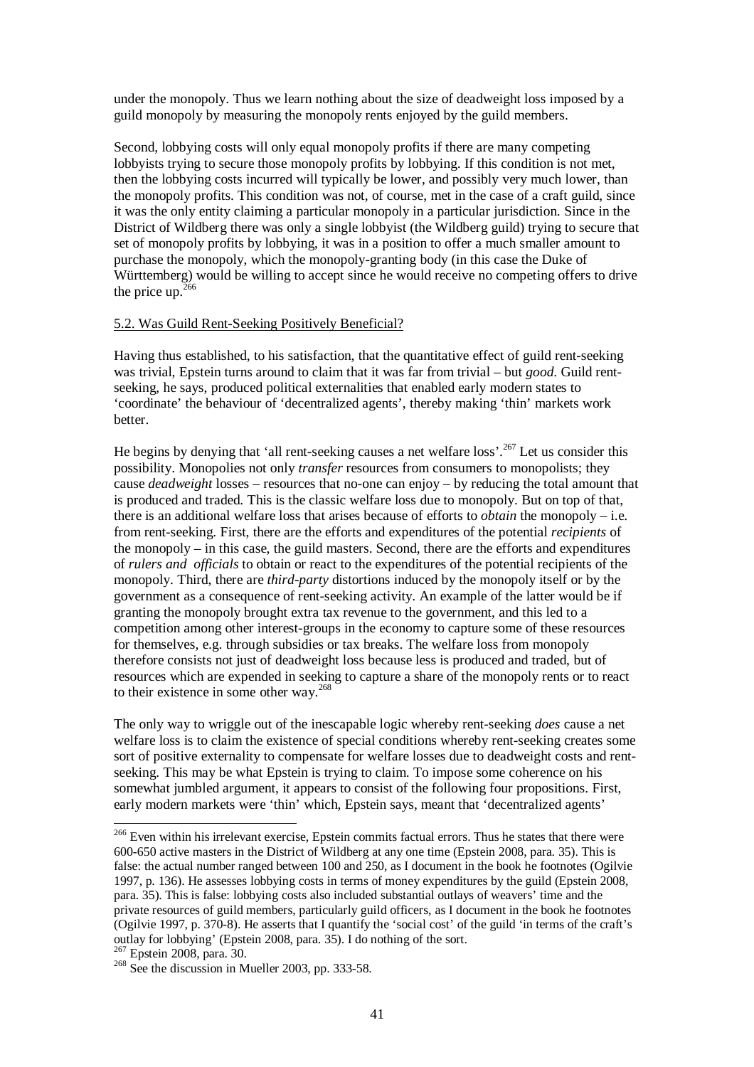under the monopoly. Thus we learn nothing about the size of deadweight loss imposed by a guild monopoly by measuring the monopoly rents enjoyed by the guild members.

Second, lobbying costs will only equal monopoly profits if there are many competing lobbyists trying to secure those monopoly profits by lobbying. If this condition is not met, then the lobbying costs incurred will typically be lower, and possibly very much lower, than the monopoly profits. This condition was not, of course, met in the case of a craft guild, since it was the only entity claiming a particular monopoly in a particular jurisdiction. Since in the District of Wildberg there was only a single lobbyist (the Wildberg guild) trying to secure that set of monopoly profits by lobbying, it was in a position to offer a much smaller amount to purchase the monopoly, which the monopoly-granting body (in this case the Duke of Württemberg) would be willing to accept since he would receive no competing offers to drive the price up.[266]

5.2. Was Guild Rent-Seeking Positively Beneficial?

Having thus established, to his satisfaction, that the quantitative effect of guild rent-seeking was trivial, Epstein turns around to claim that it was far from trivial – but *good*. Guild rent-seeking, he says, produced political externalities that enabled early modern states to 'coordinate' the behaviour of 'decentralized agents', thereby making 'thin' markets work better.

He begins by denying that 'all rent-seeking causes a net welfare loss'.[267] Let us consider this possibility. Monopolies not only *transfer* resources from consumers to monopolists; they cause *deadweight* losses – resources that no-one can enjoy – by reducing the total amount that is produced and traded. This is the classic welfare loss due to monopoly. But on top of that, there is an additional welfare loss that arises because of efforts to *obtain* the monopoly – i.e. from rent-seeking. First, there are the efforts and expenditures of the potential *recipients* of the monopoly – in this case, the guild masters. Second, there are the efforts and expenditures of *rulers and officials* to obtain or react to the expenditures of the potential recipients of the monopoly. Third, there are *third-party* distortions induced by the monopoly itself or by the government as a consequence of rent-seeking activity. An example of the latter would be if granting the monopoly brought extra tax revenue to the government, and this led to a competition among other interest-groups in the economy to capture some of these resources for themselves, e.g. through subsidies or tax breaks. The welfare loss from monopoly therefore consists not just of deadweight loss because less is produced and traded, but of resources which are expended in seeking to capture a share of the monopoly rents or to react to their existence in some other way.[268]

The only way to wriggle out of the inescapable logic whereby rent-seeking *does* cause a net welfare loss is to claim the existence of special conditions whereby rent-seeking creates some sort of positive externality to compensate for welfare losses due to deadweight costs and rent-seeking. This may be what Epstein is trying to claim. To impose some coherence on his somewhat jumbled argument, it appears to consist of the following four propositions. First, early modern markets were 'thin' which, Epstein says, meant that 'decentralized agents'

---

[266] Even within his irrelevant exercise, Epstein commits factual errors. Thus he states that there were 600-650 active masters in the District of Wildberg at any one time (Epstein 2008, para. 35). This is false: the actual number ranged between 100 and 250, as I document in the book he footnotes (Ogilvie 1997, p. 136). He assesses lobbying costs in terms of money expenditures by the guild (Epstein 2008, para. 35). This is false: lobbying costs also included substantial outlays of weavers' time and the private resources of guild members, particularly guild officers, as I document in the book he footnotes (Ogilvie 1997, p. 370-8). He asserts that I quantify the 'social cost' of the guild 'in terms of the craft's outlay for lobbying' (Epstein 2008, para. 35). I do nothing of the sort.

[267] Epstein 2008, para. 30.

[268] See the discussion in Mueller 2003, pp. 333-58.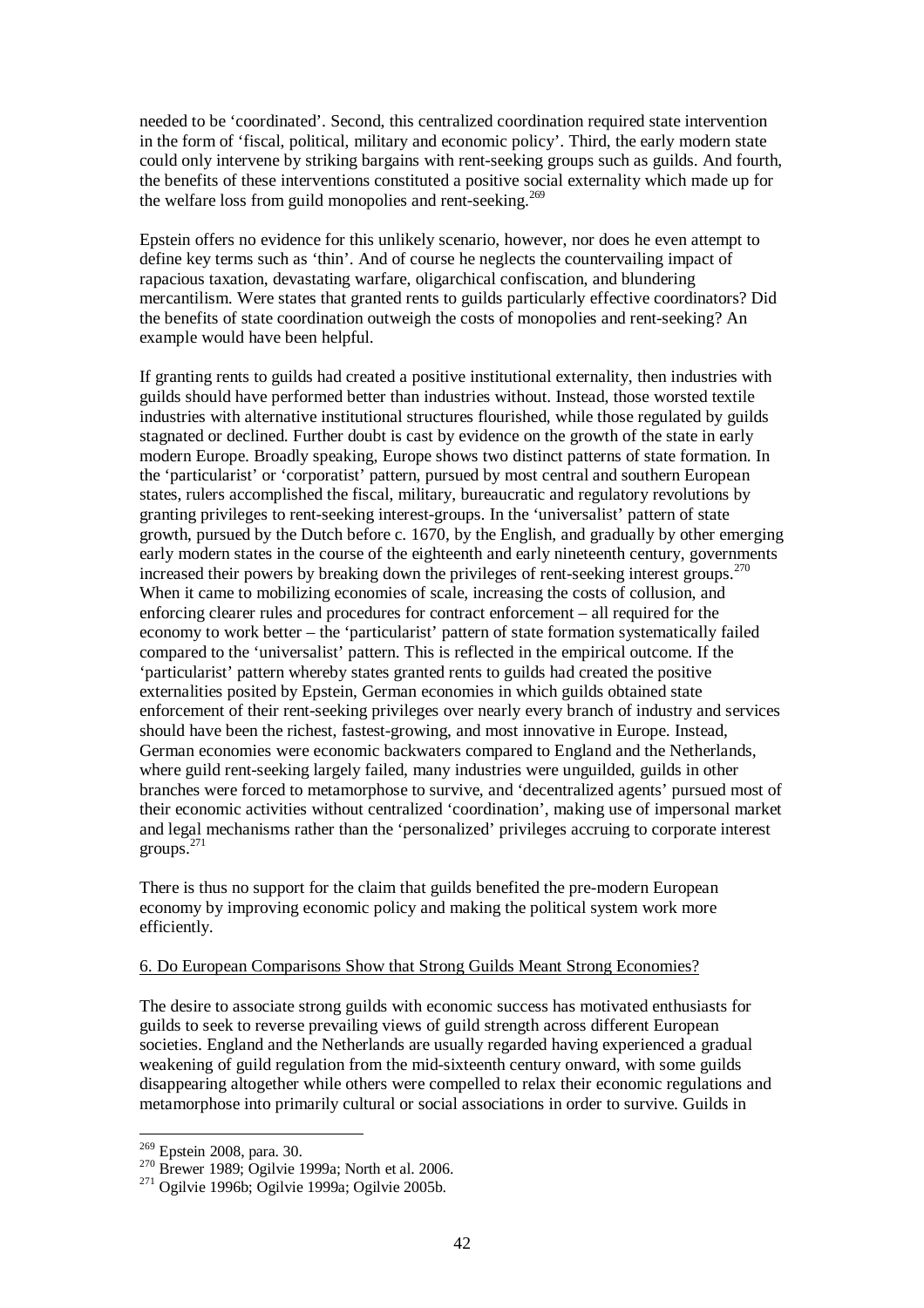needed to be 'coordinated'. Second, this centralized coordination required state intervention in the form of 'fiscal, political, military and economic policy'. Third, the early modern state could only intervene by striking bargains with rent-seeking groups such as guilds. And fourth, the benefits of these interventions constituted a positive social externality which made up for the welfare loss from guild monopolies and rent-seeking.[269]

Epstein offers no evidence for this unlikely scenario, however, nor does he even attempt to define key terms such as 'thin'. And of course he neglects the countervailing impact of rapacious taxation, devastating warfare, oligarchical confiscation, and blundering mercantilism. Were states that granted rents to guilds particularly effective coordinators? Did the benefits of state coordination outweigh the costs of monopolies and rent-seeking? An example would have been helpful.

If granting rents to guilds had created a positive institutional externality, then industries with guilds should have performed better than industries without. Instead, those worsted textile industries with alternative institutional structures flourished, while those regulated by guilds stagnated or declined. Further doubt is cast by evidence on the growth of the state in early modern Europe. Broadly speaking, Europe shows two distinct patterns of state formation. In the 'particularist' or 'corporatist' pattern, pursued by most central and southern European states, rulers accomplished the fiscal, military, bureaucratic and regulatory revolutions by granting privileges to rent-seeking interest-groups. In the 'universalist' pattern of state growth, pursued by the Dutch before c. 1670, by the English, and gradually by other emerging early modern states in the course of the eighteenth and early nineteenth century, governments increased their powers by breaking down the privileges of rent-seeking interest groups.[270] When it came to mobilizing economies of scale, increasing the costs of collusion, and enforcing clearer rules and procedures for contract enforcement – all required for the economy to work better – the 'particularist' pattern of state formation systematically failed compared to the 'universalist' pattern. This is reflected in the empirical outcome. If the 'particularist' pattern whereby states granted rents to guilds had created the positive externalities posited by Epstein, German economies in which guilds obtained state enforcement of their rent-seeking privileges over nearly every branch of industry and services should have been the richest, fastest-growing, and most innovative in Europe. Instead, German economies were economic backwaters compared to England and the Netherlands, where guild rent-seeking largely failed, many industries were unguilded, guilds in other branches were forced to metamorphose to survive, and 'decentralized agents' pursued most of their economic activities without centralized 'coordination', making use of impersonal market and legal mechanisms rather than the 'personalized' privileges accruing to corporate interest groups.[271]

There is thus no support for the claim that guilds benefited the pre-modern European economy by improving economic policy and making the political system work more efficiently.

## 6. Do European Comparisons Show that Strong Guilds Meant Strong Economies?

The desire to associate strong guilds with economic success has motivated enthusiasts for guilds to seek to reverse prevailing views of guild strength across different European societies. England and the Netherlands are usually regarded having experienced a gradual weakening of guild regulation from the mid-sixteenth century onward, with some guilds disappearing altogether while others were compelled to relax their economic regulations and metamorphose into primarily cultural or social associations in order to survive. Guilds in

---

[269] Epstein 2008, para. 30.

[270] Brewer 1989; Ogilvie 1999a; North et al. 2006.

[271] Ogilvie 1996b; Ogilvie 1999a; Ogilvie 2005b.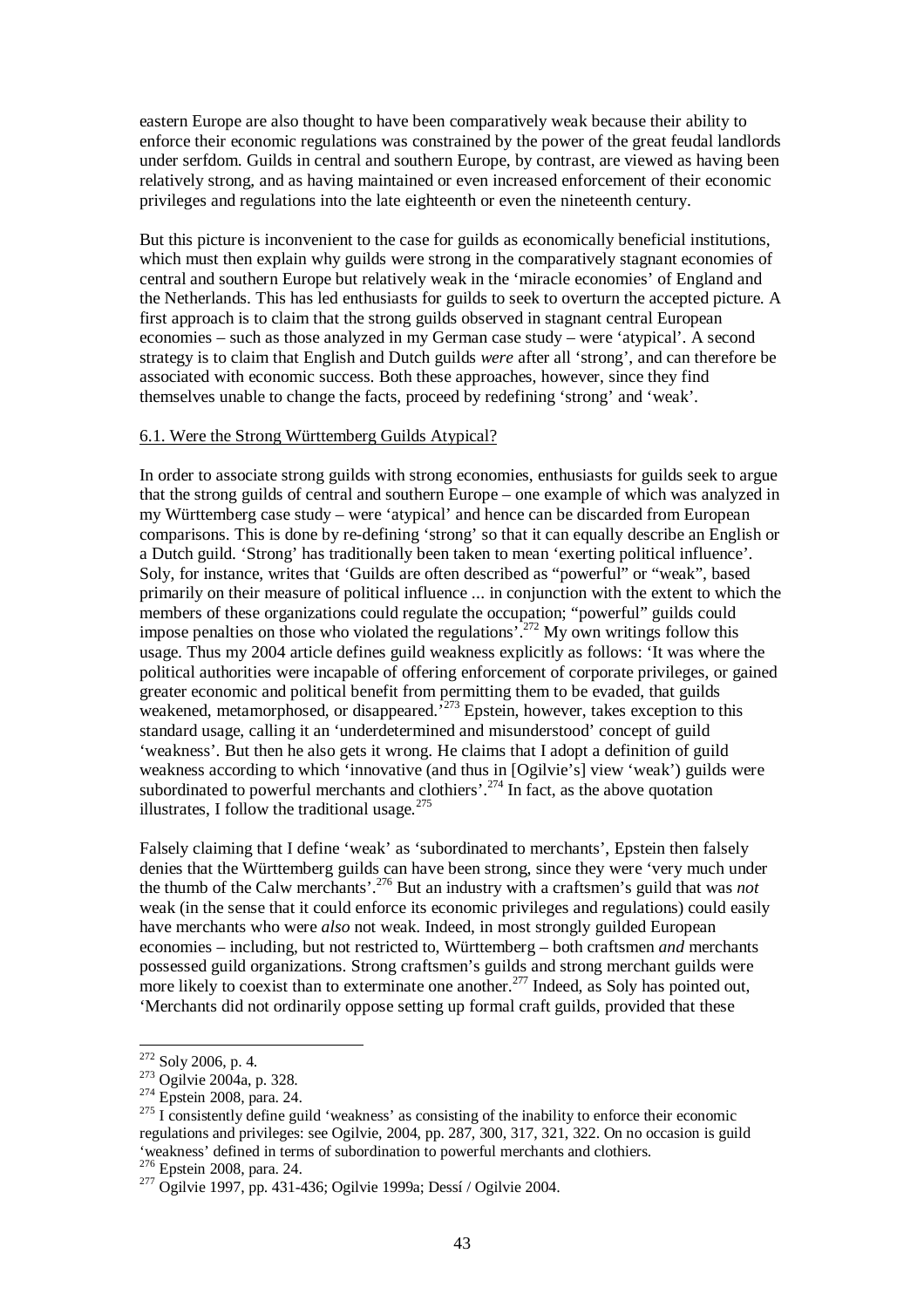eastern Europe are also thought to have been comparatively weak because their ability to enforce their economic regulations was constrained by the power of the great feudal landlords under serfdom. Guilds in central and southern Europe, by contrast, are viewed as having been relatively strong, and as having maintained or even increased enforcement of their economic privileges and regulations into the late eighteenth or even the nineteenth century.

But this picture is inconvenient to the case for guilds as economically beneficial institutions, which must then explain why guilds were strong in the comparatively stagnant economies of central and southern Europe but relatively weak in the 'miracle economies' of England and the Netherlands. This has led enthusiasts for guilds to seek to overturn the accepted picture. A first approach is to claim that the strong guilds observed in stagnant central European economies – such as those analyzed in my German case study – were 'atypical'. A second strategy is to claim that English and Dutch guilds *were* after all 'strong', and can therefore be associated with economic success. Both these approaches, however, since they find themselves unable to change the facts, proceed by redefining 'strong' and 'weak'.

### 6.1. Were the Strong Württemberg Guilds Atypical?

In order to associate strong guilds with strong economies, enthusiasts for guilds seek to argue that the strong guilds of central and southern Europe – one example of which was analyzed in my Württemberg case study – were 'atypical' and hence can be discarded from European comparisons. This is done by re-defining 'strong' so that it can equally describe an English or a Dutch guild. 'Strong' has traditionally been taken to mean 'exerting political influence'. Soly, for instance, writes that 'Guilds are often described as "powerful" or "weak", based primarily on their measure of political influence ... in conjunction with the extent to which the members of these organizations could regulate the occupation; "powerful" guilds could impose penalties on those who violated the regulations'.[272] My own writings follow this usage. Thus my 2004 article defines guild weakness explicitly as follows: 'It was where the political authorities were incapable of offering enforcement of corporate privileges, or gained greater economic and political benefit from permitting them to be evaded, that guilds weakened, metamorphosed, or disappeared.'[273] Epstein, however, takes exception to this standard usage, calling it an 'underdetermined and misunderstood' concept of guild 'weakness'. But then he also gets it wrong. He claims that I adopt a definition of guild weakness according to which 'innovative (and thus in [Ogilvie's] view 'weak') guilds were subordinated to powerful merchants and clothiers'.[274] In fact, as the above quotation illustrates, I follow the traditional usage.[275]

Falsely claiming that I define 'weak' as 'subordinated to merchants', Epstein then falsely denies that the Württemberg guilds can have been strong, since they were 'very much under the thumb of the Calw merchants'.[276] But an industry with a craftsmen's guild that was *not* weak (in the sense that it could enforce its economic privileges and regulations) could easily have merchants who were *also* not weak. Indeed, in most strongly guilded European economies – including, but not restricted to, Württemberg – both craftsmen *and* merchants possessed guild organizations. Strong craftsmen's guilds and strong merchant guilds were more likely to coexist than to exterminate one another.[277] Indeed, as Soly has pointed out, 'Merchants did not ordinarily oppose setting up formal craft guilds, provided that these

---

[272] Soly 2006, p. 4.

[273] Ogilvie 2004a, p. 328.

[274] Epstein 2008, para. 24.

[275] I consistently define guild 'weakness' as consisting of the inability to enforce their economic regulations and privileges: see Ogilvie, 2004, pp. 287, 300, 317, 321, 322. On no occasion is guild 'weakness' defined in terms of subordination to powerful merchants and clothiers.

[276] Epstein 2008, para. 24.

[277] Ogilvie 1997, pp. 431-436; Ogilvie 1999a; Dessí / Ogilvie 2004.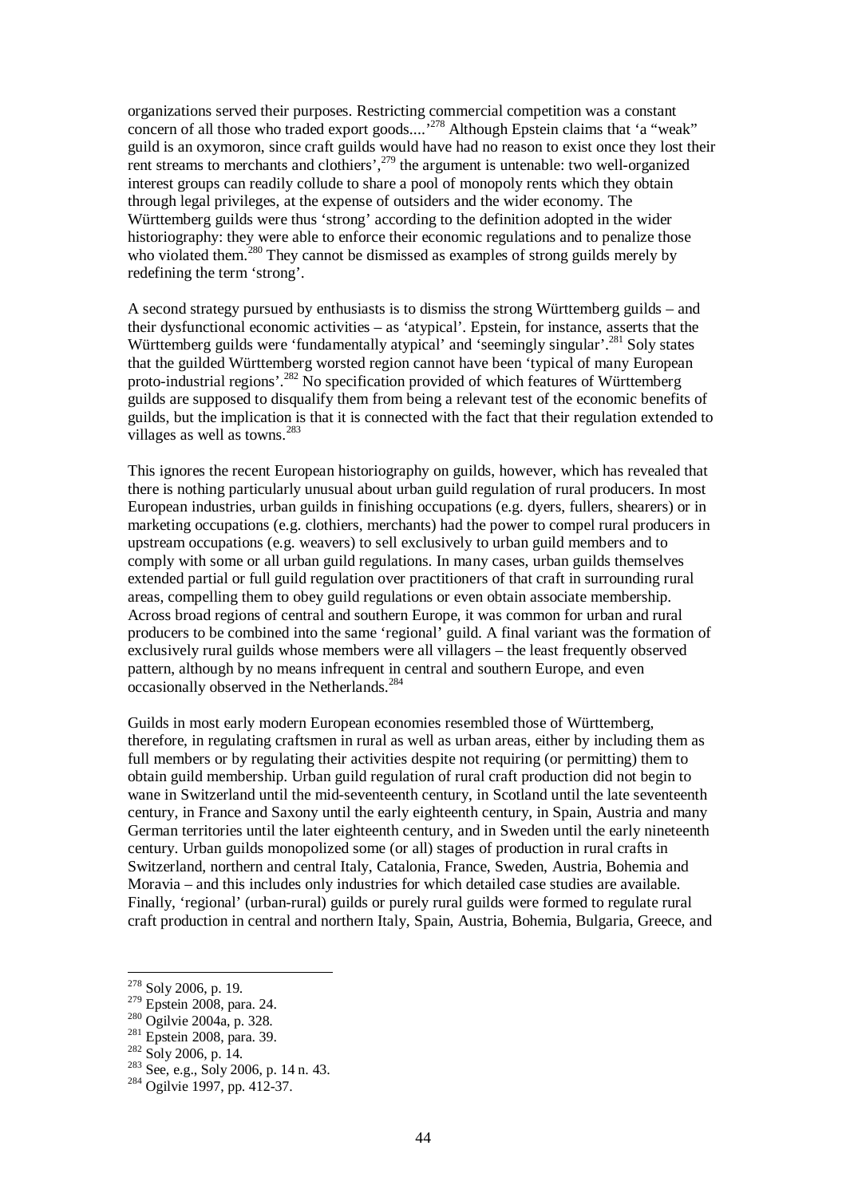organizations served their purposes. Restricting commercial competition was a constant concern of all those who traded export goods....'[278] Although Epstein claims that 'a "weak" guild is an oxymoron, since craft guilds would have had no reason to exist once they lost their rent streams to merchants and clothiers',[279] the argument is untenable: two well-organized interest groups can readily collude to share a pool of monopoly rents which they obtain through legal privileges, at the expense of outsiders and the wider economy. The Württemberg guilds were thus 'strong' according to the definition adopted in the wider historiography: they were able to enforce their economic regulations and to penalize those who violated them.[280] They cannot be dismissed as examples of strong guilds merely by redefining the term 'strong'.

A second strategy pursued by enthusiasts is to dismiss the strong Württemberg guilds – and their dysfunctional economic activities – as 'atypical'. Epstein, for instance, asserts that the Württemberg guilds were 'fundamentally atypical' and 'seemingly singular'.[281] Soly states that the guilded Württemberg worsted region cannot have been 'typical of many European proto-industrial regions'.[282] No specification provided of which features of Württemberg guilds are supposed to disqualify them from being a relevant test of the economic benefits of guilds, but the implication is that it is connected with the fact that their regulation extended to villages as well as towns.[283]

This ignores the recent European historiography on guilds, however, which has revealed that there is nothing particularly unusual about urban guild regulation of rural producers. In most European industries, urban guilds in finishing occupations (e.g. dyers, fullers, shearers) or in marketing occupations (e.g. clothiers, merchants) had the power to compel rural producers in upstream occupations (e.g. weavers) to sell exclusively to urban guild members and to comply with some or all urban guild regulations. In many cases, urban guilds themselves extended partial or full guild regulation over practitioners of that craft in surrounding rural areas, compelling them to obey guild regulations or even obtain associate membership. Across broad regions of central and southern Europe, it was common for urban and rural producers to be combined into the same 'regional' guild. A final variant was the formation of exclusively rural guilds whose members were all villagers – the least frequently observed pattern, although by no means infrequent in central and southern Europe, and even occasionally observed in the Netherlands.[284]

Guilds in most early modern European economies resembled those of Württemberg, therefore, in regulating craftsmen in rural as well as urban areas, either by including them as full members or by regulating their activities despite not requiring (or permitting) them to obtain guild membership. Urban guild regulation of rural craft production did not begin to wane in Switzerland until the mid-seventeenth century, in Scotland until the late seventeenth century, in France and Saxony until the early eighteenth century, in Spain, Austria and many German territories until the later eighteenth century, and in Sweden until the early nineteenth century. Urban guilds monopolized some (or all) stages of production in rural crafts in Switzerland, northern and central Italy, Catalonia, France, Sweden, Austria, Bohemia and Moravia – and this includes only industries for which detailed case studies are available. Finally, 'regional' (urban-rural) guilds or purely rural guilds were formed to regulate rural craft production in central and northern Italy, Spain, Austria, Bohemia, Bulgaria, Greece, and

[278] Soly 2006, p. 19.
[279] Epstein 2008, para. 24.
[280] Ogilvie 2004a, p. 328.
[281] Epstein 2008, para. 39.
[282] Soly 2006, p. 14.
[283] See, e.g., Soly 2006, p. 14 n. 43.
[284] Ogilvie 1997, pp. 412-37.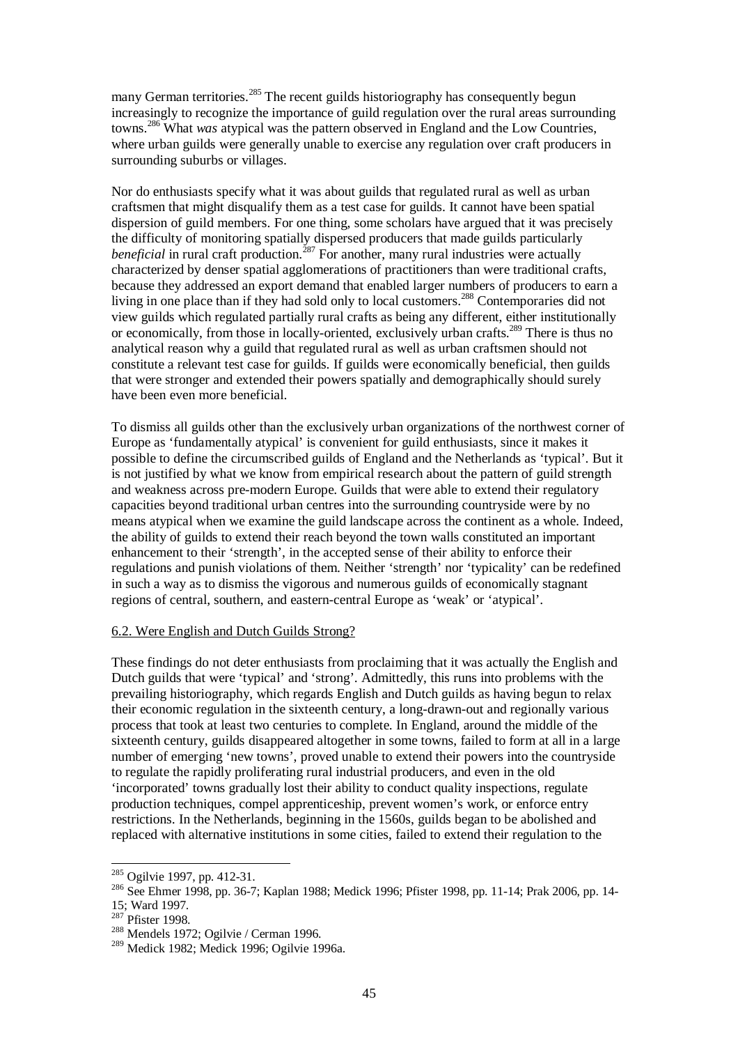many German territories.[285] The recent guilds historiography has consequently begun increasingly to recognize the importance of guild regulation over the rural areas surrounding towns.[286] What *was* atypical was the pattern observed in England and the Low Countries, where urban guilds were generally unable to exercise any regulation over craft producers in surrounding suburbs or villages.

Nor do enthusiasts specify what it was about guilds that regulated rural as well as urban craftsmen that might disqualify them as a test case for guilds. It cannot have been spatial dispersion of guild members. For one thing, some scholars have argued that it was precisely the difficulty of monitoring spatially dispersed producers that made guilds particularly *beneficial* in rural craft production.[287] For another, many rural industries were actually characterized by denser spatial agglomerations of practitioners than were traditional crafts, because they addressed an export demand that enabled larger numbers of producers to earn a living in one place than if they had sold only to local customers.[288] Contemporaries did not view guilds which regulated partially rural crafts as being any different, either institutionally or economically, from those in locally-oriented, exclusively urban crafts.[289] There is thus no analytical reason why a guild that regulated rural as well as urban craftsmen should not constitute a relevant test case for guilds. If guilds were economically beneficial, then guilds that were stronger and extended their powers spatially and demographically should surely have been even more beneficial.

To dismiss all guilds other than the exclusively urban organizations of the northwest corner of Europe as 'fundamentally atypical' is convenient for guild enthusiasts, since it makes it possible to define the circumscribed guilds of England and the Netherlands as 'typical'. But it is not justified by what we know from empirical research about the pattern of guild strength and weakness across pre-modern Europe. Guilds that were able to extend their regulatory capacities beyond traditional urban centres into the surrounding countryside were by no means atypical when we examine the guild landscape across the continent as a whole. Indeed, the ability of guilds to extend their reach beyond the town walls constituted an important enhancement to their 'strength', in the accepted sense of their ability to enforce their regulations and punish violations of them. Neither 'strength' nor 'typicality' can be redefined in such a way as to dismiss the vigorous and numerous guilds of economically stagnant regions of central, southern, and eastern-central Europe as 'weak' or 'atypical'.

## 6.2. Were English and Dutch Guilds Strong?

These findings do not deter enthusiasts from proclaiming that it was actually the English and Dutch guilds that were 'typical' and 'strong'. Admittedly, this runs into problems with the prevailing historiography, which regards English and Dutch guilds as having begun to relax their economic regulation in the sixteenth century, a long-drawn-out and regionally various process that took at least two centuries to complete. In England, around the middle of the sixteenth century, guilds disappeared altogether in some towns, failed to form at all in a large number of emerging 'new towns', proved unable to extend their powers into the countryside to regulate the rapidly proliferating rural industrial producers, and even in the old 'incorporated' towns gradually lost their ability to conduct quality inspections, regulate production techniques, compel apprenticeship, prevent women's work, or enforce entry restrictions. In the Netherlands, beginning in the 1560s, guilds began to be abolished and replaced with alternative institutions in some cities, failed to extend their regulation to the

---

[285] Ogilvie 1997, pp. 412-31.

[286] See Ehmer 1998, pp. 36-7; Kaplan 1988; Medick 1996; Pfister 1998, pp. 11-14; Prak 2006, pp. 14-15; Ward 1997.

[287] Pfister 1998.

[288] Mendels 1972; Ogilvie / Cerman 1996.

[289] Medick 1982; Medick 1996; Ogilvie 1996a.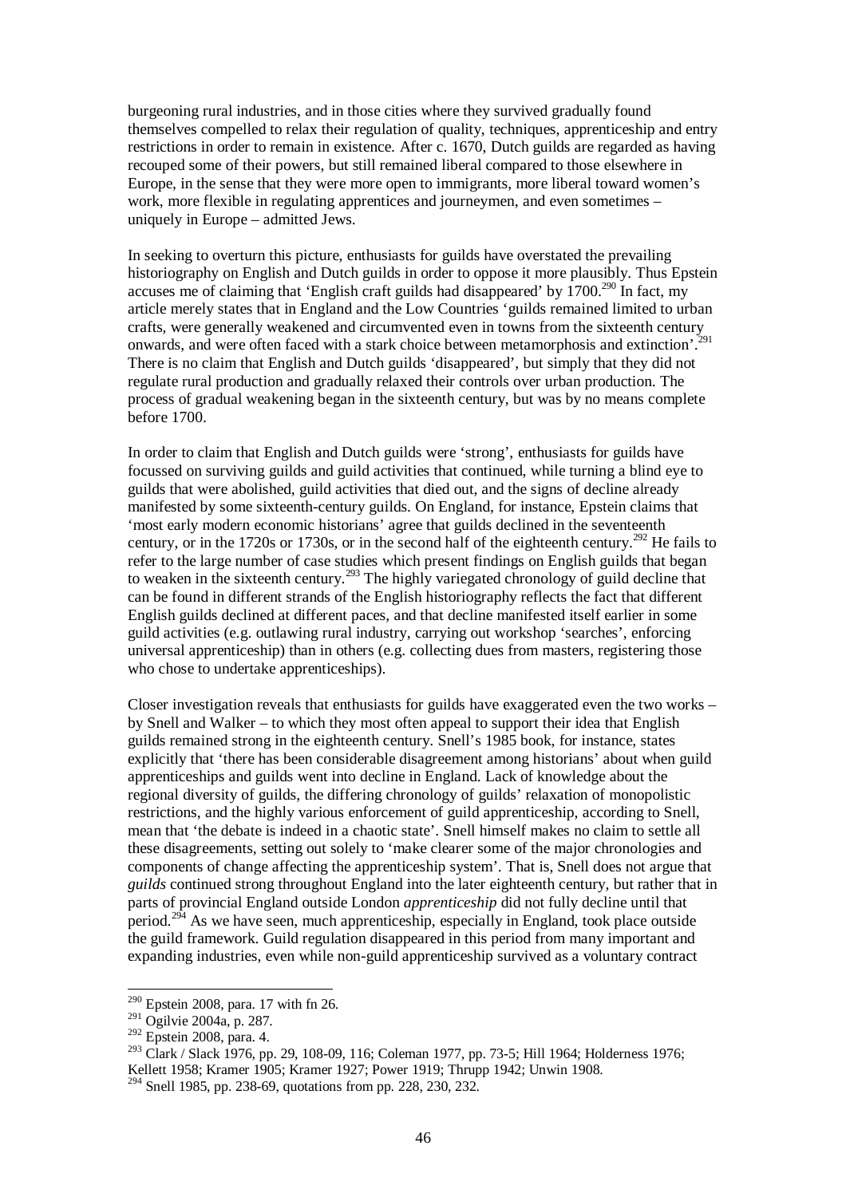burgeoning rural industries, and in those cities where they survived gradually found themselves compelled to relax their regulation of quality, techniques, apprenticeship and entry restrictions in order to remain in existence. After c. 1670, Dutch guilds are regarded as having recouped some of their powers, but still remained liberal compared to those elsewhere in Europe, in the sense that they were more open to immigrants, more liberal toward women's work, more flexible in regulating apprentices and journeymen, and even sometimes – uniquely in Europe – admitted Jews.

In seeking to overturn this picture, enthusiasts for guilds have overstated the prevailing historiography on English and Dutch guilds in order to oppose it more plausibly. Thus Epstein accuses me of claiming that 'English craft guilds had disappeared' by 1700.[290] In fact, my article merely states that in England and the Low Countries 'guilds remained limited to urban crafts, were generally weakened and circumvented even in towns from the sixteenth century onwards, and were often faced with a stark choice between metamorphosis and extinction'.[291] There is no claim that English and Dutch guilds 'disappeared', but simply that they did not regulate rural production and gradually relaxed their controls over urban production. The process of gradual weakening began in the sixteenth century, but was by no means complete before 1700.

In order to claim that English and Dutch guilds were 'strong', enthusiasts for guilds have focussed on surviving guilds and guild activities that continued, while turning a blind eye to guilds that were abolished, guild activities that died out, and the signs of decline already manifested by some sixteenth-century guilds. On England, for instance, Epstein claims that 'most early modern economic historians' agree that guilds declined in the seventeenth century, or in the 1720s or 1730s, or in the second half of the eighteenth century.[292] He fails to refer to the large number of case studies which present findings on English guilds that began to weaken in the sixteenth century.[293] The highly variegated chronology of guild decline that can be found in different strands of the English historiography reflects the fact that different English guilds declined at different paces, and that decline manifested itself earlier in some guild activities (e.g. outlawing rural industry, carrying out workshop 'searches', enforcing universal apprenticeship) than in others (e.g. collecting dues from masters, registering those who chose to undertake apprenticeships).

Closer investigation reveals that enthusiasts for guilds have exaggerated even the two works – by Snell and Walker – to which they most often appeal to support their idea that English guilds remained strong in the eighteenth century. Snell's 1985 book, for instance, states explicitly that 'there has been considerable disagreement among historians' about when guild apprenticeships and guilds went into decline in England. Lack of knowledge about the regional diversity of guilds, the differing chronology of guilds' relaxation of monopolistic restrictions, and the highly various enforcement of guild apprenticeship, according to Snell, mean that 'the debate is indeed in a chaotic state'. Snell himself makes no claim to settle all these disagreements, setting out solely to 'make clearer some of the major chronologies and components of change affecting the apprenticeship system'. That is, Snell does not argue that *guilds* continued strong throughout England into the later eighteenth century, but rather that in parts of provincial England outside London *apprenticeship* did not fully decline until that period.[294] As we have seen, much apprenticeship, especially in England, took place outside the guild framework. Guild regulation disappeared in this period from many important and expanding industries, even while non-guild apprenticeship survived as a voluntary contract

---

[290] Epstein 2008, para. 17 with fn 26.

[291] Ogilvie 2004a, p. 287.

[292] Epstein 2008, para. 4.

[293] Clark / Slack 1976, pp. 29, 108-09, 116; Coleman 1977, pp. 73-5; Hill 1964; Holderness 1976; Kellett 1958; Kramer 1905; Kramer 1927; Power 1919; Thrupp 1942; Unwin 1908.

[294] Snell 1985, pp. 238-69, quotations from pp. 228, 230, 232.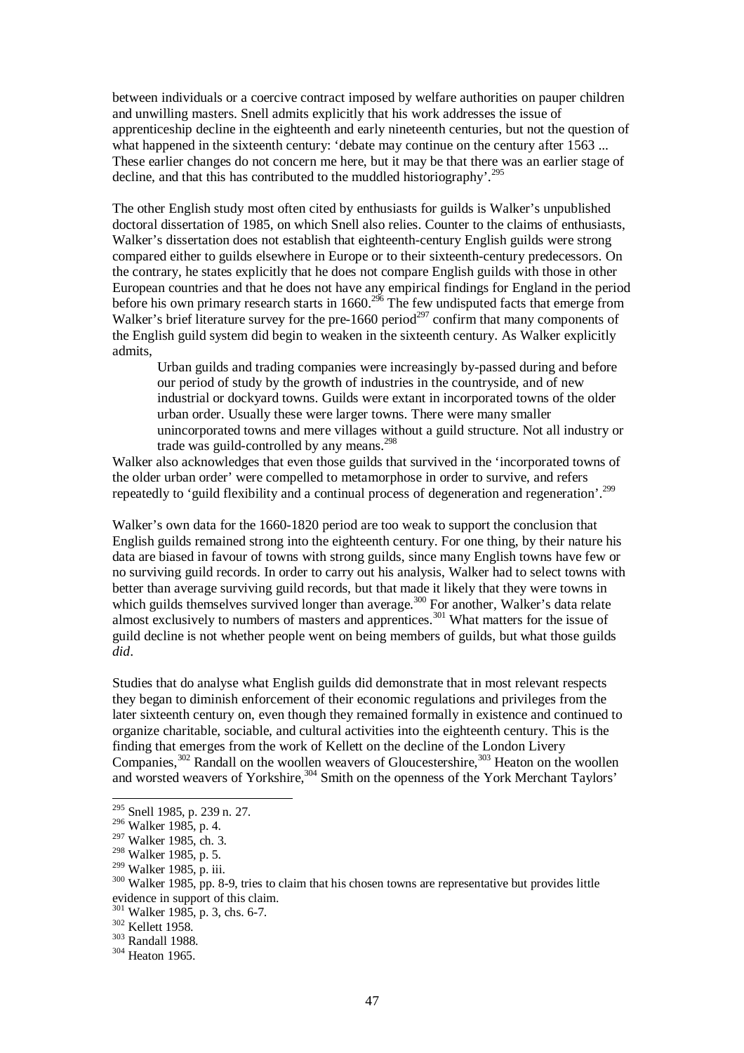between individuals or a coercive contract imposed by welfare authorities on pauper children and unwilling masters. Snell admits explicitly that his work addresses the issue of apprenticeship decline in the eighteenth and early nineteenth centuries, but not the question of what happened in the sixteenth century: 'debate may continue on the century after 1563 ... These earlier changes do not concern me here, but it may be that there was an earlier stage of decline, and that this has contributed to the muddled historiography'.[295]

The other English study most often cited by enthusiasts for guilds is Walker's unpublished doctoral dissertation of 1985, on which Snell also relies. Counter to the claims of enthusiasts, Walker's dissertation does not establish that eighteenth-century English guilds were strong compared either to guilds elsewhere in Europe or to their sixteenth-century predecessors. On the contrary, he states explicitly that he does not compare English guilds with those in other European countries and that he does not have any empirical findings for England in the period before his own primary research starts in 1660.[296] The few undisputed facts that emerge from Walker's brief literature survey for the pre-1660 period[297] confirm that many components of the English guild system did begin to weaken in the sixteenth century. As Walker explicitly admits,

> Urban guilds and trading companies were increasingly by-passed during and before our period of study by the growth of industries in the countryside, and of new industrial or dockyard towns. Guilds were extant in incorporated towns of the older urban order. Usually these were larger towns. There were many smaller unincorporated towns and mere villages without a guild structure. Not all industry or trade was guild-controlled by any means.[298]

Walker also acknowledges that even those guilds that survived in the 'incorporated towns of the older urban order' were compelled to metamorphose in order to survive, and refers repeatedly to 'guild flexibility and a continual process of degeneration and regeneration'.[299]

Walker's own data for the 1660-1820 period are too weak to support the conclusion that English guilds remained strong into the eighteenth century. For one thing, by their nature his data are biased in favour of towns with strong guilds, since many English towns have few or no surviving guild records. In order to carry out his analysis, Walker had to select towns with better than average surviving guild records, but that made it likely that they were towns in which guilds themselves survived longer than average.[300] For another, Walker's data relate almost exclusively to numbers of masters and apprentices.[301] What matters for the issue of guild decline is not whether people went on being members of guilds, but what those guilds *did*.

Studies that do analyse what English guilds did demonstrate that in most relevant respects they began to diminish enforcement of their economic regulations and privileges from the later sixteenth century on, even though they remained formally in existence and continued to organize charitable, sociable, and cultural activities into the eighteenth century. This is the finding that emerges from the work of Kellett on the decline of the London Livery Companies,[302] Randall on the woollen weavers of Gloucestershire,[303] Heaton on the woollen and worsted weavers of Yorkshire,[304] Smith on the openness of the York Merchant Taylors'

---

[295] Snell 1985, p. 239 n. 27.
[296] Walker 1985, p. 4.
[297] Walker 1985, ch. 3.
[298] Walker 1985, p. 5.
[299] Walker 1985, p. iii.
[300] Walker 1985, pp. 8-9, tries to claim that his chosen towns are representative but provides little evidence in support of this claim.
[301] Walker 1985, p. 3, chs. 6-7.
[302] Kellett 1958.
[303] Randall 1988.
[304] Heaton 1965.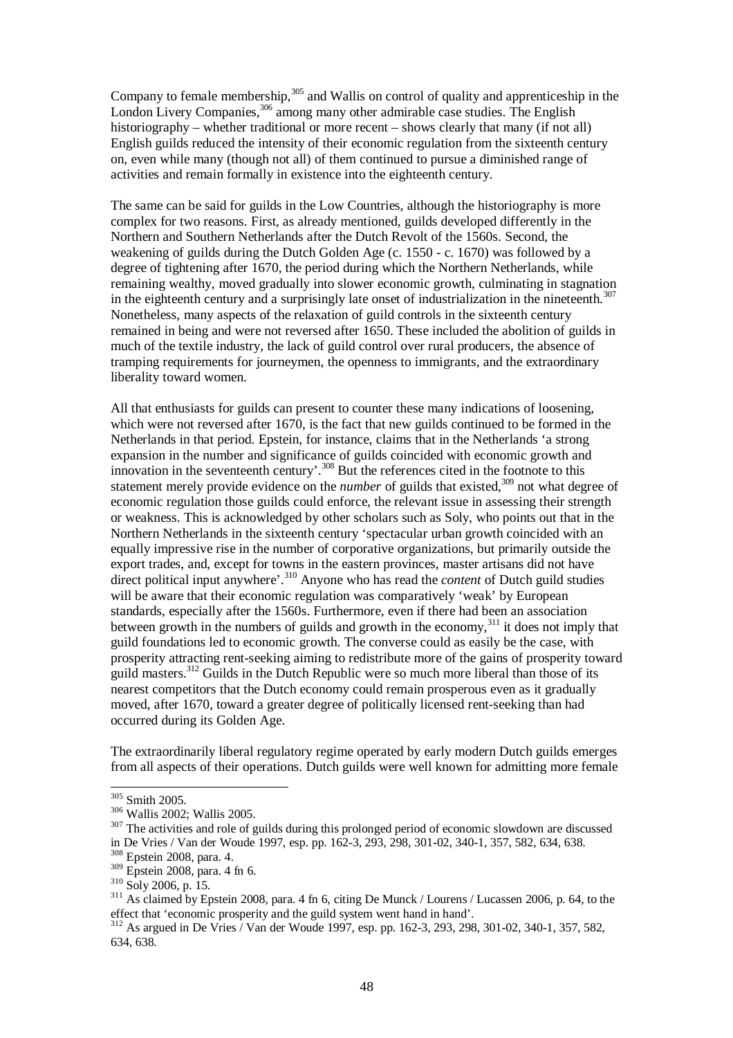Company to female membership,[305] and Wallis on control of quality and apprenticeship in the London Livery Companies,[306] among many other admirable case studies. The English historiography – whether traditional or more recent – shows clearly that many (if not all) English guilds reduced the intensity of their economic regulation from the sixteenth century on, even while many (though not all) of them continued to pursue a diminished range of activities and remain formally in existence into the eighteenth century.

The same can be said for guilds in the Low Countries, although the historiography is more complex for two reasons. First, as already mentioned, guilds developed differently in the Northern and Southern Netherlands after the Dutch Revolt of the 1560s. Second, the weakening of guilds during the Dutch Golden Age (c. 1550 - c. 1670) was followed by a degree of tightening after 1670, the period during which the Northern Netherlands, while remaining wealthy, moved gradually into slower economic growth, culminating in stagnation in the eighteenth century and a surprisingly late onset of industrialization in the nineteenth.[307] Nonetheless, many aspects of the relaxation of guild controls in the sixteenth century remained in being and were not reversed after 1650. These included the abolition of guilds in much of the textile industry, the lack of guild control over rural producers, the absence of tramping requirements for journeymen, the openness to immigrants, and the extraordinary liberality toward women.

All that enthusiasts for guilds can present to counter these many indications of loosening, which were not reversed after 1670, is the fact that new guilds continued to be formed in the Netherlands in that period. Epstein, for instance, claims that in the Netherlands 'a strong expansion in the number and significance of guilds coincided with economic growth and innovation in the seventeenth century'.[308] But the references cited in the footnote to this statement merely provide evidence on the *number* of guilds that existed,[309] not what degree of economic regulation those guilds could enforce, the relevant issue in assessing their strength or weakness. This is acknowledged by other scholars such as Soly, who points out that in the Northern Netherlands in the sixteenth century 'spectacular urban growth coincided with an equally impressive rise in the number of corporative organizations, but primarily outside the export trades, and, except for towns in the eastern provinces, master artisans did not have direct political input anywhere'.[310] Anyone who has read the *content* of Dutch guild studies will be aware that their economic regulation was comparatively 'weak' by European standards, especially after the 1560s. Furthermore, even if there had been an association between growth in the numbers of guilds and growth in the economy,[311] it does not imply that guild foundations led to economic growth. The converse could as easily be the case, with prosperity attracting rent-seeking aiming to redistribute more of the gains of prosperity toward guild masters.[312] Guilds in the Dutch Republic were so much more liberal than those of its nearest competitors that the Dutch economy could remain prosperous even as it gradually moved, after 1670, toward a greater degree of politically licensed rent-seeking than had occurred during its Golden Age.

The extraordinarily liberal regulatory regime operated by early modern Dutch guilds emerges from all aspects of their operations. Dutch guilds were well known for admitting more female

---

[305] Smith 2005.

[306] Wallis 2002; Wallis 2005.

[307] The activities and role of guilds during this prolonged period of economic slowdown are discussed in De Vries / Van der Woude 1997, esp. pp. 162-3, 293, 298, 301-02, 340-1, 357, 582, 634, 638.

[308] Epstein 2008, para. 4.

[309] Epstein 2008, para. 4 fn 6.

[310] Soly 2006, p. 15.

[311] As claimed by Epstein 2008, para. 4 fn 6, citing De Munck / Lourens / Lucassen 2006, p. 64, to the effect that 'economic prosperity and the guild system went hand in hand'.

[312] As argued in De Vries / Van der Woude 1997, esp. pp. 162-3, 293, 298, 301-02, 340-1, 357, 582, 634, 638.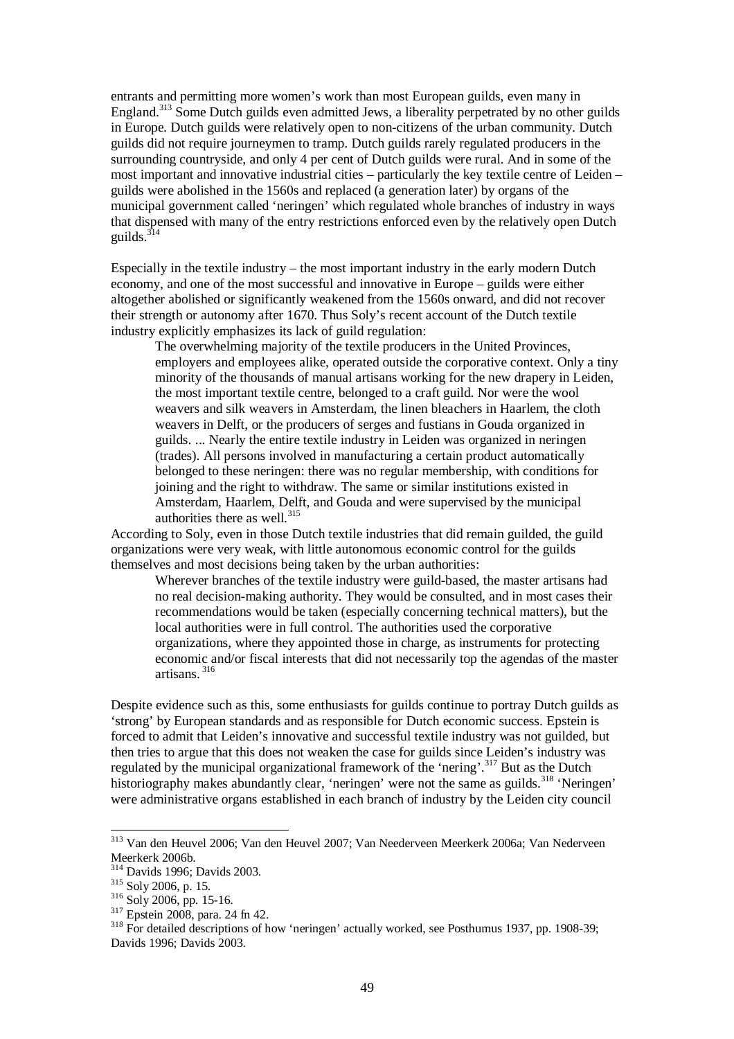entrants and permitting more women's work than most European guilds, even many in England.[313] Some Dutch guilds even admitted Jews, a liberality perpetrated by no other guilds in Europe. Dutch guilds were relatively open to non-citizens of the urban community. Dutch guilds did not require journeymen to tramp. Dutch guilds rarely regulated producers in the surrounding countryside, and only 4 per cent of Dutch guilds were rural. And in some of the most important and innovative industrial cities – particularly the key textile centre of Leiden – guilds were abolished in the 1560s and replaced (a generation later) by organs of the municipal government called 'neringen' which regulated whole branches of industry in ways that dispensed with many of the entry restrictions enforced even by the relatively open Dutch guilds.[314]

Especially in the textile industry – the most important industry in the early modern Dutch economy, and one of the most successful and innovative in Europe – guilds were either altogether abolished or significantly weakened from the 1560s onward, and did not recover their strength or autonomy after 1670. Thus Soly's recent account of the Dutch textile industry explicitly emphasizes its lack of guild regulation:

> The overwhelming majority of the textile producers in the United Provinces, employers and employees alike, operated outside the corporative context. Only a tiny minority of the thousands of manual artisans working for the new drapery in Leiden, the most important textile centre, belonged to a craft guild. Nor were the wool weavers and silk weavers in Amsterdam, the linen bleachers in Haarlem, the cloth weavers in Delft, or the producers of serges and fustians in Gouda organized in guilds. ... Nearly the entire textile industry in Leiden was organized in neringen (trades). All persons involved in manufacturing a certain product automatically belonged to these neringen: there was no regular membership, with conditions for joining and the right to withdraw. The same or similar institutions existed in Amsterdam, Haarlem, Delft, and Gouda and were supervised by the municipal authorities there as well.[315]

According to Soly, even in those Dutch textile industries that did remain guilded, the guild organizations were very weak, with little autonomous economic control for the guilds themselves and most decisions being taken by the urban authorities:

> Wherever branches of the textile industry were guild-based, the master artisans had no real decision-making authority. They would be consulted, and in most cases their recommendations would be taken (especially concerning technical matters), but the local authorities were in full control. The authorities used the corporative organizations, where they appointed those in charge, as instruments for protecting economic and/or fiscal interests that did not necessarily top the agendas of the master artisans.[316]

Despite evidence such as this, some enthusiasts for guilds continue to portray Dutch guilds as 'strong' by European standards and as responsible for Dutch economic success. Epstein is forced to admit that Leiden's innovative and successful textile industry was not guilded, but then tries to argue that this does not weaken the case for guilds since Leiden's industry was regulated by the municipal organizational framework of the 'nering'.[317] But as the Dutch historiography makes abundantly clear, 'neringen' were not the same as guilds.[318] 'Neringen' were administrative organs established in each branch of industry by the Leiden city council

---

[313] Van den Heuvel 2006; Van den Heuvel 2007; Van Neederveen Meerkerk 2006a; Van Nederveen Meerkerk 2006b.

[314] Davids 1996; Davids 2003.

[315] Soly 2006, p. 15.

[316] Soly 2006, pp. 15-16.

[317] Epstein 2008, para. 24 fn 42.

[318] For detailed descriptions of how 'neringen' actually worked, see Posthumus 1937, pp. 1908-39; Davids 1996; Davids 2003.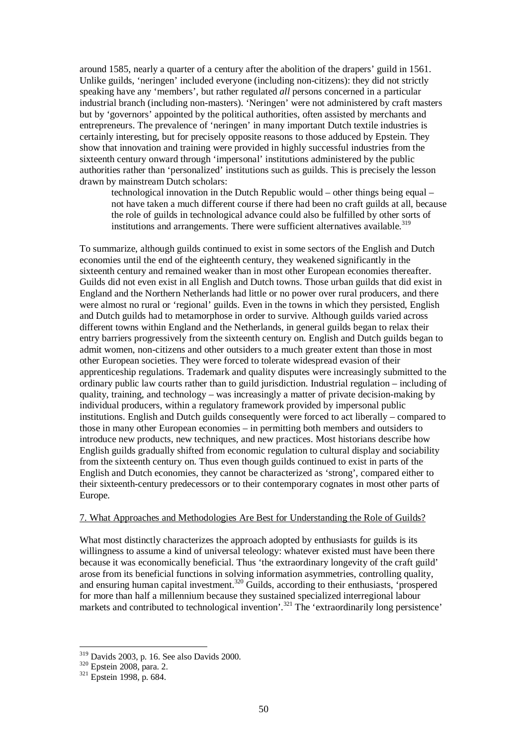around 1585, nearly a quarter of a century after the abolition of the drapers' guild in 1561. Unlike guilds, 'neringen' included everyone (including non-citizens): they did not strictly speaking have any 'members', but rather regulated *all* persons concerned in a particular industrial branch (including non-masters). 'Neringen' were not administered by craft masters but by 'governors' appointed by the political authorities, often assisted by merchants and entrepreneurs. The prevalence of 'neringen' in many important Dutch textile industries is certainly interesting, but for precisely opposite reasons to those adduced by Epstein. They show that innovation and training were provided in highly successful industries from the sixteenth century onward through 'impersonal' institutions administered by the public authorities rather than 'personalized' institutions such as guilds. This is precisely the lesson drawn by mainstream Dutch scholars:

> technological innovation in the Dutch Republic would – other things being equal – not have taken a much different course if there had been no craft guilds at all, because the role of guilds in technological advance could also be fulfilled by other sorts of institutions and arrangements. There were sufficient alternatives available.[319]

To summarize, although guilds continued to exist in some sectors of the English and Dutch economies until the end of the eighteenth century, they weakened significantly in the sixteenth century and remained weaker than in most other European economies thereafter. Guilds did not even exist in all English and Dutch towns. Those urban guilds that did exist in England and the Northern Netherlands had little or no power over rural producers, and there were almost no rural or 'regional' guilds. Even in the towns in which they persisted, English and Dutch guilds had to metamorphose in order to survive. Although guilds varied across different towns within England and the Netherlands, in general guilds began to relax their entry barriers progressively from the sixteenth century on. English and Dutch guilds began to admit women, non-citizens and other outsiders to a much greater extent than those in most other European societies. They were forced to tolerate widespread evasion of their apprenticeship regulations. Trademark and quality disputes were increasingly submitted to the ordinary public law courts rather than to guild jurisdiction. Industrial regulation – including of quality, training, and technology – was increasingly a matter of private decision-making by individual producers, within a regulatory framework provided by impersonal public institutions. English and Dutch guilds consequently were forced to act liberally – compared to those in many other European economies – in permitting both members and outsiders to introduce new products, new techniques, and new practices. Most historians describe how English guilds gradually shifted from economic regulation to cultural display and sociability from the sixteenth century on. Thus even though guilds continued to exist in parts of the English and Dutch economies, they cannot be characterized as 'strong', compared either to their sixteenth-century predecessors or to their contemporary cognates in most other parts of Europe.

## 7. What Approaches and Methodologies Are Best for Understanding the Role of Guilds?

What most distinctly characterizes the approach adopted by enthusiasts for guilds is its willingness to assume a kind of universal teleology: whatever existed must have been there because it was economically beneficial. Thus 'the extraordinary longevity of the craft guild' arose from its beneficial functions in solving information asymmetries, controlling quality, and ensuring human capital investment.[320] Guilds, according to their enthusiasts, 'prospered for more than half a millennium because they sustained specialized interregional labour markets and contributed to technological invention'.[321] The 'extraordinarily long persistence'

[319] Davids 2003, p. 16. See also Davids 2000.

[320] Epstein 2008, para. 2.

[321] Epstein 1998, p. 684.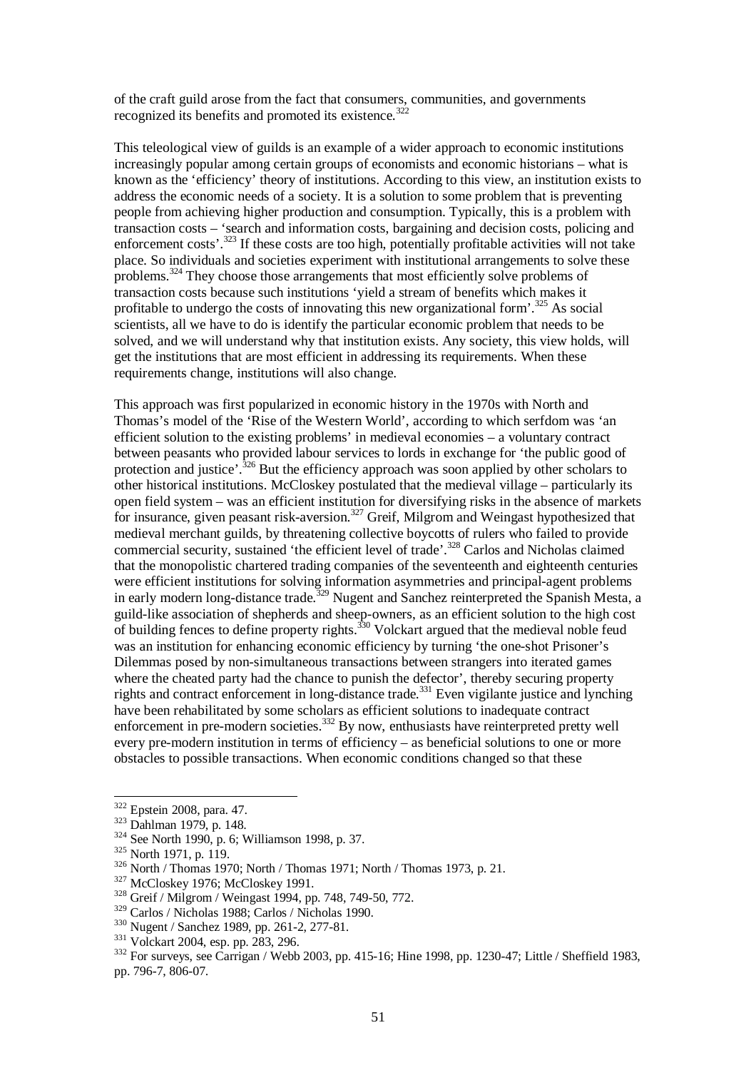of the craft guild arose from the fact that consumers, communities, and governments recognized its benefits and promoted its existence.[322]

This teleological view of guilds is an example of a wider approach to economic institutions increasingly popular among certain groups of economists and economic historians – what is known as the 'efficiency' theory of institutions. According to this view, an institution exists to address the economic needs of a society. It is a solution to some problem that is preventing people from achieving higher production and consumption. Typically, this is a problem with transaction costs – 'search and information costs, bargaining and decision costs, policing and enforcement costs'.[323] If these costs are too high, potentially profitable activities will not take place. So individuals and societies experiment with institutional arrangements to solve these problems.[324] They choose those arrangements that most efficiently solve problems of transaction costs because such institutions 'yield a stream of benefits which makes it profitable to undergo the costs of innovating this new organizational form'.[325] As social scientists, all we have to do is identify the particular economic problem that needs to be solved, and we will understand why that institution exists. Any society, this view holds, will get the institutions that are most efficient in addressing its requirements. When these requirements change, institutions will also change.

This approach was first popularized in economic history in the 1970s with North and Thomas's model of the 'Rise of the Western World', according to which serfdom was 'an efficient solution to the existing problems' in medieval economies – a voluntary contract between peasants who provided labour services to lords in exchange for 'the public good of protection and justice'.[326] But the efficiency approach was soon applied by other scholars to other historical institutions. McCloskey postulated that the medieval village – particularly its open field system – was an efficient institution for diversifying risks in the absence of markets for insurance, given peasant risk-aversion.[327] Greif, Milgrom and Weingast hypothesized that medieval merchant guilds, by threatening collective boycotts of rulers who failed to provide commercial security, sustained 'the efficient level of trade'.[328] Carlos and Nicholas claimed that the monopolistic chartered trading companies of the seventeenth and eighteenth centuries were efficient institutions for solving information asymmetries and principal-agent problems in early modern long-distance trade.[329] Nugent and Sanchez reinterpreted the Spanish Mesta, a guild-like association of shepherds and sheep-owners, as an efficient solution to the high cost of building fences to define property rights.[330] Volckart argued that the medieval noble feud was an institution for enhancing economic efficiency by turning 'the one-shot Prisoner's Dilemmas posed by non-simultaneous transactions between strangers into iterated games where the cheated party had the chance to punish the defector', thereby securing property rights and contract enforcement in long-distance trade.[331] Even vigilante justice and lynching have been rehabilitated by some scholars as efficient solutions to inadequate contract enforcement in pre-modern societies.[332] By now, enthusiasts have reinterpreted pretty well every pre-modern institution in terms of efficiency – as beneficial solutions to one or more obstacles to possible transactions. When economic conditions changed so that these

---

[322] Epstein 2008, para. 47.
[323] Dahlman 1979, p. 148.
[324] See North 1990, p. 6; Williamson 1998, p. 37.
[325] North 1971, p. 119.
[326] North / Thomas 1970; North / Thomas 1971; North / Thomas 1973, p. 21.
[327] McCloskey 1976; McCloskey 1991.
[328] Greif / Milgrom / Weingast 1994, pp. 748, 749-50, 772.
[329] Carlos / Nicholas 1988; Carlos / Nicholas 1990.
[330] Nugent / Sanchez 1989, pp. 261-2, 277-81.
[331] Volckart 2004, esp. pp. 283, 296.
[332] For surveys, see Carrigan / Webb 2003, pp. 415-16; Hine 1998, pp. 1230-47; Little / Sheffield 1983, pp. 796-7, 806-07.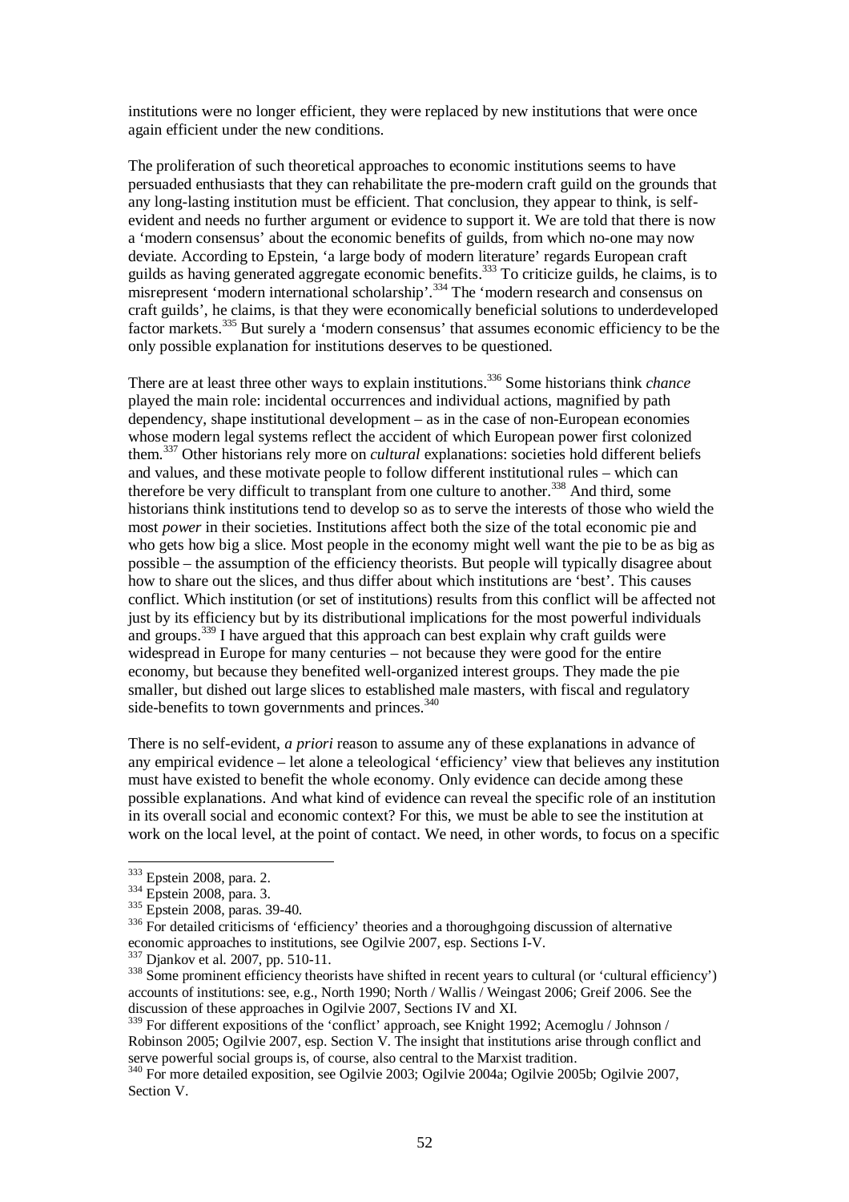institutions were no longer efficient, they were replaced by new institutions that were once again efficient under the new conditions.

The proliferation of such theoretical approaches to economic institutions seems to have persuaded enthusiasts that they can rehabilitate the pre-modern craft guild on the grounds that any long-lasting institution must be efficient. That conclusion, they appear to think, is self-evident and needs no further argument or evidence to support it. We are told that there is now a 'modern consensus' about the economic benefits of guilds, from which no-one may now deviate. According to Epstein, 'a large body of modern literature' regards European craft guilds as having generated aggregate economic benefits.[333] To criticize guilds, he claims, is to misrepresent 'modern international scholarship'.[334] The 'modern research and consensus on craft guilds', he claims, is that they were economically beneficial solutions to underdeveloped factor markets.[335] But surely a 'modern consensus' that assumes economic efficiency to be the only possible explanation for institutions deserves to be questioned.

There are at least three other ways to explain institutions.[336] Some historians think *chance* played the main role: incidental occurrences and individual actions, magnified by path dependency, shape institutional development – as in the case of non-European economies whose modern legal systems reflect the accident of which European power first colonized them.[337] Other historians rely more on *cultural* explanations: societies hold different beliefs and values, and these motivate people to follow different institutional rules – which can therefore be very difficult to transplant from one culture to another.[338] And third, some historians think institutions tend to develop so as to serve the interests of those who wield the most *power* in their societies. Institutions affect both the size of the total economic pie and who gets how big a slice. Most people in the economy might well want the pie to be as big as possible – the assumption of the efficiency theorists. But people will typically disagree about how to share out the slices, and thus differ about which institutions are 'best'. This causes conflict. Which institution (or set of institutions) results from this conflict will be affected not just by its efficiency but by its distributional implications for the most powerful individuals and groups.[339] I have argued that this approach can best explain why craft guilds were widespread in Europe for many centuries – not because they were good for the entire economy, but because they benefited well-organized interest groups. They made the pie smaller, but dished out large slices to established male masters, with fiscal and regulatory side-benefits to town governments and princes.[340]

There is no self-evident, *a priori* reason to assume any of these explanations in advance of any empirical evidence – let alone a teleological 'efficiency' view that believes any institution must have existed to benefit the whole economy. Only evidence can decide among these possible explanations. And what kind of evidence can reveal the specific role of an institution in its overall social and economic context? For this, we must be able to see the institution at work on the local level, at the point of contact. We need, in other words, to focus on a specific

---

[333] Epstein 2008, para. 2.

[334] Epstein 2008, para. 3.

[335] Epstein 2008, paras. 39-40.

[336] For detailed criticisms of 'efficiency' theories and a thoroughgoing discussion of alternative economic approaches to institutions, see Ogilvie 2007, esp. Sections I-V.

[337] Djankov et al. 2007, pp. 510-11.

[338] Some prominent efficiency theorists have shifted in recent years to cultural (or 'cultural efficiency') accounts of institutions: see, e.g., North 1990; North / Wallis / Weingast 2006; Greif 2006. See the discussion of these approaches in Ogilvie 2007, Sections IV and XI.

[339] For different expositions of the 'conflict' approach, see Knight 1992; Acemoglu / Johnson / Robinson 2005; Ogilvie 2007, esp. Section V. The insight that institutions arise through conflict and serve powerful social groups is, of course, also central to the Marxist tradition.

[340] For more detailed exposition, see Ogilvie 2003; Ogilvie 2004a; Ogilvie 2005b; Ogilvie 2007, Section V.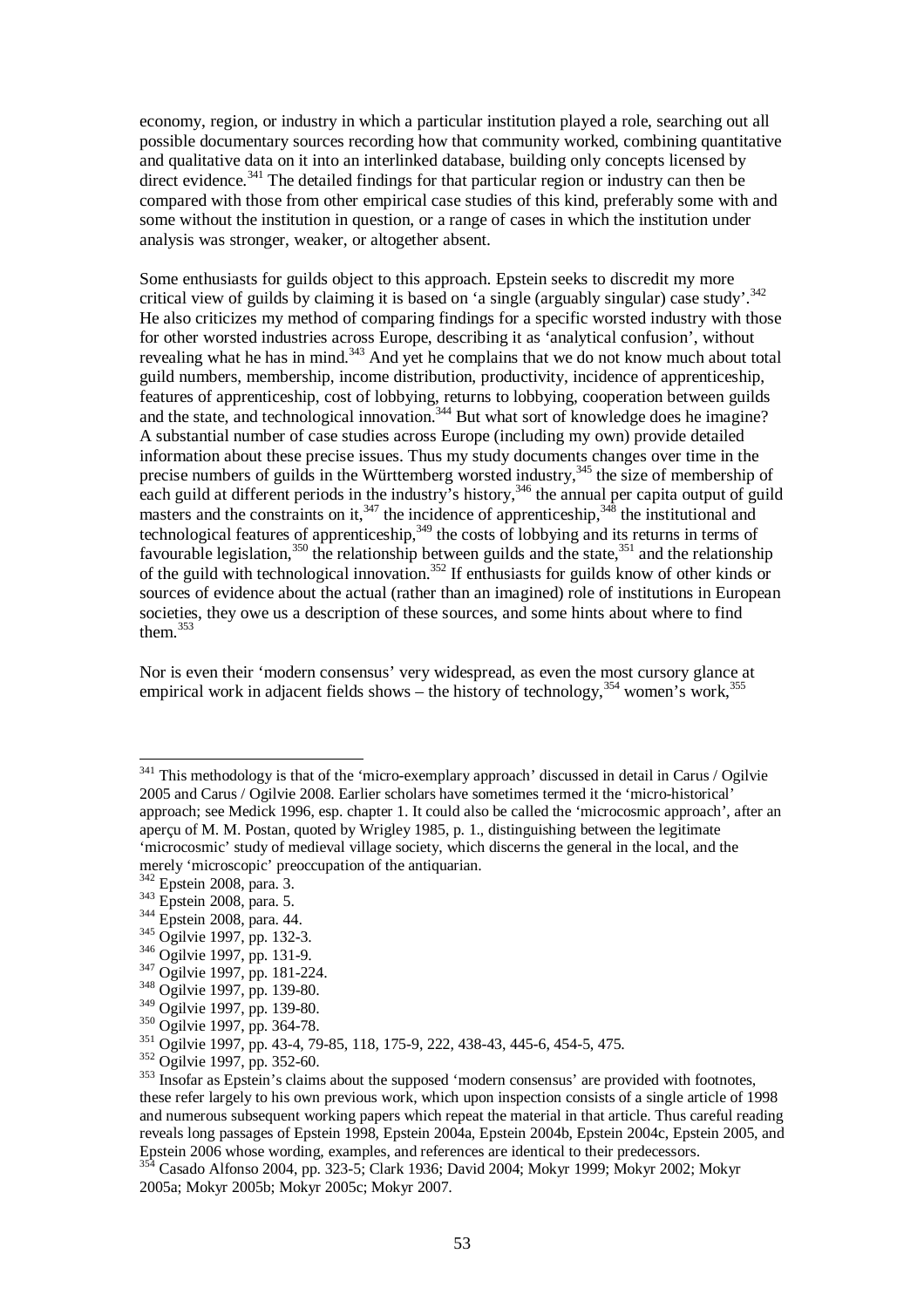economy, region, or industry in which a particular institution played a role, searching out all possible documentary sources recording how that community worked, combining quantitative and qualitative data on it into an interlinked database, building only concepts licensed by direct evidence.[341] The detailed findings for that particular region or industry can then be compared with those from other empirical case studies of this kind, preferably some with and some without the institution in question, or a range of cases in which the institution under analysis was stronger, weaker, or altogether absent.

Some enthusiasts for guilds object to this approach. Epstein seeks to discredit my more critical view of guilds by claiming it is based on 'a single (arguably singular) case study'.[342] He also criticizes my method of comparing findings for a specific worsted industry with those for other worsted industries across Europe, describing it as 'analytical confusion', without revealing what he has in mind.[343] And yet he complains that we do not know much about total guild numbers, membership, income distribution, productivity, incidence of apprenticeship, features of apprenticeship, cost of lobbying, returns to lobbying, cooperation between guilds and the state, and technological innovation.[344] But what sort of knowledge does he imagine? A substantial number of case studies across Europe (including my own) provide detailed information about these precise issues. Thus my study documents changes over time in the precise numbers of guilds in the Württemberg worsted industry,[345] the size of membership of each guild at different periods in the industry's history,[346] the annual per capita output of guild masters and the constraints on it,[347] the incidence of apprenticeship,[348] the institutional and technological features of apprenticeship,[349] the costs of lobbying and its returns in terms of favourable legislation,[350] the relationship between guilds and the state,[351] and the relationship of the guild with technological innovation.[352] If enthusiasts for guilds know of other kinds or sources of evidence about the actual (rather than an imagined) role of institutions in European societies, they owe us a description of these sources, and some hints about where to find them.[353]

Nor is even their 'modern consensus' very widespread, as even the most cursory glance at empirical work in adjacent fields shows – the history of technology,[354] women's work,[355]

---

[341] This methodology is that of the 'micro-exemplary approach' discussed in detail in Carus / Ogilvie 2005 and Carus / Ogilvie 2008. Earlier scholars have sometimes termed it the 'micro-historical' approach; see Medick 1996, esp. chapter 1. It could also be called the 'microcosmic approach', after an aperçu of M. M. Postan, quoted by Wrigley 1985, p. 1., distinguishing between the legitimate 'microcosmic' study of medieval village society, which discerns the general in the local, and the merely 'microscopic' preoccupation of the antiquarian.

[342] Epstein 2008, para. 3.

[343] Epstein 2008, para. 5.

[344] Epstein 2008, para. 44.

[345] Ogilvie 1997, pp. 132-3.

[346] Ogilvie 1997, pp. 131-9.

[347] Ogilvie 1997, pp. 181-224.

[348] Ogilvie 1997, pp. 139-80.

[349] Ogilvie 1997, pp. 139-80.

[350] Ogilvie 1997, pp. 364-78.

[351] Ogilvie 1997, pp. 43-4, 79-85, 118, 175-9, 222, 438-43, 445-6, 454-5, 475.

[352] Ogilvie 1997, pp. 352-60.

[353] Insofar as Epstein's claims about the supposed 'modern consensus' are provided with footnotes, these refer largely to his own previous work, which upon inspection consists of a single article of 1998 and numerous subsequent working papers which repeat the material in that article. Thus careful reading reveals long passages of Epstein 1998, Epstein 2004a, Epstein 2004b, Epstein 2004c, Epstein 2005, and Epstein 2006 whose wording, examples, and references are identical to their predecessors.

[354] Casado Alfonso 2004, pp. 323-5; Clark 1936; David 2004; Mokyr 1999; Mokyr 2002; Mokyr 2005a; Mokyr 2005b; Mokyr 2005c; Mokyr 2007.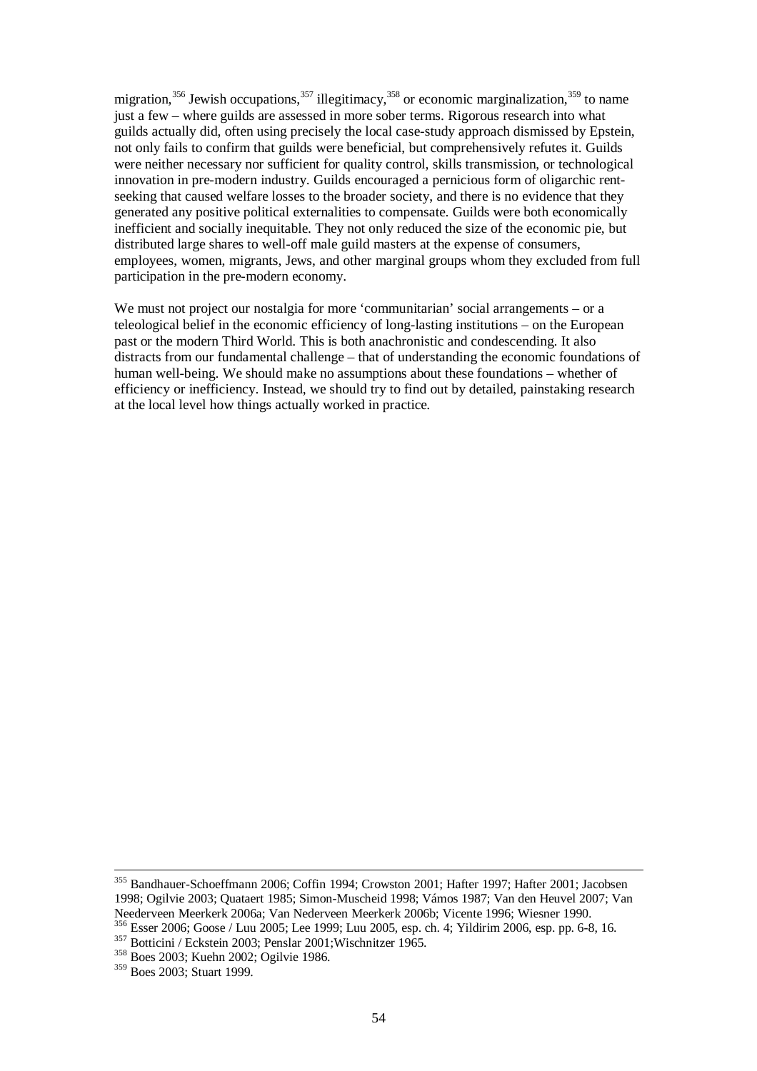migration,[356] Jewish occupations,[357] illegitimacy,[358] or economic marginalization,[359] to name just a few – where guilds are assessed in more sober terms. Rigorous research into what guilds actually did, often using precisely the local case-study approach dismissed by Epstein, not only fails to confirm that guilds were beneficial, but comprehensively refutes it. Guilds were neither necessary nor sufficient for quality control, skills transmission, or technological innovation in pre-modern industry. Guilds encouraged a pernicious form of oligarchic rent-seeking that caused welfare losses to the broader society, and there is no evidence that they generated any positive political externalities to compensate. Guilds were both economically inefficient and socially inequitable. They not only reduced the size of the economic pie, but distributed large shares to well-off male guild masters at the expense of consumers, employees, women, migrants, Jews, and other marginal groups whom they excluded from full participation in the pre-modern economy.

We must not project our nostalgia for more 'communitarian' social arrangements – or a teleological belief in the economic efficiency of long-lasting institutions – on the European past or the modern Third World. This is both anachronistic and condescending. It also distracts from our fundamental challenge – that of understanding the economic foundations of human well-being. We should make no assumptions about these foundations – whether of efficiency or inefficiency. Instead, we should try to find out by detailed, painstaking research at the local level how things actually worked in practice.

---

[355] Bandhauer-Schoeffmann 2006; Coffin 1994; Crowston 2001; Hafter 1997; Hafter 2001; Jacobsen 1998; Ogilvie 2003; Quataert 1985; Simon-Muscheid 1998; Vámos 1987; Van den Heuvel 2007; Van Neederveen Meerkerk 2006a; Van Nederveen Meerkerk 2006b; Vicente 1996; Wiesner 1990.

[356] Esser 2006; Goose / Luu 2005; Lee 1999; Luu 2005, esp. ch. 4; Yildirim 2006, esp. pp. 6-8, 16.

[357] Botticini / Eckstein 2003; Penslar 2001;Wischnitzer 1965.

[358] Boes 2003; Kuehn 2002; Ogilvie 1986.

[359] Boes 2003; Stuart 1999.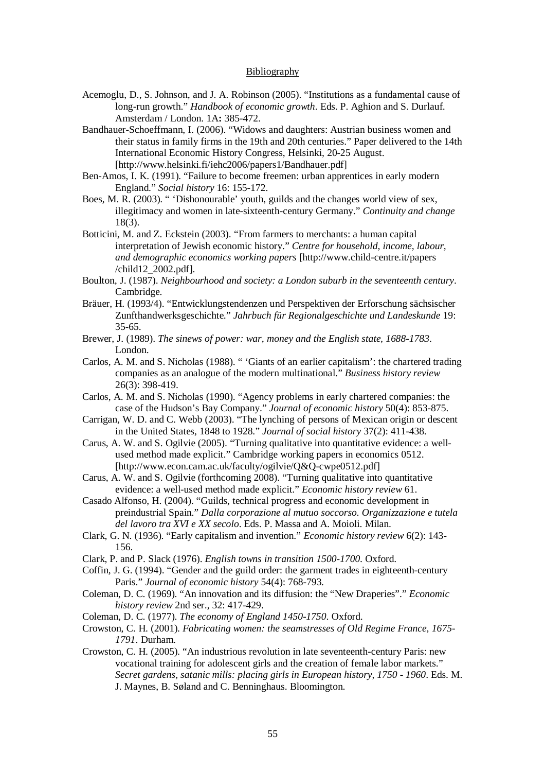Bibliography

Acemoglu, D., S. Johnson, and J. A. Robinson (2005). "Institutions as a fundamental cause of long-run growth." *Handbook of economic growth*. Eds. P. Aghion and S. Durlauf. Amsterdam / London. 1A**:** 385-472.

Bandhauer-Schoeffmann, I. (2006). "Widows and daughters: Austrian business women and their status in family firms in the 19th and 20th centuries." Paper delivered to the 14th International Economic History Congress, Helsinki, 20-25 August. [http://www.helsinki.fi/iehc2006/papers1/Bandhauer.pdf]

Ben-Amos, I. K. (1991). "Failure to become freemen: urban apprentices in early modern England." *Social history* 16: 155-172.

Boes, M. R. (2003). " 'Dishonourable' youth, guilds and the changes world view of sex, illegitimacy and women in late-sixteenth-century Germany." *Continuity and change* 18(3).

Botticini, M. and Z. Eckstein (2003). "From farmers to merchants: a human capital interpretation of Jewish economic history." *Centre for household, income, labour, and demographic economics working papers* [http://www.child-centre.it/papers /child12_2002.pdf].

Boulton, J. (1987). *Neighbourhood and society: a London suburb in the seventeenth century*. Cambridge.

Bräuer, H. (1993/4). "Entwicklungstendenzen und Perspektiven der Erforschung sächsischer Zunfthandwerksgeschichte." *Jahrbuch für Regionalgeschichte und Landeskunde* 19: 35-65.

Brewer, J. (1989). *The sinews of power: war, money and the English state, 1688-1783*. London.

Carlos, A. M. and S. Nicholas (1988). " 'Giants of an earlier capitalism': the chartered trading companies as an analogue of the modern multinational." *Business history review* 26(3): 398-419.

Carlos, A. M. and S. Nicholas (1990). "Agency problems in early chartered companies: the case of the Hudson's Bay Company." *Journal of economic history* 50(4): 853-875.

Carrigan, W. D. and C. Webb (2003). "The lynching of persons of Mexican origin or descent in the United States, 1848 to 1928." *Journal of social history* 37(2): 411-438.

Carus, A. W. and S. Ogilvie (2005). "Turning qualitative into quantitative evidence: a well-used method made explicit." Cambridge working papers in economics 0512. [http://www.econ.cam.ac.uk/faculty/ogilvie/Q&Q-cwpe0512.pdf]

Carus, A. W. and S. Ogilvie (forthcoming 2008). "Turning qualitative into quantitative evidence: a well-used method made explicit." *Economic history review* 61.

Casado Alfonso, H. (2004). "Guilds, technical progress and economic development in preindustrial Spain." *Dalla corporazione al mutuo soccorso. Organizzazione e tutela del lavoro tra XVI e XX secolo*. Eds. P. Massa and A. Moioli. Milan.

Clark, G. N. (1936). "Early capitalism and invention." *Economic history review* 6(2): 143-156.

Clark, P. and P. Slack (1976). *English towns in transition 1500-1700*. Oxford.

Coffin, J. G. (1994). "Gender and the guild order: the garment trades in eighteenth-century Paris." *Journal of economic history* 54(4): 768-793.

Coleman, D. C. (1969). "An innovation and its diffusion: the "New Draperies"." *Economic history review* 2nd ser., 32: 417-429.

Coleman, D. C. (1977). *The economy of England 1450-1750*. Oxford.

Crowston, C. H. (2001). *Fabricating women: the seamstresses of Old Regime France, 1675-1791*. Durham.

Crowston, C. H. (2005). "An industrious revolution in late seventeenth-century Paris: new vocational training for adolescent girls and the creation of female labor markets." *Secret gardens, satanic mills: placing girls in European history, 1750 - 1960*. Eds. M. J. Maynes, B. Søland and C. Benninghaus. Bloomington.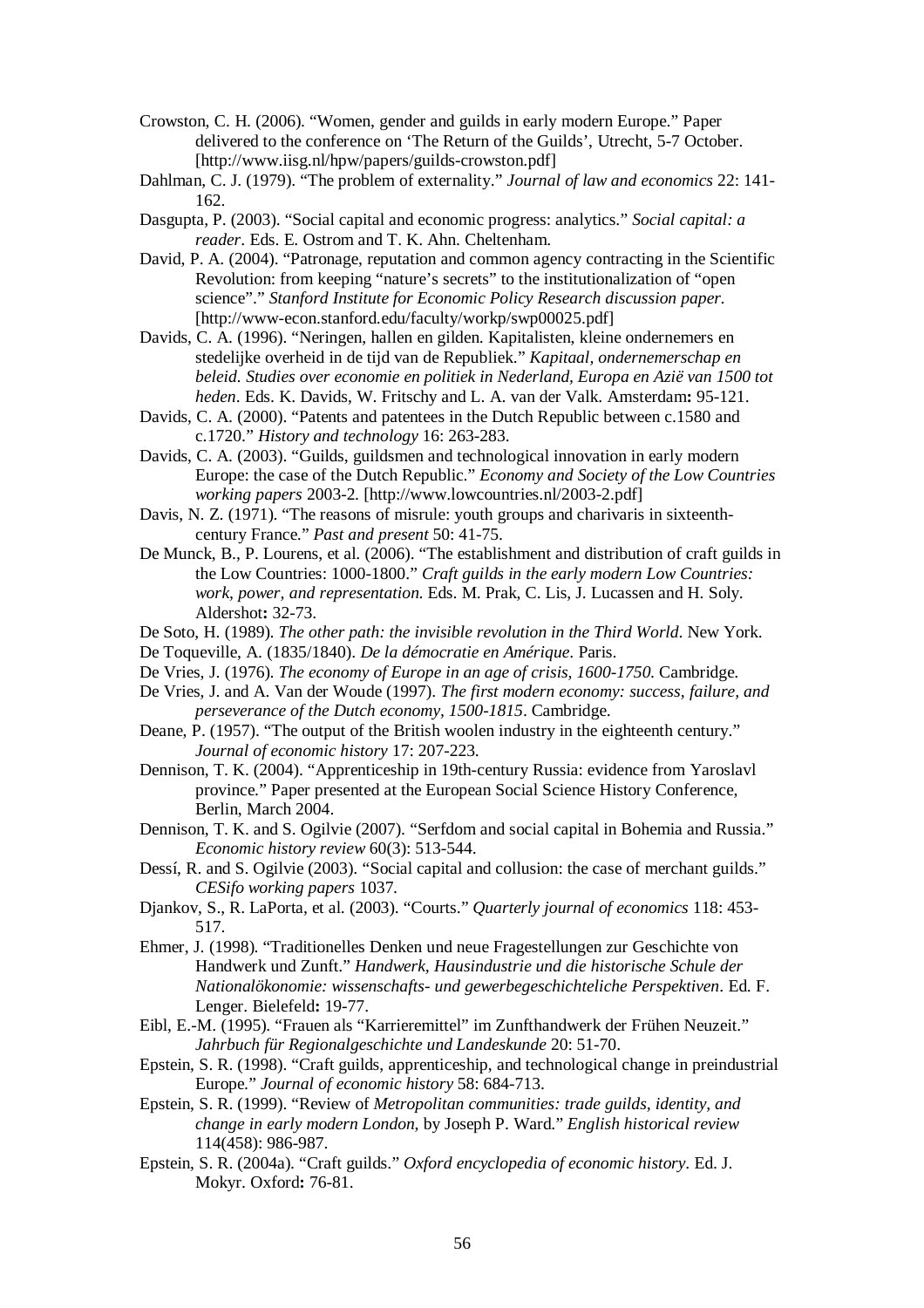Crowston, C. H. (2006). “Women, gender and guilds in early modern Europe.” Paper delivered to the conference on ‘The Return of the Guilds’, Utrecht, 5-7 October. [http://www.iisg.nl/hpw/papers/guilds-crowston.pdf]

Dahlman, C. J. (1979). “The problem of externality.” *Journal of law and economics* 22: 141-162.

Dasgupta, P. (2003). “Social capital and economic progress: analytics.” *Social capital: a reader*. Eds. E. Ostrom and T. K. Ahn. Cheltenham.

David, P. A. (2004). “Patronage, reputation and common agency contracting in the Scientific Revolution: from keeping “nature’s secrets” to the institutionalization of “open science”.” *Stanford Institute for Economic Policy Research discussion paper.* [http://www-econ.stanford.edu/faculty/workp/swp00025.pdf]

Davids, C. A. (1996). “Neringen, hallen en gilden. Kapitalisten, kleine ondernemers en stedelijke overheid in de tijd van de Republiek.” *Kapitaal, ondernemerschap en beleid. Studies over economie en politiek in Nederland, Europa en Azië van 1500 tot heden*. Eds. K. Davids, W. Fritschy and L. A. van der Valk. Amsterdam**:** 95-121.

Davids, C. A. (2000). “Patents and patentees in the Dutch Republic between c.1580 and c.1720.” *History and technology* 16: 263-283.

Davids, C. A. (2003). “Guilds, guildsmen and technological innovation in early modern Europe: the case of the Dutch Republic.” *Economy and Society of the Low Countries working papers* 2003-2. [http://www.lowcountries.nl/2003-2.pdf]

Davis, N. Z. (1971). “The reasons of misrule: youth groups and charivaris in sixteenth-century France.” *Past and present* 50: 41-75.

De Munck, B., P. Lourens, et al. (2006). “The establishment and distribution of craft guilds in the Low Countries: 1000-1800.” *Craft guilds in the early modern Low Countries: work, power, and representation.* Eds. M. Prak, C. Lis, J. Lucassen and H. Soly. Aldershot**:** 32-73.

De Soto, H. (1989). *The other path: the invisible revolution in the Third World*. New York.

De Toqueville, A. (1835/1840). *De la démocratie en Amérique*. Paris.

De Vries, J. (1976). *The economy of Europe in an age of crisis, 1600-1750.* Cambridge.

De Vries, J. and A. Van der Woude (1997). *The first modern economy: success, failure, and perseverance of the Dutch economy, 1500-1815*. Cambridge.

Deane, P. (1957). “The output of the British woolen industry in the eighteenth century.” *Journal of economic history* 17: 207-223.

Dennison, T. K. (2004). “Apprenticeship in 19th-century Russia: evidence from Yaroslavl province.” Paper presented at the European Social Science History Conference, Berlin, March 2004.

Dennison, T. K. and S. Ogilvie (2007). “Serfdom and social capital in Bohemia and Russia.” *Economic history review* 60(3): 513-544.

Dessí, R. and S. Ogilvie (2003). “Social capital and collusion: the case of merchant guilds.” *CESifo working papers* 1037.

Djankov, S., R. LaPorta, et al. (2003). “Courts.” *Quarterly journal of economics* 118: 453-517.

Ehmer, J. (1998). “Traditionelles Denken und neue Fragestellungen zur Geschichte von Handwerk und Zunft.” *Handwerk, Hausindustrie und die historische Schule der Nationalökonomie: wissenschafts- und gewerbegeschichteliche Perspektiven*. Ed. F. Lenger. Bielefeld**:** 19-77.

Eibl, E.-M. (1995). “Frauen als “Karrieremittel” im Zunfthandwerk der Frühen Neuzeit.” *Jahrbuch für Regionalgeschichte und Landeskunde* 20: 51-70.

Epstein, S. R. (1998). “Craft guilds, apprenticeship, and technological change in preindustrial Europe.” *Journal of economic history* 58: 684-713.

Epstein, S. R. (1999). “Review of *Metropolitan communities: trade guilds, identity, and change in early modern London*, by Joseph P. Ward.” *English historical review* 114(458): 986-987.

Epstein, S. R. (2004a). “Craft guilds.” *Oxford encyclopedia of economic history*. Ed. J. Mokyr. Oxford**:** 76-81.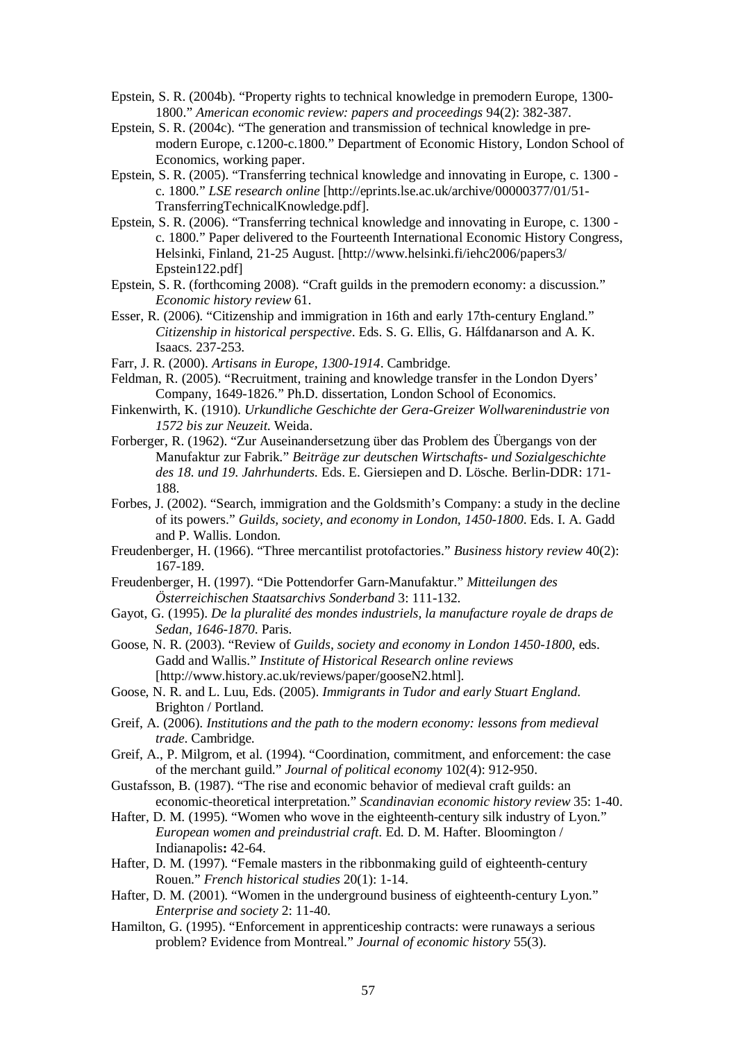Epstein, S. R. (2004b). “Property rights to technical knowledge in premodern Europe, 1300-1800.” *American economic review: papers and proceedings* 94(2): 382-387.

Epstein, S. R. (2004c). “The generation and transmission of technical knowledge in pre-modern Europe, c.1200-c.1800.” Department of Economic History, London School of Economics, working paper.

Epstein, S. R. (2005). “Transferring technical knowledge and innovating in Europe, c. 1300 - c. 1800.” *LSE research online* [http://eprints.lse.ac.uk/archive/00000377/01/51-TransferringTechnicalKnowledge.pdf].

Epstein, S. R. (2006). “Transferring technical knowledge and innovating in Europe, c. 1300 - c. 1800.” Paper delivered to the Fourteenth International Economic History Congress, Helsinki, Finland, 21-25 August. [http://www.helsinki.fi/iehc2006/papers3/Epstein122.pdf]

Epstein, S. R. (forthcoming 2008). “Craft guilds in the premodern economy: a discussion.” *Economic history review* 61.

Esser, R. (2006). “Citizenship and immigration in 16th and early 17th-century England.” *Citizenship in historical perspective*. Eds. S. G. Ellis, G. Hálfdanarson and A. K. Isaacs. 237-253.

Farr, J. R. (2000). *Artisans in Europe, 1300-1914*. Cambridge.

Feldman, R. (2005). “Recruitment, training and knowledge transfer in the London Dyers' Company, 1649-1826.” Ph.D. dissertation, London School of Economics.

Finkenwirth, K. (1910). *Urkundliche Geschichte der Gera-Greizer Wollwarenindustrie von 1572 bis zur Neuzeit.* Weida.

Forberger, R. (1962). “Zur Auseinandersetzung über das Problem des Übergangs von der Manufaktur zur Fabrik.” *Beiträge zur deutschen Wirtschafts- und Sozialgeschichte des 18. und 19. Jahrhunderts.* Eds. E. Giersiepen and D. Lösche. Berlin-DDR: 171-188.

Forbes, J. (2002). “Search, immigration and the Goldsmith's Company: a study in the decline of its powers.” *Guilds, society, and economy in London, 1450-1800*. Eds. I. A. Gadd and P. Wallis. London.

Freudenberger, H. (1966). “Three mercantilist protofactories.” *Business history review* 40(2): 167-189.

Freudenberger, H. (1997). “Die Pottendorfer Garn-Manufaktur.” *Mitteilungen des Österreichischen Staatsarchivs Sonderband* 3: 111-132.

Gayot, G. (1995). *De la pluralité des mondes industriels, la manufacture royale de draps de Sedan, 1646-1870*. Paris.

Goose, N. R. (2003). “Review of *Guilds, society and economy in London 1450-1800*, eds. Gadd and Wallis.” *Institute of Historical Research online reviews* [http://www.history.ac.uk/reviews/paper/gooseN2.html].

Goose, N. R. and L. Luu, Eds. (2005). *Immigrants in Tudor and early Stuart England*. Brighton / Portland.

Greif, A. (2006). *Institutions and the path to the modern economy: lessons from medieval trade*. Cambridge.

Greif, A., P. Milgrom, et al. (1994). “Coordination, commitment, and enforcement: the case of the merchant guild.” *Journal of political economy* 102(4): 912-950.

Gustafsson, B. (1987). “The rise and economic behavior of medieval craft guilds: an economic-theoretical interpretation.” *Scandinavian economic history review* 35: 1-40.

Hafter, D. M. (1995). “Women who wove in the eighteenth-century silk industry of Lyon.” *European women and preindustrial craft*. Ed. D. M. Hafter. Bloomington / Indianapolis**:** 42-64.

Hafter, D. M. (1997). “Female masters in the ribbonmaking guild of eighteenth-century Rouen.” *French historical studies* 20(1): 1-14.

Hafter, D. M. (2001). “Women in the underground business of eighteenth-century Lyon.” *Enterprise and society* 2: 11-40.

Hamilton, G. (1995). “Enforcement in apprenticeship contracts: were runaways a serious problem? Evidence from Montreal.” *Journal of economic history* 55(3).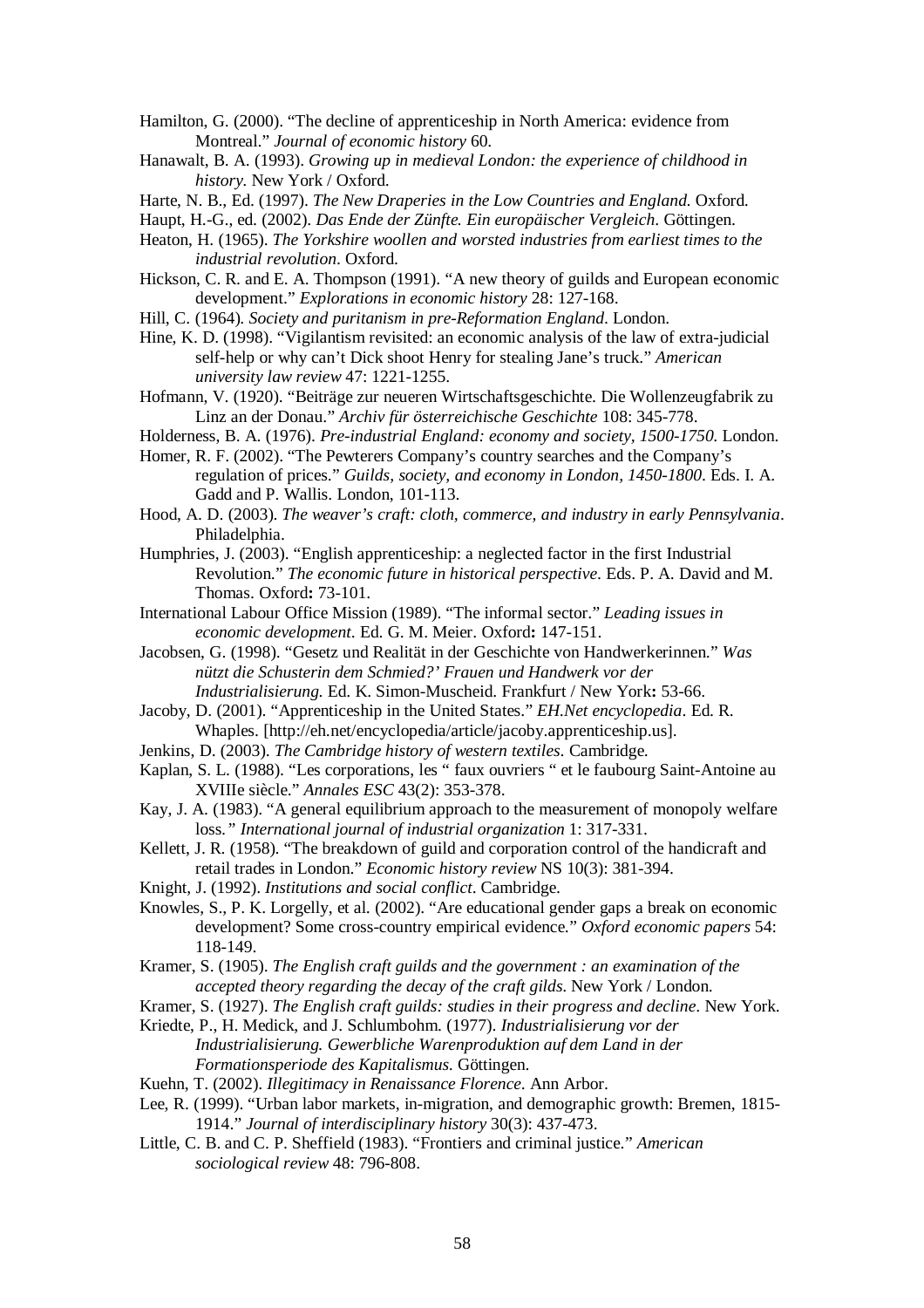Hamilton, G. (2000). "The decline of apprenticeship in North America: evidence from Montreal." *Journal of economic history* 60.

Hanawalt, B. A. (1993). *Growing up in medieval London: the experience of childhood in history*. New York / Oxford.

Harte, N. B., Ed. (1997). *The New Draperies in the Low Countries and England*. Oxford.

Haupt, H.-G., ed. (2002). *Das Ende der Zünfte. Ein europäischer Vergleich*. Göttingen.

Heaton, H. (1965). *The Yorkshire woollen and worsted industries from earliest times to the industrial revolution*. Oxford.

Hickson, C. R. and E. A. Thompson (1991). "A new theory of guilds and European economic development." *Explorations in economic history* 28: 127-168.

Hill, C. (1964). *Society and puritanism in pre-Reformation England*. London.

Hine, K. D. (1998). "Vigilantism revisited: an economic analysis of the law of extra-judicial self-help or why can't Dick shoot Henry for stealing Jane's truck." *American university law review* 47: 1221-1255.

Hofmann, V. (1920). "Beiträge zur neueren Wirtschaftsgeschichte. Die Wollenzeugfabrik zu Linz an der Donau." *Archiv für österreichische Geschichte* 108: 345-778.

Holderness, B. A. (1976). *Pre-industrial England: economy and society, 1500-1750*. London.

Homer, R. F. (2002). "The Pewterers Company's country searches and the Company's regulation of prices." *Guilds, society, and economy in London, 1450-1800*. Eds. I. A. Gadd and P. Wallis. London, 101-113.

Hood, A. D. (2003). *The weaver's craft: cloth, commerce, and industry in early Pennsylvania*. Philadelphia.

Humphries, J. (2003). "English apprenticeship: a neglected factor in the first Industrial Revolution." *The economic future in historical perspective*. Eds. P. A. David and M. Thomas. Oxford**:** 73-101.

International Labour Office Mission (1989). "The informal sector." *Leading issues in economic development*. Ed. G. M. Meier. Oxford**:** 147-151.

Jacobsen, G. (1998). "Gesetz und Realität in der Geschichte von Handwerkerinnen." *Was nützt die Schusterin dem Schmied?' Frauen und Handwerk vor der Industrialisierung.* Ed. K. Simon-Muscheid. Frankfurt / New York**:** 53-66.

Jacoby, D. (2001). "Apprenticeship in the United States." *EH.Net encyclopedia*. Ed. R. Whaples. [http://eh.net/encyclopedia/article/jacoby.apprenticeship.us].

Jenkins, D. (2003). *The Cambridge history of western textiles*. Cambridge.

Kaplan, S. L. (1988). "Les corporations, les " faux ouvriers " et le faubourg Saint-Antoine au XVIIIe siècle." *Annales ESC* 43(2): 353-378.

Kay, J. A. (1983). "A general equilibrium approach to the measurement of monopoly welfare loss." *International journal of industrial organization* 1: 317-331.

Kellett, J. R. (1958). "The breakdown of guild and corporation control of the handicraft and retail trades in London." *Economic history review* NS 10(3): 381-394.

Knight, J. (1992). *Institutions and social conflict*. Cambridge.

Knowles, S., P. K. Lorgelly, et al. (2002). "Are educational gender gaps a break on economic development? Some cross-country empirical evidence." *Oxford economic papers* 54: 118-149.

Kramer, S. (1905). *The English craft guilds and the government : an examination of the accepted theory regarding the decay of the craft gilds*. New York / London.

Kramer, S. (1927). *The English craft guilds: studies in their progress and decline*. New York.

Kriedte, P., H. Medick, and J. Schlumbohm. (1977). *Industrialisierung vor der Industrialisierung. Gewerbliche Warenproduktion auf dem Land in der Formationsperiode des Kapitalismus.* Göttingen.

Kuehn, T. (2002). *Illegitimacy in Renaissance Florence*. Ann Arbor.

Lee, R. (1999). "Urban labor markets, in-migration, and demographic growth: Bremen, 1815-1914." *Journal of interdisciplinary history* 30(3): 437-473.

Little, C. B. and C. P. Sheffield (1983). "Frontiers and criminal justice." *American sociological review* 48: 796-808.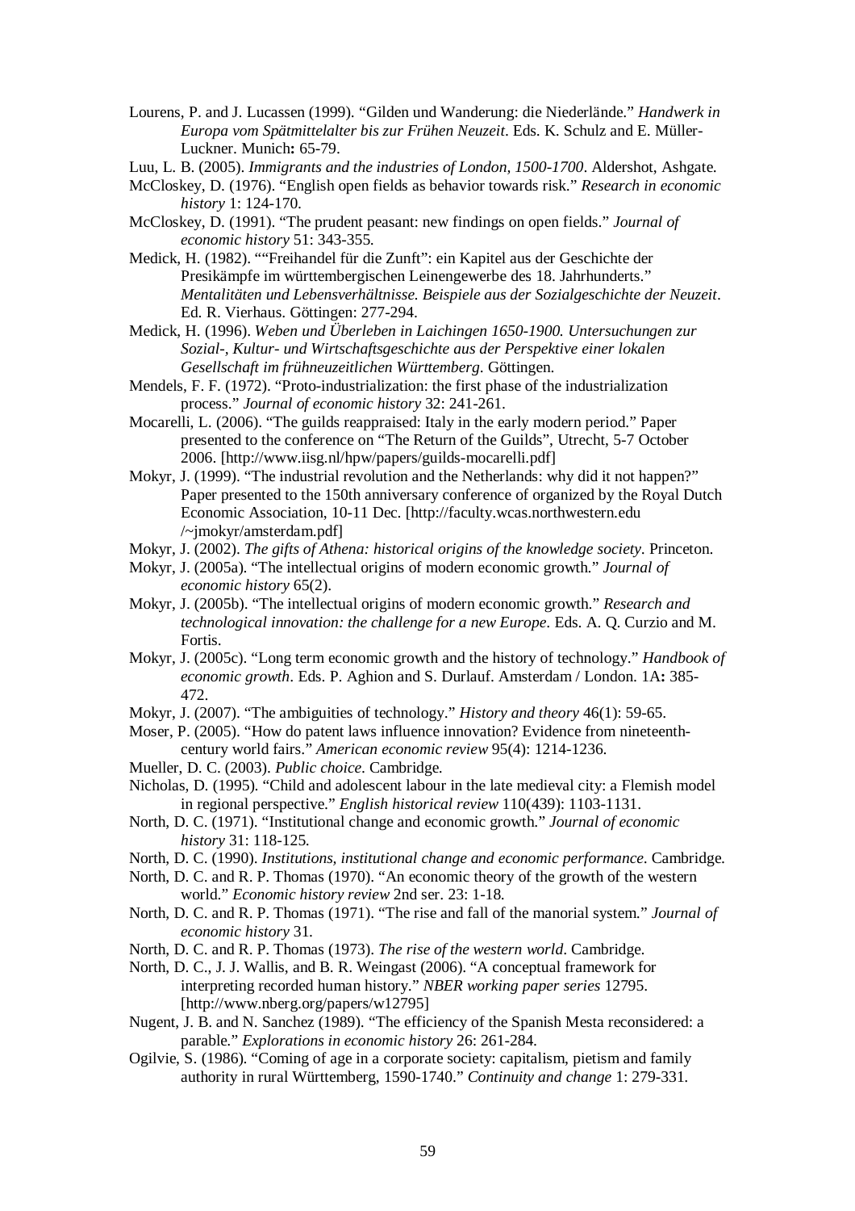Lourens, P. and J. Lucassen (1999). “Gilden und Wanderung: die Niederlände.” *Handwerk in Europa vom Spätmittelalter bis zur Frühen Neuzeit*. Eds. K. Schulz and E. Müller-Luckner. Munich**:** 65-79.

Luu, L. B. (2005). *Immigrants and the industries of London, 1500-1700*. Aldershot, Ashgate.

McCloskey, D. (1976). “English open fields as behavior towards risk.” *Research in economic history* 1: 124-170.

McCloskey, D. (1991). “The prudent peasant: new findings on open fields.” *Journal of economic history* 51: 343-355.

Medick, H. (1982). ““Freihandel für die Zunft”: ein Kapitel aus der Geschichte der Presikämpfe im württembergischen Leinengewerbe des 18. Jahrhunderts.” *Mentalitäten und Lebensverhältnisse. Beispiele aus der Sozialgeschichte der Neuzeit*. Ed. R. Vierhaus. Göttingen: 277-294.

Medick, H. (1996). *Weben und Überleben in Laichingen 1650-1900. Untersuchungen zur Sozial-, Kultur- und Wirtschaftsgeschichte aus der Perspektive einer lokalen Gesellschaft im frühneuzeitlichen Württemberg*. Göttingen.

Mendels, F. F. (1972). “Proto-industrialization: the first phase of the industrialization process.” *Journal of economic history* 32: 241-261.

Mocarelli, L. (2006). “The guilds reappraised: Italy in the early modern period.” Paper presented to the conference on “The Return of the Guilds”, Utrecht, 5-7 October 2006. [http://www.iisg.nl/hpw/papers/guilds-mocarelli.pdf]

Mokyr, J. (1999). “The industrial revolution and the Netherlands: why did it not happen?” Paper presented to the 150th anniversary conference of organized by the Royal Dutch Economic Association, 10-11 Dec. [http://faculty.wcas.northwestern.edu /~jmokyr/amsterdam.pdf]

Mokyr, J. (2002). *The gifts of Athena: historical origins of the knowledge society*. Princeton.

Mokyr, J. (2005a). “The intellectual origins of modern economic growth.” *Journal of economic history* 65(2).

Mokyr, J. (2005b). “The intellectual origins of modern economic growth.” *Research and technological innovation: the challenge for a new Europe*. Eds. A. Q. Curzio and M. Fortis.

Mokyr, J. (2005c). “Long term economic growth and the history of technology.” *Handbook of economic growth*. Eds. P. Aghion and S. Durlauf. Amsterdam / London. 1A**:** 385-472.

Mokyr, J. (2007). “The ambiguities of technology.” *History and theory* 46(1): 59-65.

Moser, P. (2005). “How do patent laws influence innovation? Evidence from nineteenth-century world fairs.” *American economic review* 95(4): 1214-1236.

Mueller, D. C. (2003). *Public choice*. Cambridge.

Nicholas, D. (1995). “Child and adolescent labour in the late medieval city: a Flemish model in regional perspective.” *English historical review* 110(439): 1103-1131.

North, D. C. (1971). “Institutional change and economic growth.” *Journal of economic history* 31: 118-125.

North, D. C. (1990). *Institutions, institutional change and economic performance*. Cambridge.

North, D. C. and R. P. Thomas (1970). “An economic theory of the growth of the western world.” *Economic history review* 2nd ser. 23: 1-18.

North, D. C. and R. P. Thomas (1971). “The rise and fall of the manorial system.” *Journal of economic history* 31.

North, D. C. and R. P. Thomas (1973). *The rise of the western world*. Cambridge.

North, D. C., J. J. Wallis, and B. R. Weingast (2006). “A conceptual framework for interpreting recorded human history.” *NBER working paper series* 12795. [http://www.nberg.org/papers/w12795]

Nugent, J. B. and N. Sanchez (1989). “The efficiency of the Spanish Mesta reconsidered: a parable.” *Explorations in economic history* 26: 261-284.

Ogilvie, S. (1986). “Coming of age in a corporate society: capitalism, pietism and family authority in rural Württemberg, 1590-1740.” *Continuity and change* 1: 279-331.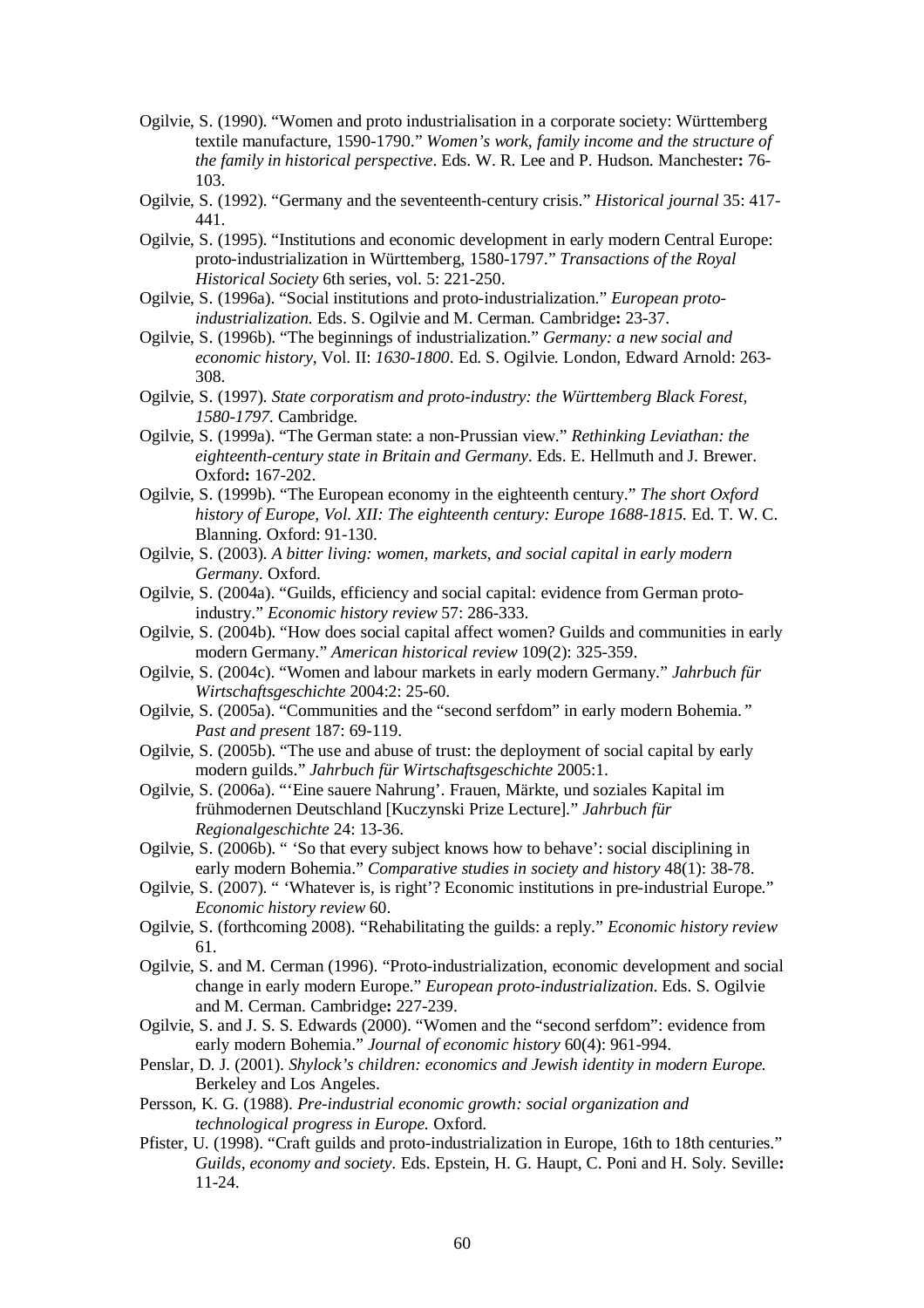Ogilvie, S. (1990). "Women and proto industrialisation in a corporate society: Württemberg textile manufacture, 1590-1790." *Women's work, family income and the structure of the family in historical perspective*. Eds. W. R. Lee and P. Hudson. Manchester**:** 76-103.

Ogilvie, S. (1992). "Germany and the seventeenth-century crisis." *Historical journal* 35: 417-441.

Ogilvie, S. (1995). "Institutions and economic development in early modern Central Europe: proto-industrialization in Württemberg, 1580-1797." *Transactions of the Royal Historical Society* 6th series, vol. 5: 221-250.

Ogilvie, S. (1996a). "Social institutions and proto-industrialization." *European proto-industrialization.* Eds. S. Ogilvie and M. Cerman. Cambridge**:** 23-37.

Ogilvie, S. (1996b). "The beginnings of industrialization." *Germany: a new social and economic history*, Vol. II: *1630-1800*. Ed. S. Ogilvie. London, Edward Arnold: 263-308.

Ogilvie, S. (1997). *State corporatism and proto-industry: the Württemberg Black Forest, 1580-1797.* Cambridge.

Ogilvie, S. (1999a). "The German state: a non-Prussian view." *Rethinking Leviathan: the eighteenth-century state in Britain and Germany*. Eds. E. Hellmuth and J. Brewer. Oxford**:** 167-202.

Ogilvie, S. (1999b). "The European economy in the eighteenth century." *The short Oxford history of Europe, Vol. XII: The eighteenth century: Europe 1688-1815.* Ed. T. W. C. Blanning. Oxford: 91-130.

Ogilvie, S. (2003). *A bitter living: women, markets, and social capital in early modern Germany*. Oxford.

Ogilvie, S. (2004a). "Guilds, efficiency and social capital: evidence from German proto-industry." *Economic history review* 57: 286-333.

Ogilvie, S. (2004b). "How does social capital affect women? Guilds and communities in early modern Germany." *American historical review* 109(2): 325-359.

Ogilvie, S. (2004c). "Women and labour markets in early modern Germany." *Jahrbuch für Wirtschaftsgeschichte* 2004:2: 25-60.

Ogilvie, S. (2005a). "Communities and the "second serfdom" in early modern Bohemia.*"* *Past and present* 187: 69-119.

Ogilvie, S. (2005b). "The use and abuse of trust: the deployment of social capital by early modern guilds." *Jahrbuch für Wirtschaftsgeschichte* 2005:1.

Ogilvie, S. (2006a). "'Eine sauere Nahrung'. Frauen, Märkte, und soziales Kapital im frühmodernen Deutschland [Kuczynski Prize Lecture]." *Jahrbuch für Regionalgeschichte* 24: 13-36.

Ogilvie, S. (2006b). " 'So that every subject knows how to behave': social disciplining in early modern Bohemia." *Comparative studies in society and history* 48(1): 38-78.

Ogilvie, S. (2007). " 'Whatever is, is right'? Economic institutions in pre-industrial Europe." *Economic history review* 60.

Ogilvie, S. (forthcoming 2008). "Rehabilitating the guilds: a reply." *Economic history review* 61.

Ogilvie, S. and M. Cerman (1996). "Proto-industrialization, economic development and social change in early modern Europe." *European proto-industrialization*. Eds. S. Ogilvie and M. Cerman. Cambridge**:** 227-239.

Ogilvie, S. and J. S. S. Edwards (2000). "Women and the "second serfdom": evidence from early modern Bohemia." *Journal of economic history* 60(4): 961-994.

Penslar, D. J. (2001). *Shylock's children: economics and Jewish identity in modern Europe.* Berkeley and Los Angeles.

Persson, K. G. (1988). *Pre-industrial economic growth: social organization and technological progress in Europe.* Oxford.

Pfister, U. (1998). "Craft guilds and proto-industrialization in Europe, 16th to 18th centuries." *Guilds, economy and society.* Eds. Epstein, H. G. Haupt, C. Poni and H. Soly. Seville**:** 11-24.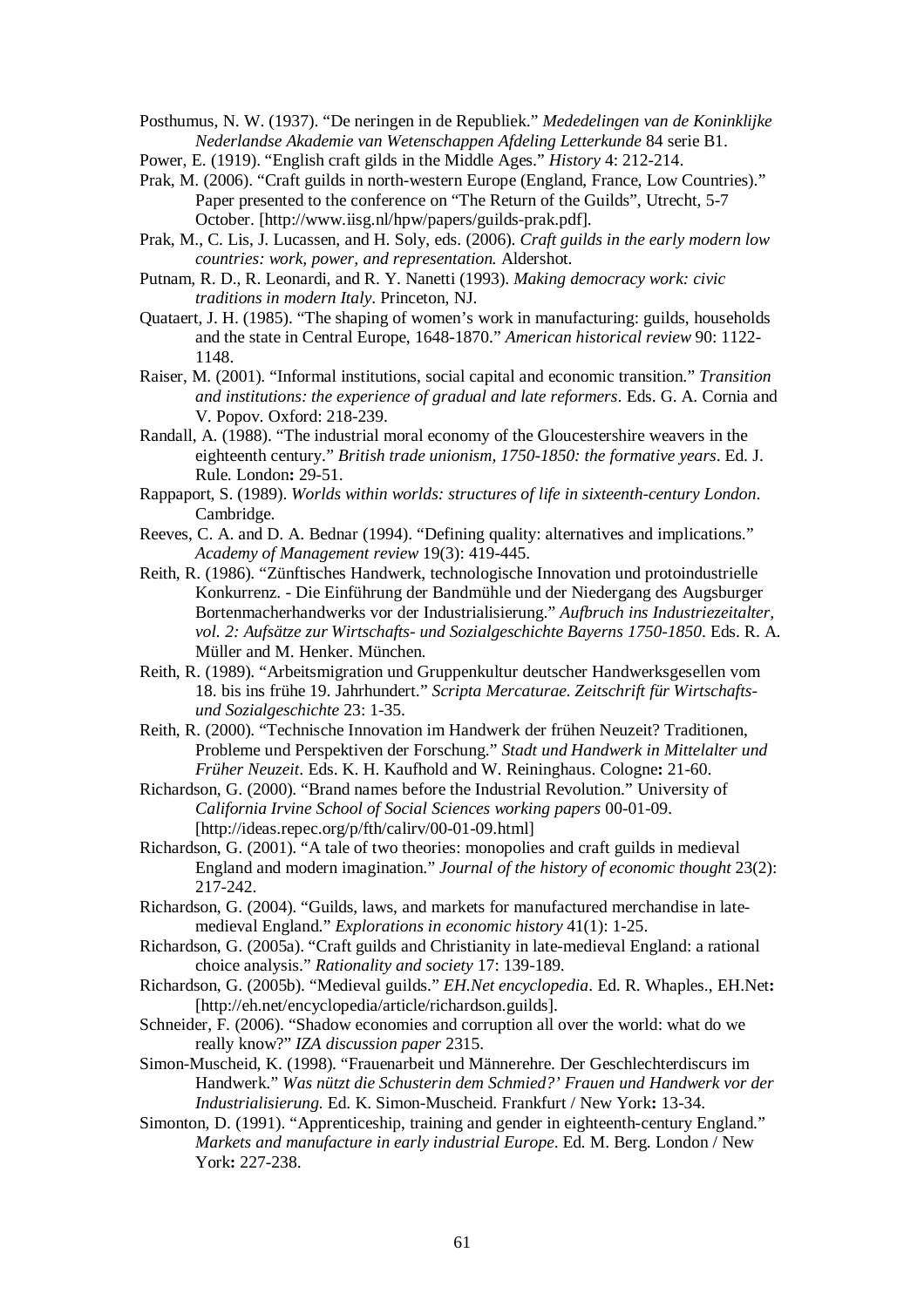Posthumus, N. W. (1937). "De neringen in de Republiek." *Mededelingen van de Koninklijke Nederlandse Akademie van Wetenschappen Afdeling Letterkunde* 84 serie B1.

Power, E. (1919). "English craft gilds in the Middle Ages." *History* 4: 212-214.

Prak, M. (2006). "Craft guilds in north-western Europe (England, France, Low Countries)." Paper presented to the conference on "The Return of the Guilds", Utrecht, 5-7 October. [http://www.iisg.nl/hpw/papers/guilds-prak.pdf].

Prak, M., C. Lis, J. Lucassen, and H. Soly, eds. (2006). *Craft guilds in the early modern low countries: work, power, and representation.* Aldershot.

Putnam, R. D., R. Leonardi, and R. Y. Nanetti (1993). *Making democracy work: civic traditions in modern Italy*. Princeton, NJ.

Quataert, J. H. (1985). "The shaping of women's work in manufacturing: guilds, households and the state in Central Europe, 1648-1870." *American historical review* 90: 1122-1148.

Raiser, M. (2001). "Informal institutions, social capital and economic transition." *Transition and institutions: the experience of gradual and late reformers*. Eds. G. A. Cornia and V. Popov. Oxford: 218-239.

Randall, A. (1988). "The industrial moral economy of the Gloucestershire weavers in the eighteenth century." *British trade unionism, 1750-1850: the formative years*. Ed. J. Rule. London**:** 29-51.

Rappaport, S. (1989). *Worlds within worlds: structures of life in sixteenth-century London*. Cambridge.

Reeves, C. A. and D. A. Bednar (1994). "Defining quality: alternatives and implications." *Academy of Management review* 19(3): 419-445.

Reith, R. (1986). "Zünftisches Handwerk, technologische Innovation und protoindustrielle Konkurrenz. - Die Einführung der Bandmühle und der Niedergang des Augsburger Bortenmacherhandwerks vor der Industrialisierung." *Aufbruch ins Industriezeitalter, vol. 2: Aufsätze zur Wirtschafts- und Sozialgeschichte Bayerns 1750-1850*. Eds. R. A. Müller and M. Henker. München.

Reith, R. (1989). "Arbeitsmigration und Gruppenkultur deutscher Handwerksgesellen vom 18. bis ins frühe 19. Jahrhundert." *Scripta Mercaturae. Zeitschrift für Wirtschafts- und Sozialgeschichte* 23: 1-35.

Reith, R. (2000). "Technische Innovation im Handwerk der frühen Neuzeit? Traditionen, Probleme und Perspektiven der Forschung." *Stadt und Handwerk in Mittelalter und Früher Neuzeit*. Eds. K. H. Kaufhold and W. Reininghaus. Cologne**:** 21-60.

Richardson, G. (2000). "Brand names before the Industrial Revolution." University of *California Irvine School of Social Sciences working papers* 00-01-09. [http://ideas.repec.org/p/fth/calirv/00-01-09.html]

Richardson, G. (2001). "A tale of two theories: monopolies and craft guilds in medieval England and modern imagination." *Journal of the history of economic thought* 23(2): 217-242.

Richardson, G. (2004). "Guilds, laws, and markets for manufactured merchandise in late-medieval England." *Explorations in economic history* 41(1): 1-25.

Richardson, G. (2005a). "Craft guilds and Christianity in late-medieval England: a rational choice analysis." *Rationality and society* 17: 139-189.

Richardson, G. (2005b). "Medieval guilds." *EH.Net encyclopedia*. Ed. R. Whaples., EH.Net**:** [http://eh.net/encyclopedia/article/richardson.guilds].

Schneider, F. (2006). "Shadow economies and corruption all over the world: what do we really know?" *IZA discussion paper* 2315.

Simon-Muscheid, K. (1998). "Frauenarbeit und Männerehre. Der Geschlechterdiscurs im Handwerk." *Was nützt die Schusterin dem Schmied?' Frauen und Handwerk vor der Industrialisierung.* Ed. K. Simon-Muscheid. Frankfurt / New York**:** 13-34.

Simonton, D. (1991). "Apprenticeship, training and gender in eighteenth-century England." *Markets and manufacture in early industrial Europe*. Ed. M. Berg. London / New York**:** 227-238.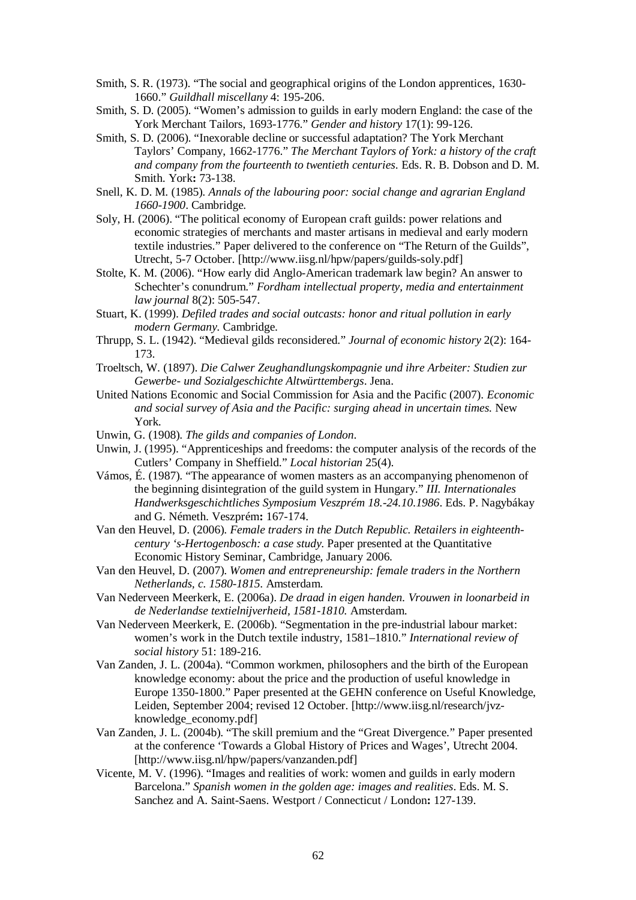Smith, S. R. (1973). "The social and geographical origins of the London apprentices, 1630-1660." *Guildhall miscellany* 4: 195-206.

Smith, S. D. (2005). "Women's admission to guilds in early modern England: the case of the York Merchant Tailors, 1693-1776." *Gender and history* 17(1): 99-126.

Smith, S. D. (2006). "Inexorable decline or successful adaptation? The York Merchant Taylors' Company, 1662-1776." *The Merchant Taylors of York: a history of the craft and company from the fourteenth to twentieth centuries*. Eds. R. B. Dobson and D. M. Smith. York**:** 73-138.

Snell, K. D. M. (1985). *Annals of the labouring poor: social change and agrarian England 1660-1900*. Cambridge.

Soly, H. (2006). "The political economy of European craft guilds: power relations and economic strategies of merchants and master artisans in medieval and early modern textile industries." Paper delivered to the conference on "The Return of the Guilds", Utrecht, 5-7 October. [http://www.iisg.nl/hpw/papers/guilds-soly.pdf]

Stolte, K. M. (2006). "How early did Anglo-American trademark law begin? An answer to Schechter's conundrum." *Fordham intellectual property, media and entertainment law journal* 8(2): 505-547.

Stuart, K. (1999). *Defiled trades and social outcasts: honor and ritual pollution in early modern Germany.* Cambridge.

Thrupp, S. L. (1942). "Medieval gilds reconsidered." *Journal of economic history* 2(2): 164-173.

Troeltsch, W. (1897). *Die Calwer Zeughandlungskompagnie und ihre Arbeiter: Studien zur Gewerbe- und Sozialgeschichte Altwürttembergs*. Jena.

United Nations Economic and Social Commission for Asia and the Pacific (2007). *Economic and social survey of Asia and the Pacific: surging ahead in uncertain times.* New York.

Unwin, G. (1908). *The gilds and companies of London*.

Unwin, J. (1995). "Apprenticeships and freedoms: the computer analysis of the records of the Cutlers' Company in Sheffield." *Local historian* 25(4).

Vámos, É. (1987). "The appearance of women masters as an accompanying phenomenon of the beginning disintegration of the guild system in Hungary." *III. Internationales Handwerksgeschichtliches Symposium Veszprém 18.-24.10.1986*. Eds. P. Nagybákay and G. Németh. Veszprém**:** 167-174.

Van den Heuvel, D. (2006). *Female traders in the Dutch Republic. Retailers in eighteenth-century 's-Hertogenbosch: a case study.* Paper presented at the Quantitative Economic History Seminar, Cambridge, January 2006.

Van den Heuvel, D. (2007). *Women and entrepreneurship: female traders in the Northern Netherlands, c. 1580-1815.* Amsterdam.

Van Nederveen Meerkerk, E. (2006a). *De draad in eigen handen. Vrouwen in loonarbeid in de Nederlandse textielnijverheid, 1581-1810.* Amsterdam.

Van Nederveen Meerkerk, E. (2006b). "Segmentation in the pre-industrial labour market: women's work in the Dutch textile industry, 1581–1810." *International review of social history* 51: 189-216.

Van Zanden, J. L. (2004a). "Common workmen, philosophers and the birth of the European knowledge economy: about the price and the production of useful knowledge in Europe 1350-1800." Paper presented at the GEHN conference on Useful Knowledge, Leiden, September 2004; revised 12 October. [http://www.iisg.nl/research/jvz-knowledge_economy.pdf]

Van Zanden, J. L. (2004b). "The skill premium and the "Great Divergence." Paper presented at the conference 'Towards a Global History of Prices and Wages', Utrecht 2004. [http://www.iisg.nl/hpw/papers/vanzanden.pdf]

Vicente, M. V. (1996). "Images and realities of work: women and guilds in early modern Barcelona." *Spanish women in the golden age: images and realities*. Eds. M. S. Sanchez and A. Saint-Saens. Westport / Connecticut / London**:** 127-139.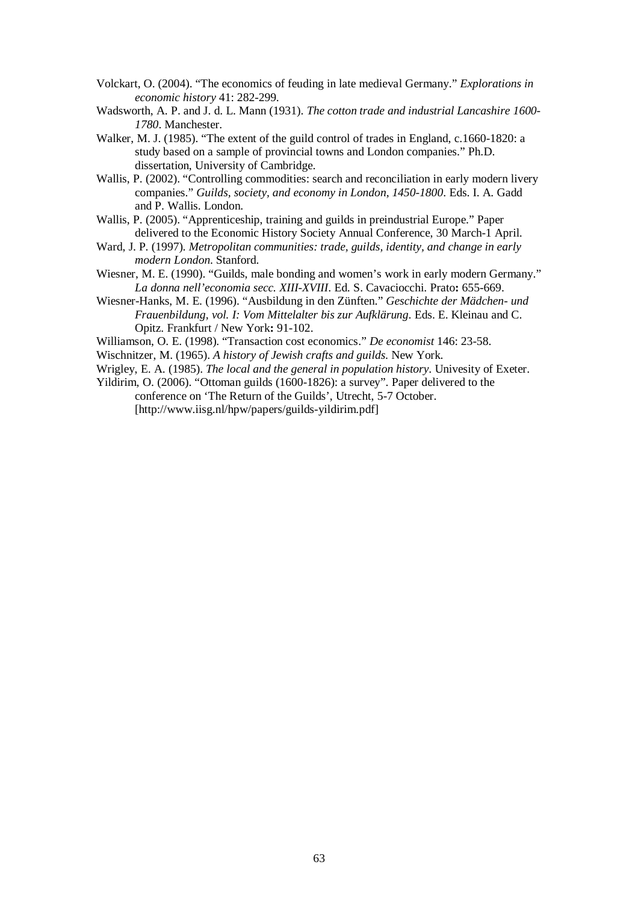Volckart, O. (2004). "The economics of feuding in late medieval Germany." *Explorations in economic history* 41: 282-299.

Wadsworth, A. P. and J. d. L. Mann (1931). *The cotton trade and industrial Lancashire 1600-1780*. Manchester.

Walker, M. J. (1985). "The extent of the guild control of trades in England, c.1660-1820: a study based on a sample of provincial towns and London companies." Ph.D. dissertation, University of Cambridge.

Wallis, P. (2002). "Controlling commodities: search and reconciliation in early modern livery companies." *Guilds, society, and economy in London, 1450-1800*. Eds. I. A. Gadd and P. Wallis. London.

Wallis, P. (2005). "Apprenticeship, training and guilds in preindustrial Europe." Paper delivered to the Economic History Society Annual Conference, 30 March-1 April.

Ward, J. P. (1997). *Metropolitan communities: trade, guilds, identity, and change in early modern London*. Stanford.

Wiesner, M. E. (1990). "Guilds, male bonding and women's work in early modern Germany." *La donna nell'economia secc. XIII-XVIII*. Ed. S. Cavaciocchi. Prato**:** 655-669.

Wiesner-Hanks, M. E. (1996). "Ausbildung in den Zünften." *Geschichte der Mädchen- und Frauenbildung, vol. I: Vom Mittelalter bis zur Aufklärung*. Eds. E. Kleinau and C. Opitz. Frankfurt / New York**:** 91-102.

Williamson, O. E. (1998). "Transaction cost economics." *De economist* 146: 23-58.

Wischnitzer, M. (1965). *A history of Jewish crafts and guilds*. New York.

Wrigley, E. A. (1985). *The local and the general in population history*. Univesity of Exeter.

Yildirim, O. (2006). "Ottoman guilds (1600-1826): a survey". Paper delivered to the conference on 'The Return of the Guilds', Utrecht, 5-7 October. [http://www.iisg.nl/hpw/papers/guilds-yildirim.pdf]